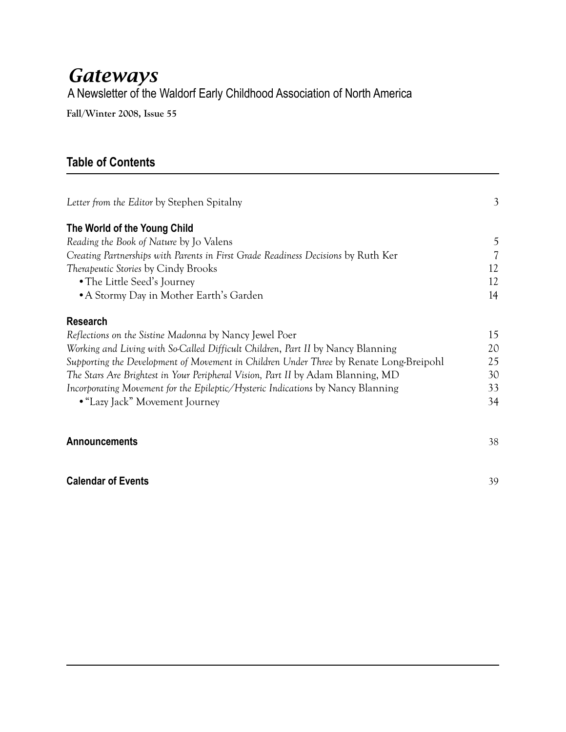# *Gateways*

A Newsletter of the Waldorf Early Childhood Association of North America

**Fall/Winter 2008, Issue 55**

## Table of Contents

*Letter from the Editor* by Stephen Spitalny 3

### The World of the Young Child

*Reading the Book of Nature* by Jo Valens 5

*Creating Partnerships with Parents in First Grade Readiness Decisions* by Ruth Ker 7

*Therapeutic Stories* by Cindy Brooks 12

- The Little Seed's Journey 12
- A Stormy Day in Mother Earth's Garden 14

### Research

*Reflections on the Sistine Madonna* by Nancy Jewel Poer 15

*Working and Living with So-Called Difficult Children, Part II* by Nancy Blanning 20

*Supporting the Development of Movement in Children Under Three* by Renate Long-Breipohl 25

*The Stars Are Brightest in Your Peripheral Vision, Part II* by Adam Blanning, MD 30

*Incorporating Movement for the Epileptic/Hysteric Indications* by Nancy Blanning 33

- "Lazy Jack" Movement Journey 34

### Announcements 38

### Calendar of Events 39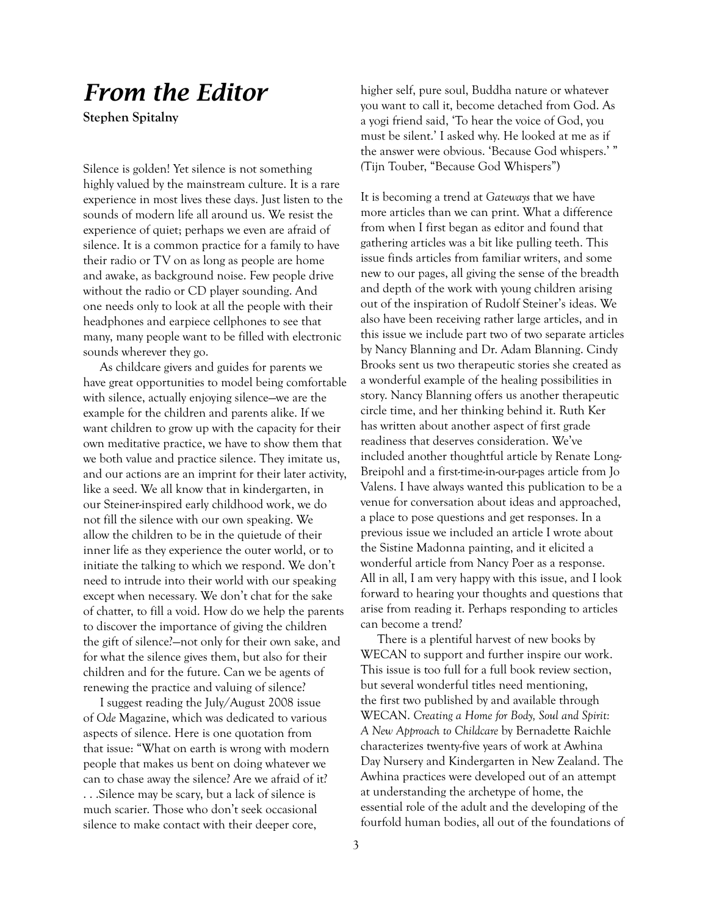# From the Editor

**Stephen Spitalny**

Silence is golden! Yet silence is not something highly valued by the mainstream culture. It is a rare experience in most lives these days. Just listen to the sounds of modern life all around us. We resist the experience of quiet; perhaps we even are afraid of silence. It is a common practice for a family to have their radio or TV on as long as people are home and awake, as background noise. Few people drive without the radio or CD player sounding. And one needs only to look at all the people with their headphones and earpiece cellphones to see that many, many people want to be filled with electronic sounds wherever they go.

As childcare givers and guides for parents we have great opportunities to model being comfortable with silence, actually enjoying silence—we are the example for the children and parents alike. If we want children to grow up with the capacity for their own meditative practice, we have to show them that we both value and practice silence. They imitate us, and our actions are an imprint for their later activity, like a seed. We all know that in kindergarten, in our Steiner-inspired early childhood work, we do not fill the silence with our own speaking. We allow the children to be in the quietude of their inner life as they experience the outer world, or to initiate the talking to which we respond. We don't need to intrude into their world with our speaking except when necessary. We don't chat for the sake of chatter, to fill a void. How do we help the parents to discover the importance of giving the children the gift of silence?—not only for their own sake, and for what the silence gives them, but also for their children and for the future. Can we be agents of renewing the practice and valuing of silence?

I suggest reading the July/August 2008 issue of *Ode* Magazine, which was dedicated to various aspects of silence. Here is one quotation from that issue: "What on earth is wrong with modern people that makes us bent on doing whatever we can to chase away the silence? Are we afraid of it? . . .Silence may be scary, but a lack of silence is much scarier. Those who don't seek occasional silence to make contact with their deeper core, higher self, pure soul, Buddha nature or whatever you want to call it, become detached from God. As a yogi friend said, 'To hear the voice of God, you must be silent.' I asked why. He looked at me as if the answer were obvious. 'Because God whispers.' " (Tijn Touber, "Because God Whispers")

It is becoming a trend at *Gateways* that we have more articles than we can print. What a difference from when I first began as editor and found that gathering articles was a bit like pulling teeth. This issue finds articles from familiar writers, and some new to our pages, all giving the sense of the breadth and depth of the work with young children arising out of the inspiration of Rudolf Steiner's ideas. We also have been receiving rather large articles, and in this issue we include part two of two separate articles by Nancy Blanning and Dr. Adam Blanning. Cindy Brooks sent us two therapeutic stories she created as a wonderful example of the healing possibilities in story. Nancy Blanning offers us another therapeutic circle time, and her thinking behind it. Ruth Ker has written about another aspect of first grade readiness that deserves consideration. We've included another thoughtful article by Renate Long-Breipohl and a first-time-in-our-pages article from Jo Valens. I have always wanted this publication to be a venue for conversation about ideas and approached, a place to pose questions and get responses. In a previous issue we included an article I wrote about the Sistine Madonna painting, and it elicited a wonderful article from Nancy Poer as a response. All in all, I am very happy with this issue, and I look forward to hearing your thoughts and questions that arise from reading it. Perhaps responding to articles can become a trend?

There is a plentiful harvest of new books by WECAN to support and further inspire our work. This issue is too full for a full book review section, but several wonderful titles need mentioning, the first two published by and available through WECAN. *Creating a Home for Body, Soul and Spirit: A New Approach to Childcare* by Bernadette Raichle characterizes twenty-five years of work at Awhina Day Nursery and Kindergarten in New Zealand. The Awhina practices were developed out of an attempt at understanding the archetype of home, the essential role of the adult and the developing of the fourfold human bodies, all out of the foundations of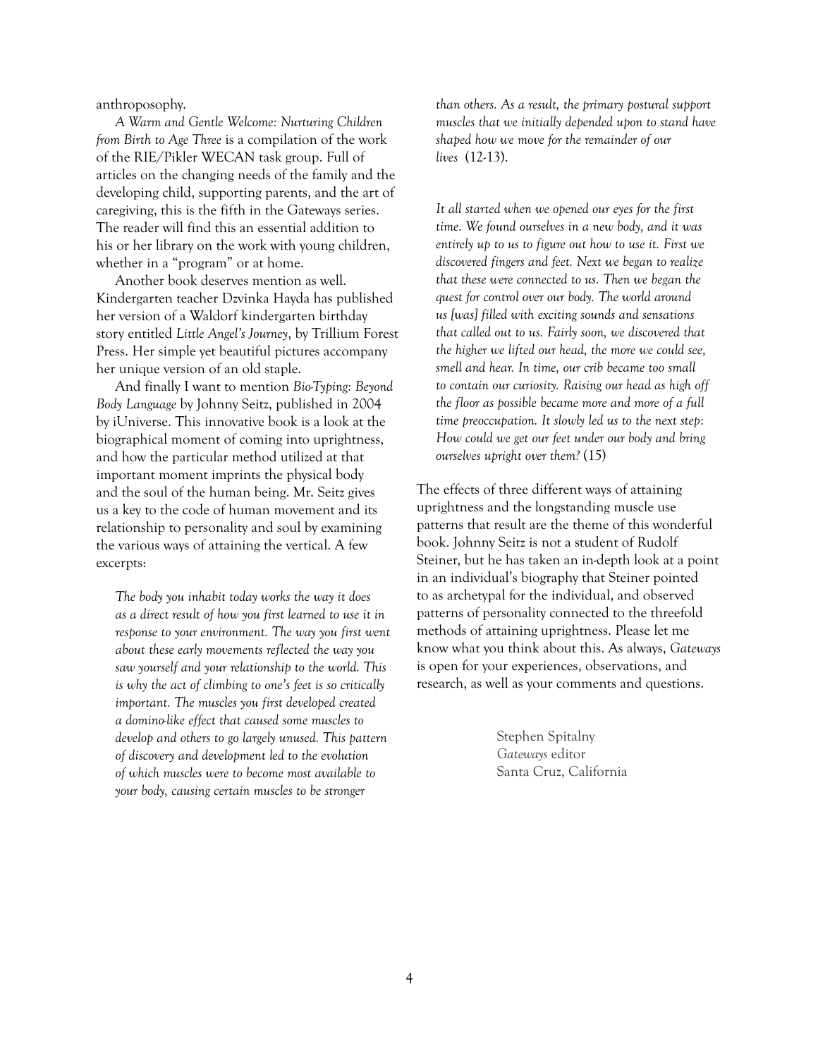anthroposophy.

*A Warm and Gentle Welcome: Nurturing Children from Birth to Age Three* is a compilation of the work of the RIE/Pikler WECAN task group. Full of articles on the changing needs of the family and the developing child, supporting parents, and the art of caregiving, this is the fifth in the Gateways series. The reader will find this an essential addition to his or her library on the work with young children, whether in a "program" or at home.

Another book deserves mention as well. Kindergarten teacher Dzvinka Hayda has published her version of a Waldorf kindergarten birthday story entitled *Little Angel's Journey*, by Trillium Forest Press. Her simple yet beautiful pictures accompany her unique version of an old staple.

And finally I want to mention *Bio-Typing: Beyond Body Language* by Johnny Seitz, published in 2004 by iUniverse. This innovative book is a look at the biographical moment of coming into uprightness, and how the particular method utilized at that important moment imprints the physical body and the soul of the human being. Mr. Seitz gives us a key to the code of human movement and its relationship to personality and soul by examining the various ways of attaining the vertical. A few excerpts:

> *The body you inhabit today works the way it does as a direct result of how you first learned to use it in response to your environment. The way you first went about these early movements reflected the way you saw yourself and your relationship to the world. This is why the act of climbing to one's feet is so critically important. The muscles you first developed created a domino-like effect that caused some muscles to develop and others to go largely unused. This pattern of discovery and development led to the evolution of which muscles were to become most available to your body, causing certain muscles to be stronger than others. As a result, the primary postural support muscles that we initially depended upon to stand have shaped how we move for the remainder of our lives* (12-13).

> *It all started when we opened our eyes for the first time. We found ourselves in a new body, and it was entirely up to us to figure out how to use it. First we discovered fingers and feet. Next we began to realize that these were connected to us. Then we began the quest for control over our body. The world around us [was] filled with exciting sounds and sensations that called out to us. Fairly soon, we discovered that the higher we lifted our head, the more we could see, smell and hear. In time, our crib became too small to contain our curiosity. Raising our head as high off the floor as possible became more and more of a full time preoccupation. It slowly led us to the next step: How could we get our feet under our body and bring ourselves upright over them?* (15)

The effects of three different ways of attaining uprightness and the longstanding muscle use patterns that result are the theme of this wonderful book. Johnny Seitz is not a student of Rudolf Steiner, but he has taken an in-depth look at a point in an individual's biography that Steiner pointed to as archetypal for the individual, and observed patterns of personality connected to the threefold methods of attaining uprightness. Please let me know what you think about this. As always, *Gateways* is open for your experiences, observations, and research, as well as your comments and questions.

Stephen Spitalny  
*Gateways* editor  
Santa Cruz, California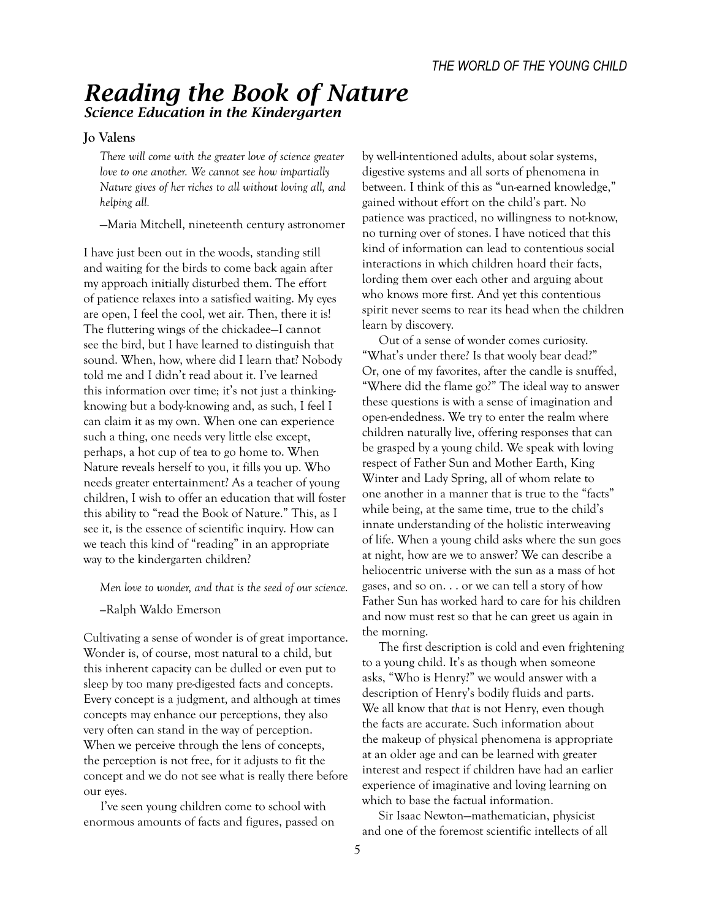# Reading the Book of Nature

### Science Education in the Kindergarten

**Jo Valens**

> *There will come with the greater love of science greater love to one another. We cannot see how impartially Nature gives of her riches to all without loving all, and helping all.*
>
> —Maria Mitchell, nineteenth century astronomer

I have just been out in the woods, standing still and waiting for the birds to come back again after my approach initially disturbed them. The effort of patience relaxes into a satisfied waiting. My eyes are open, I feel the cool, wet air. Then, there it is! The fluttering wings of the chickadee—I cannot see the bird, but I have learned to distinguish that sound. When, how, where did I learn that? Nobody told me and I didn't read about it. I've learned this information over time; it's not just a thinking-knowing but a body-knowing and, as such, I feel I can claim it as my own. When one can experience such a thing, one needs very little else except, perhaps, a hot cup of tea to go home to. When Nature reveals herself to you, it fills you up. Who needs greater entertainment? As a teacher of young children, I wish to offer an education that will foster this ability to "read the Book of Nature." This, as I see it, is the essence of scientific inquiry. How can we teach this kind of "reading" in an appropriate way to the kindergarten children?

> *Men love to wonder, and that is the seed of our science.*
>
> –Ralph Waldo Emerson

Cultivating a sense of wonder is of great importance. Wonder is, of course, most natural to a child, but this inherent capacity can be dulled or even put to sleep by too many pre-digested facts and concepts. Every concept is a judgment, and although at times concepts may enhance our perceptions, they also very often can stand in the way of perception. When we perceive through the lens of concepts, the perception is not free, for it adjusts to fit the concept and we do not see what is really there before our eyes.

I've seen young children come to school with enormous amounts of facts and figures, passed on by well-intentioned adults, about solar systems, digestive systems and all sorts of phenomena in between. I think of this as "un-earned knowledge," gained without effort on the child's part. No patience was practiced, no willingness to not-know, no turning over of stones. I have noticed that this kind of information can lead to contentious social interactions in which children hoard their facts, lording them over each other and arguing about who knows more first. And yet this contentious spirit never seems to rear its head when the children learn by discovery.

Out of a sense of wonder comes curiosity. "What's under there? Is that wooly bear dead?" Or, one of my favorites, after the candle is snuffed, "Where did the flame go?" The ideal way to answer these questions is with a sense of imagination and open-endedness. We try to enter the realm where children naturally live, offering responses that can be grasped by a young child. We speak with loving respect of Father Sun and Mother Earth, King Winter and Lady Spring, all of whom relate to one another in a manner that is true to the "facts" while being, at the same time, true to the child's innate understanding of the holistic interweaving of life. When a young child asks where the sun goes at night, how are we to answer? We can describe a heliocentric universe with the sun as a mass of hot gases, and so on. . . or we can tell a story of how Father Sun has worked hard to care for his children and now must rest so that he can greet us again in the morning.

The first description is cold and even frightening to a young child. It's as though when someone asks, "Who is Henry?" we would answer with a description of Henry's bodily fluids and parts. We all know that *that* is not Henry, even though the facts are accurate. Such information about the makeup of physical phenomena is appropriate at an older age and can be learned with greater interest and respect if children have had an earlier experience of imaginative and loving learning on which to base the factual information.

Sir Isaac Newton—mathematician, physicist and one of the foremost scientific intellects of all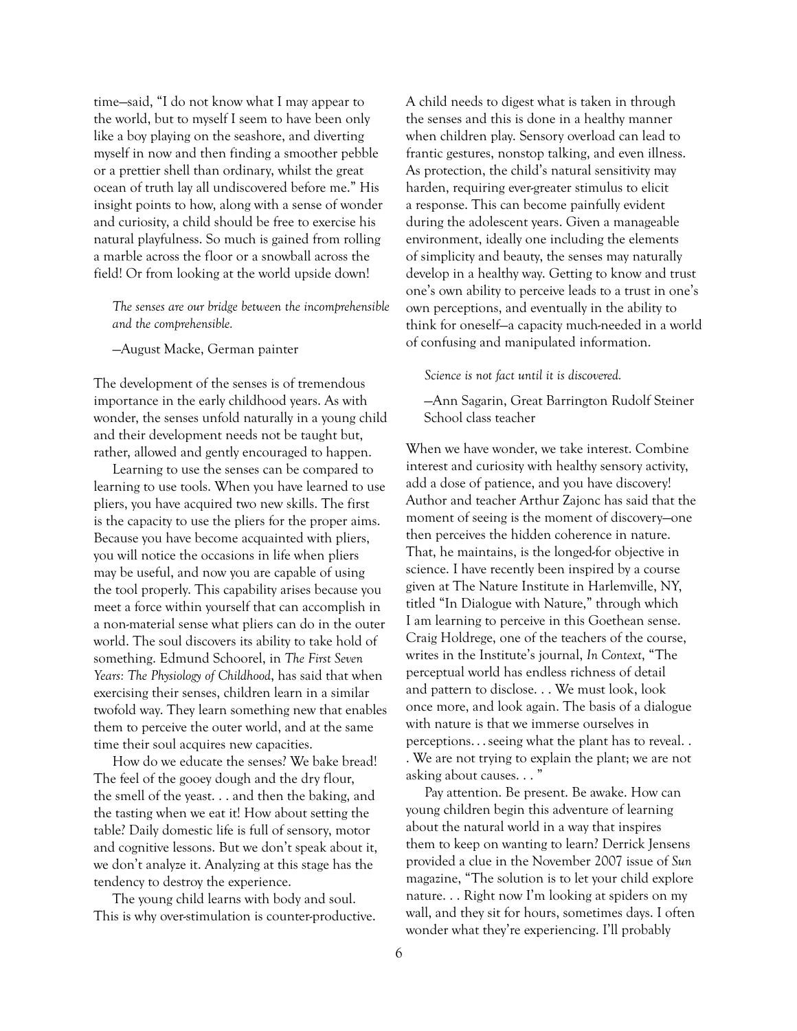time—said, "I do not know what I may appear to the world, but to myself I seem to have been only like a boy playing on the seashore, and diverting myself in now and then finding a smoother pebble or a prettier shell than ordinary, whilst the great ocean of truth lay all undiscovered before me." His insight points to how, along with a sense of wonder and curiosity, a child should be free to exercise his natural playfulness. So much is gained from rolling a marble across the floor or a snowball across the field! Or from looking at the world upside down!

> *The senses are our bridge between the incomprehensible and the comprehensible.*
>
> —August Macke, German painter

The development of the senses is of tremendous importance in the early childhood years. As with wonder, the senses unfold naturally in a young child and their development needs not be taught but, rather, allowed and gently encouraged to happen.

Learning to use the senses can be compared to learning to use tools. When you have learned to use pliers, you have acquired two new skills. The first is the capacity to use the pliers for the proper aims. Because you have become acquainted with pliers, you will notice the occasions in life when pliers may be useful, and now you are capable of using the tool properly. This capability arises because you meet a force within yourself that can accomplish in a non-material sense what pliers can do in the outer world. The soul discovers its ability to take hold of something. Edmund Schoorel, in *The First Seven Years: The Physiology of Childhood*, has said that when exercising their senses, children learn in a similar twofold way. They learn something new that enables them to perceive the outer world, and at the same time their soul acquires new capacities.

How do we educate the senses? We bake bread! The feel of the gooey dough and the dry flour, the smell of the yeast. . . and then the baking, and the tasting when we eat it! How about setting the table? Daily domestic life is full of sensory, motor and cognitive lessons. But we don't speak about it, we don't analyze it. Analyzing at this stage has the tendency to destroy the experience.

The young child learns with body and soul. This is why over-stimulation is counter-productive. A child needs to digest what is taken in through the senses and this is done in a healthy manner when children play. Sensory overload can lead to frantic gestures, nonstop talking, and even illness. As protection, the child's natural sensitivity may harden, requiring ever-greater stimulus to elicit a response. This can become painfully evident during the adolescent years. Given a manageable environment, ideally one including the elements of simplicity and beauty, the senses may naturally develop in a healthy way. Getting to know and trust one's own ability to perceive leads to a trust in one's own perceptions, and eventually in the ability to think for oneself—a capacity much-needed in a world of confusing and manipulated information.

> *Science is not fact until it is discovered.*
>
> —Ann Sagarin, Great Barrington Rudolf Steiner School class teacher

When we have wonder, we take interest. Combine interest and curiosity with healthy sensory activity, add a dose of patience, and you have discovery! Author and teacher Arthur Zajonc has said that the moment of seeing is the moment of discovery—one then perceives the hidden coherence in nature. That, he maintains, is the longed-for objective in science. I have recently been inspired by a course given at The Nature Institute in Harlemville, NY, titled "In Dialogue with Nature," through which I am learning to perceive in this Goethean sense. Craig Holdrege, one of the teachers of the course, writes in the Institute's journal, *In Context*, "The perceptual world has endless richness of detail and pattern to disclose. . . We must look, look once more, and look again. The basis of a dialogue with nature is that we immerse ourselves in perceptions. . . seeing what the plant has to reveal. . . We are not trying to explain the plant; we are not asking about causes. . . "

Pay attention. Be present. Be awake. How can young children begin this adventure of learning about the natural world in a way that inspires them to keep on wanting to learn? Derrick Jensens provided a clue in the November 2007 issue of *Sun* magazine, "The solution is to let your child explore nature. . . Right now I'm looking at spiders on my wall, and they sit for hours, sometimes days. I often wonder what they're experiencing. I'll probably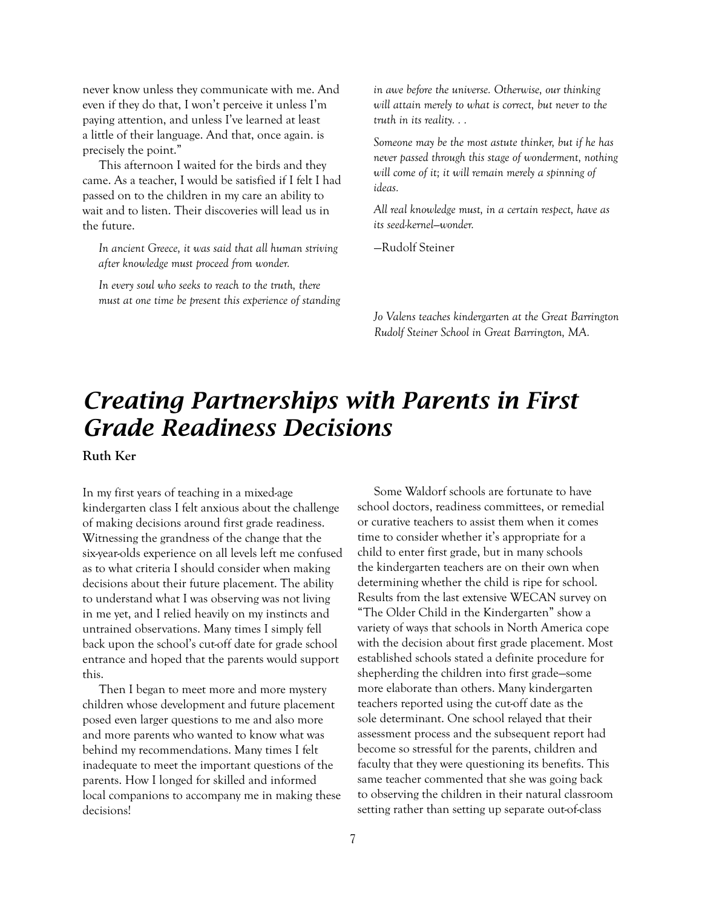never know unless they communicate with me. And even if they do that, I won't perceive it unless I'm paying attention, and unless I've learned at least a little of their language. And that, once again. is precisely the point."

This afternoon I waited for the birds and they came. As a teacher, I would be satisfied if I felt I had passed on to the children in my care an ability to wait and to listen. Their discoveries will lead us in the future.

> *In ancient Greece, it was said that all human striving after knowledge must proceed from wonder.*
>
> *In every soul who seeks to reach to the truth, there must at one time be present this experience of standing in awe before the universe. Otherwise, our thinking will attain merely to what is correct, but never to the truth in its reality. . .*
>
> *Someone may be the most astute thinker, but if he has never passed through this stage of wonderment, nothing will come of it; it will remain merely a spinning of ideas.*
>
> *All real knowledge must, in a certain respect, have as its seed-kernel—wonder.*
>
> —Rudolf Steiner

*Jo Valens teaches kindergarten at the Great Barrington Rudolf Steiner School in Great Barrington, MA.*

# *Creating Partnerships with Parents in First Grade Readiness Decisions*

**Ruth Ker**

In my first years of teaching in a mixed-age kindergarten class I felt anxious about the challenge of making decisions around first grade readiness. Witnessing the grandness of the change that the six-year-olds experience on all levels left me confused as to what criteria I should consider when making decisions about their future placement. The ability to understand what I was observing was not living in me yet, and I relied heavily on my instincts and untrained observations. Many times I simply fell back upon the school's cut-off date for grade school entrance and hoped that the parents would support this.

Then I began to meet more and more mystery children whose development and future placement posed even larger questions to me and also more and more parents who wanted to know what was behind my recommendations. Many times I felt inadequate to meet the important questions of the parents. How I longed for skilled and informed local companions to accompany me in making these decisions!

Some Waldorf schools are fortunate to have school doctors, readiness committees, or remedial or curative teachers to assist them when it comes time to consider whether it's appropriate for a child to enter first grade, but in many schools the kindergarten teachers are on their own when determining whether the child is ripe for school. Results from the last extensive WECAN survey on "The Older Child in the Kindergarten" show a variety of ways that schools in North America cope with the decision about first grade placement. Most established schools stated a definite procedure for shepherding the children into first grade—some more elaborate than others. Many kindergarten teachers reported using the cut-off date as the sole determinant. One school relayed that their assessment process and the subsequent report had become so stressful for the parents, children and faculty that they were questioning its benefits. This same teacher commented that she was going back to observing the children in their natural classroom setting rather than setting up separate out-of-class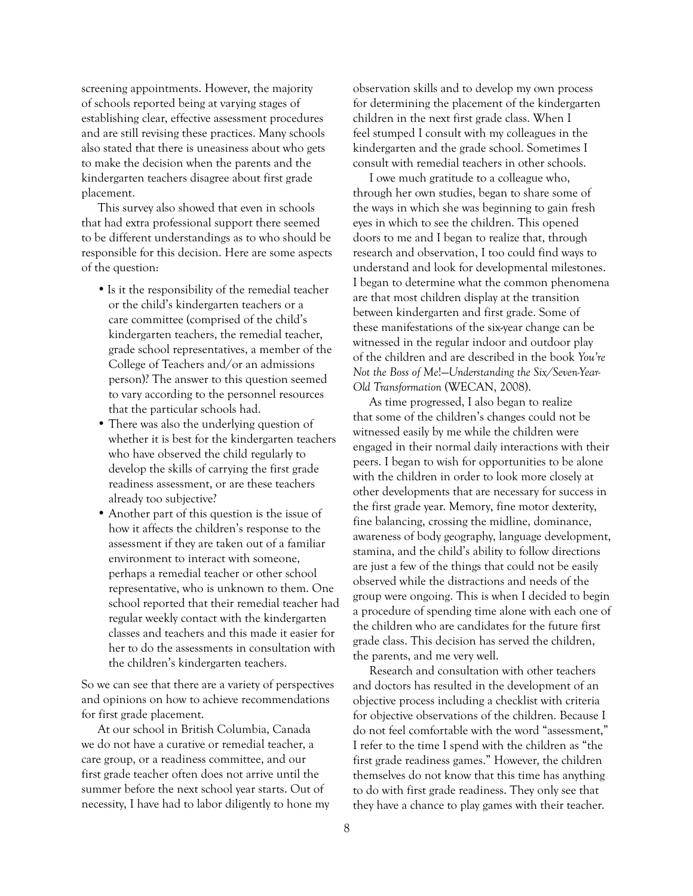screening appointments. However, the majority of schools reported being at varying stages of establishing clear, effective assessment procedures and are still revising these practices. Many schools also stated that there is uneasiness about who gets to make the decision when the parents and the kindergarten teachers disagree about first grade placement.

This survey also showed that even in schools that had extra professional support there seemed to be different understandings as to who should be responsible for this decision. Here are some aspects of the question:

- Is it the responsibility of the remedial teacher or the child's kindergarten teachers or a care committee (comprised of the child's kindergarten teachers, the remedial teacher, grade school representatives, a member of the College of Teachers and/or an admissions person)? The answer to this question seemed to vary according to the personnel resources that the particular schools had.
- There was also the underlying question of whether it is best for the kindergarten teachers who have observed the child regularly to develop the skills of carrying the first grade readiness assessment, or are these teachers already too subjective?
- Another part of this question is the issue of how it affects the children's response to the assessment if they are taken out of a familiar environment to interact with someone, perhaps a remedial teacher or other school representative, who is unknown to them. One school reported that their remedial teacher had regular weekly contact with the kindergarten classes and teachers and this made it easier for her to do the assessments in consultation with the children's kindergarten teachers.

So we can see that there are a variety of perspectives and opinions on how to achieve recommendations for first grade placement.

At our school in British Columbia, Canada we do not have a curative or remedial teacher, a care group, or a readiness committee, and our first grade teacher often does not arrive until the summer before the next school year starts. Out of necessity, I have had to labor diligently to hone my observation skills and to develop my own process for determining the placement of the kindergarten children in the next first grade class. When I feel stumped I consult with my colleagues in the kindergarten and the grade school. Sometimes I consult with remedial teachers in other schools.

I owe much gratitude to a colleague who, through her own studies, began to share some of the ways in which she was beginning to gain fresh eyes in which to see the children. This opened doors to me and I began to realize that, through research and observation, I too could find ways to understand and look for developmental milestones. I began to determine what the common phenomena are that most children display at the transition between kindergarten and first grade. Some of these manifestations of the six-year change can be witnessed in the regular indoor and outdoor play of the children and are described in the book *You're Not the Boss of Me!—Understanding the Six/Seven-Year-Old Transformation* (WECAN, 2008).

As time progressed, I also began to realize that some of the children's changes could not be witnessed easily by me while the children were engaged in their normal daily interactions with their peers. I began to wish for opportunities to be alone with the children in order to look more closely at other developments that are necessary for success in the first grade year. Memory, fine motor dexterity, fine balancing, crossing the midline, dominance, awareness of body geography, language development, stamina, and the child's ability to follow directions are just a few of the things that could not be easily observed while the distractions and needs of the group were ongoing. This is when I decided to begin a procedure of spending time alone with each one of the children who are candidates for the future first grade class. This decision has served the children, the parents, and me very well.

Research and consultation with other teachers and doctors has resulted in the development of an objective process including a checklist with criteria for objective observations of the children. Because I do not feel comfortable with the word "assessment," I refer to the time I spend with the children as "the first grade readiness games." However, the children themselves do not know that this time has anything to do with first grade readiness. They only see that they have a chance to play games with their teacher.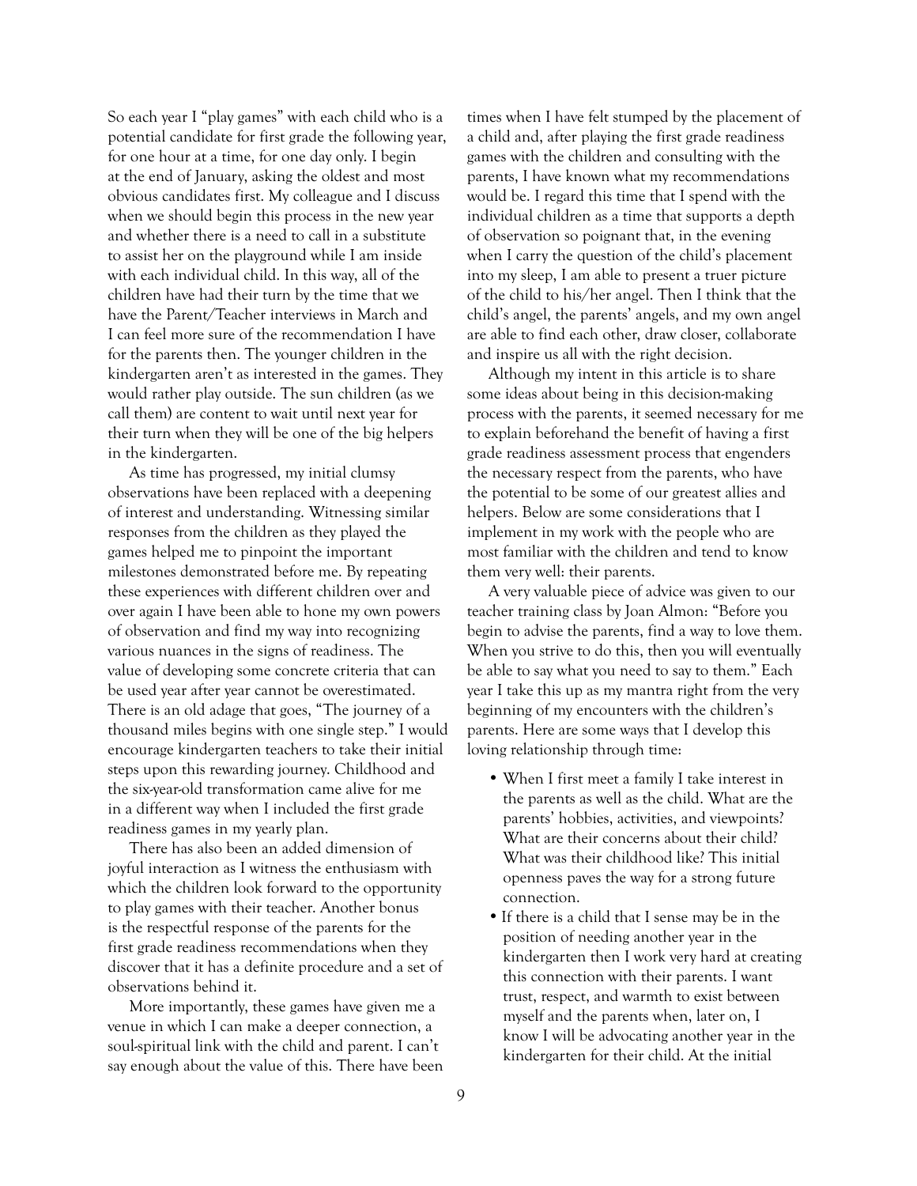So each year I "play games" with each child who is a potential candidate for first grade the following year, for one hour at a time, for one day only. I begin at the end of January, asking the oldest and most obvious candidates first. My colleague and I discuss when we should begin this process in the new year and whether there is a need to call in a substitute to assist her on the playground while I am inside with each individual child. In this way, all of the children have had their turn by the time that we have the Parent/Teacher interviews in March and I can feel more sure of the recommendation I have for the parents then. The younger children in the kindergarten aren't as interested in the games. They would rather play outside. The sun children (as we call them) are content to wait until next year for their turn when they will be one of the big helpers in the kindergarten.

As time has progressed, my initial clumsy observations have been replaced with a deepening of interest and understanding. Witnessing similar responses from the children as they played the games helped me to pinpoint the important milestones demonstrated before me. By repeating these experiences with different children over and over again I have been able to hone my own powers of observation and find my way into recognizing various nuances in the signs of readiness. The value of developing some concrete criteria that can be used year after year cannot be overestimated. There is an old adage that goes, "The journey of a thousand miles begins with one single step." I would encourage kindergarten teachers to take their initial steps upon this rewarding journey. Childhood and the six-year-old transformation came alive for me in a different way when I included the first grade readiness games in my yearly plan.

There has also been an added dimension of joyful interaction as I witness the enthusiasm with which the children look forward to the opportunity to play games with their teacher. Another bonus is the respectful response of the parents for the first grade readiness recommendations when they discover that it has a definite procedure and a set of observations behind it.

More importantly, these games have given me a venue in which I can make a deeper connection, a soul-spiritual link with the child and parent. I can't say enough about the value of this. There have been times when I have felt stumped by the placement of a child and, after playing the first grade readiness games with the children and consulting with the parents, I have known what my recommendations would be. I regard this time that I spend with the individual children as a time that supports a depth of observation so poignant that, in the evening when I carry the question of the child's placement into my sleep, I am able to present a truer picture of the child to his/her angel. Then I think that the child's angel, the parents' angels, and my own angel are able to find each other, draw closer, collaborate and inspire us all with the right decision.

Although my intent in this article is to share some ideas about being in this decision-making process with the parents, it seemed necessary for me to explain beforehand the benefit of having a first grade readiness assessment process that engenders the necessary respect from the parents, who have the potential to be some of our greatest allies and helpers. Below are some considerations that I implement in my work with the people who are most familiar with the children and tend to know them very well: their parents.

A very valuable piece of advice was given to our teacher training class by Joan Almon: "Before you begin to advise the parents, find a way to love them. When you strive to do this, then you will eventually be able to say what you need to say to them." Each year I take this up as my mantra right from the very beginning of my encounters with the children's parents. Here are some ways that I develop this loving relationship through time:

- When I first meet a family I take interest in the parents as well as the child. What are the parents' hobbies, activities, and viewpoints? What are their concerns about their child? What was their childhood like? This initial openness paves the way for a strong future connection.
- If there is a child that I sense may be in the position of needing another year in the kindergarten then I work very hard at creating this connection with their parents. I want trust, respect, and warmth to exist between myself and the parents when, later on, I know I will be advocating another year in the kindergarten for their child. At the initial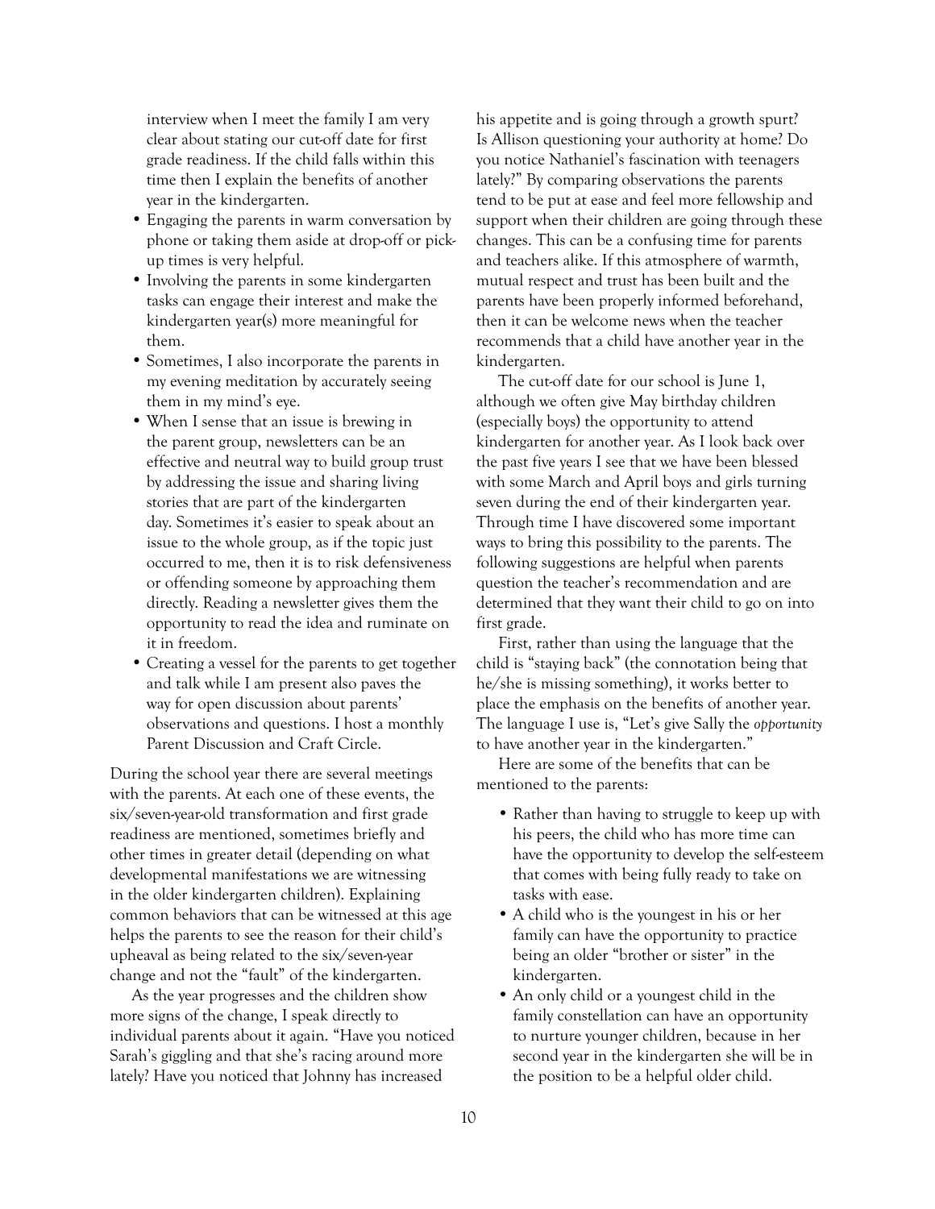interview when I meet the family I am very clear about stating our cut-off date for first grade readiness. If the child falls within this time then I explain the benefits of another year in the kindergarten.

- Engaging the parents in warm conversation by phone or taking them aside at drop-off or pick-up times is very helpful.
- Involving the parents in some kindergarten tasks can engage their interest and make the kindergarten year(s) more meaningful for them.
- Sometimes, I also incorporate the parents in my evening meditation by accurately seeing them in my mind's eye.
- When I sense that an issue is brewing in the parent group, newsletters can be an effective and neutral way to build group trust by addressing the issue and sharing living stories that are part of the kindergarten day. Sometimes it's easier to speak about an issue to the whole group, as if the topic just occurred to me, then it is to risk defensiveness or offending someone by approaching them directly. Reading a newsletter gives them the opportunity to read the idea and ruminate on it in freedom.
- Creating a vessel for the parents to get together and talk while I am present also paves the way for open discussion about parents' observations and questions. I host a monthly Parent Discussion and Craft Circle.

During the school year there are several meetings with the parents. At each one of these events, the six/seven-year-old transformation and first grade readiness are mentioned, sometimes briefly and other times in greater detail (depending on what developmental manifestations we are witnessing in the older kindergarten children). Explaining common behaviors that can be witnessed at this age helps the parents to see the reason for their child's upheaval as being related to the six/seven-year change and not the "fault" of the kindergarten.

As the year progresses and the children show more signs of the change, I speak directly to individual parents about it again. "Have you noticed Sarah's giggling and that she's racing around more lately? Have you noticed that Johnny has increased his appetite and is going through a growth spurt? Is Allison questioning your authority at home? Do you notice Nathaniel's fascination with teenagers lately?" By comparing observations the parents tend to be put at ease and feel more fellowship and support when their children are going through these changes. This can be a confusing time for parents and teachers alike. If this atmosphere of warmth, mutual respect and trust has been built and the parents have been properly informed beforehand, then it can be welcome news when the teacher recommends that a child have another year in the kindergarten.

The cut-off date for our school is June 1, although we often give May birthday children (especially boys) the opportunity to attend kindergarten for another year. As I look back over the past five years I see that we have been blessed with some March and April boys and girls turning seven during the end of their kindergarten year. Through time I have discovered some important ways to bring this possibility to the parents. The following suggestions are helpful when parents question the teacher's recommendation and are determined that they want their child to go on into first grade.

First, rather than using the language that the child is "staying back" (the connotation being that he/she is missing something), it works better to place the emphasis on the benefits of another year. The language I use is, "Let's give Sally the *opportunity* to have another year in the kindergarten."

Here are some of the benefits that can be mentioned to the parents:

- Rather than having to struggle to keep up with his peers, the child who has more time can have the opportunity to develop the self-esteem that comes with being fully ready to take on tasks with ease.
- A child who is the youngest in his or her family can have the opportunity to practice being an older "brother or sister" in the kindergarten.
- An only child or a youngest child in the family constellation can have an opportunity to nurture younger children, because in her second year in the kindergarten she will be in the position to be a helpful older child.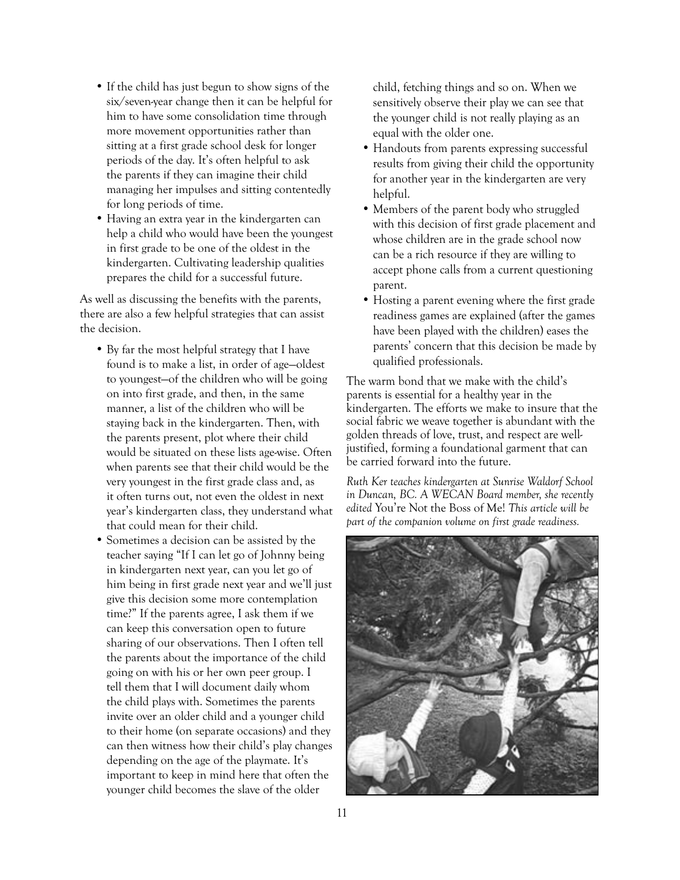- If the child has just begun to show signs of the six/seven-year change then it can be helpful for him to have some consolidation time through more movement opportunities rather than sitting at a first grade school desk for longer periods of the day. It's often helpful to ask the parents if they can imagine their child managing her impulses and sitting contentedly for long periods of time.
- Having an extra year in the kindergarten can help a child who would have been the youngest in first grade to be one of the oldest in the kindergarten. Cultivating leadership qualities prepares the child for a successful future.

As well as discussing the benefits with the parents, there are also a few helpful strategies that can assist the decision.

- By far the most helpful strategy that I have found is to make a list, in order of age—oldest to youngest—of the children who will be going on into first grade, and then, in the same manner, a list of the children who will be staying back in the kindergarten. Then, with the parents present, plot where their child would be situated on these lists age-wise. Often when parents see that their child would be the very youngest in the first grade class and, as it often turns out, not even the oldest in next year's kindergarten class, they understand what that could mean for their child.
- Sometimes a decision can be assisted by the teacher saying "If I can let go of Johnny being in kindergarten next year, can you let go of him being in first grade next year and we'll just give this decision some more contemplation time?" If the parents agree, I ask them if we can keep this conversation open to future sharing of our observations. Then I often tell the parents about the importance of the child going on with his or her own peer group. I tell them that I will document daily whom the child plays with. Sometimes the parents invite over an older child and a younger child to their home (on separate occasions) and they can then witness how their child's play changes depending on the age of the playmate. It's important to keep in mind here that often the younger child becomes the slave of the older child, fetching things and so on. When we sensitively observe their play we can see that the younger child is not really playing as an equal with the older one.
- Handouts from parents expressing successful results from giving their child the opportunity for another year in the kindergarten are very helpful.
- Members of the parent body who struggled with this decision of first grade placement and whose children are in the grade school now can be a rich resource if they are willing to accept phone calls from a current questioning parent.
- Hosting a parent evening where the first grade readiness games are explained (after the games have been played with the children) eases the parents' concern that this decision be made by qualified professionals.

The warm bond that we make with the child's parents is essential for a healthy year in the kindergarten. The efforts we make to insure that the social fabric we weave together is abundant with the golden threads of love, trust, and respect are well-justified, forming a foundational garment that can be carried forward into the future.

*Ruth Ker teaches kindergarten at Sunrise Waldorf School in Duncan, BC. A WECAN Board member, she recently edited* You're Not the Boss of Me! *This article will be part of the companion volume on first grade readiness.*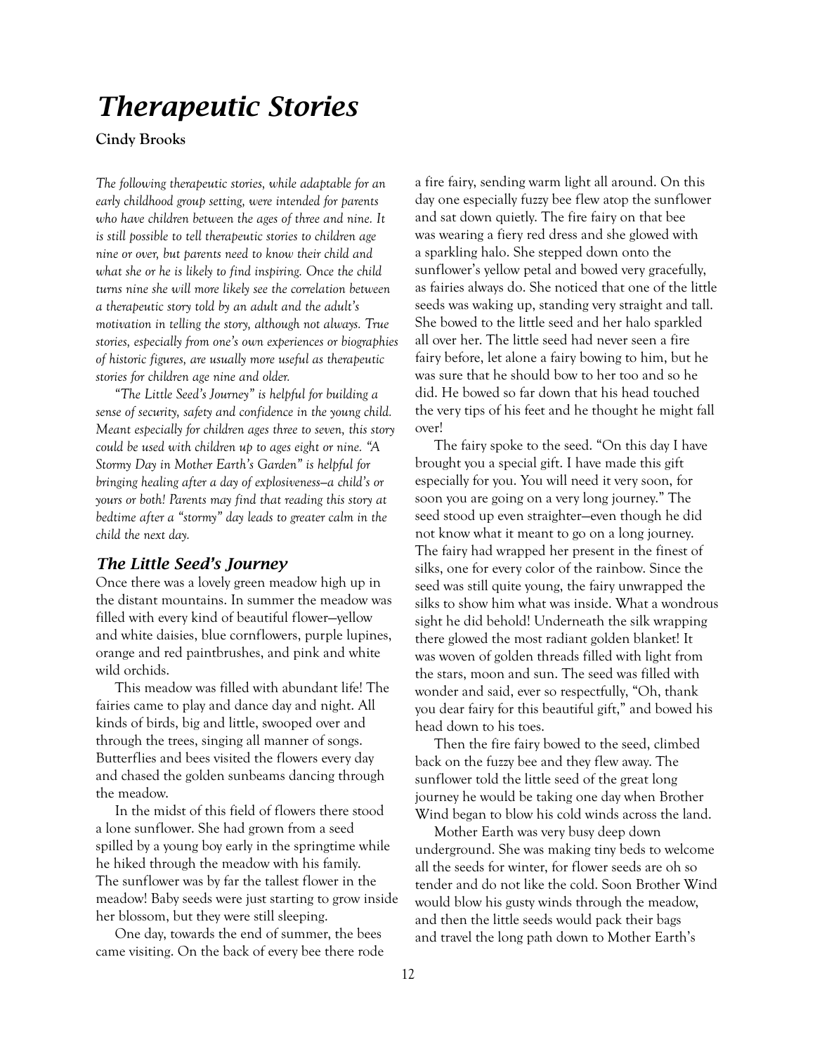# Therapeutic Stories

**Cindy Brooks**

*The following therapeutic stories, while adaptable for an early childhood group setting, were intended for parents who have children between the ages of three and nine. It is still possible to tell therapeutic stories to children age nine or over, but parents need to know their child and what she or he is likely to find inspiring. Once the child turns nine she will more likely see the correlation between a therapeutic story told by an adult and the adult's motivation in telling the story, although not always. True stories, especially from one's own experiences or biographies of historic figures, are usually more useful as therapeutic stories for children age nine and older.*

*"The Little Seed's Journey" is helpful for building a sense of security, safety and confidence in the young child. Meant especially for children ages three to seven, this story could be used with children up to ages eight or nine. "A Stormy Day in Mother Earth's Garden" is helpful for bringing healing after a day of explosiveness—a child's or yours or both! Parents may find that reading this story at bedtime after a "stormy" day leads to greater calm in the child the next day.*

## *The Little Seed's Journey*

Once there was a lovely green meadow high up in the distant mountains. In summer the meadow was filled with every kind of beautiful flower—yellow and white daisies, blue cornflowers, purple lupines, orange and red paintbrushes, and pink and white wild orchids.

This meadow was filled with abundant life! The fairies came to play and dance day and night. All kinds of birds, big and little, swooped over and through the trees, singing all manner of songs. Butterflies and bees visited the flowers every day and chased the golden sunbeams dancing through the meadow.

In the midst of this field of flowers there stood a lone sunflower. She had grown from a seed spilled by a young boy early in the springtime while he hiked through the meadow with his family. The sunflower was by far the tallest flower in the meadow! Baby seeds were just starting to grow inside her blossom, but they were still sleeping.

One day, towards the end of summer, the bees came visiting. On the back of every bee there rode a fire fairy, sending warm light all around. On this day one especially fuzzy bee flew atop the sunflower and sat down quietly. The fire fairy on that bee was wearing a fiery red dress and she glowed with a sparkling halo. She stepped down onto the sunflower's yellow petal and bowed very gracefully, as fairies always do. She noticed that one of the little seeds was waking up, standing very straight and tall. She bowed to the little seed and her halo sparkled all over her. The little seed had never seen a fire fairy before, let alone a fairy bowing to him, but he was sure that he should bow to her too and so he did. He bowed so far down that his head touched the very tips of his feet and he thought he might fall over!

The fairy spoke to the seed. "On this day I have brought you a special gift. I have made this gift especially for you. You will need it very soon, for soon you are going on a very long journey." The seed stood up even straighter—even though he did not know what it meant to go on a long journey. The fairy had wrapped her present in the finest of silks, one for every color of the rainbow. Since the seed was still quite young, the fairy unwrapped the silks to show him what was inside. What a wondrous sight he did behold! Underneath the silk wrapping there glowed the most radiant golden blanket! It was woven of golden threads filled with light from the stars, moon and sun. The seed was filled with wonder and said, ever so respectfully, "Oh, thank you dear fairy for this beautiful gift," and bowed his head down to his toes.

Then the fire fairy bowed to the seed, climbed back on the fuzzy bee and they flew away. The sunflower told the little seed of the great long journey he would be taking one day when Brother Wind began to blow his cold winds across the land.

Mother Earth was very busy deep down underground. She was making tiny beds to welcome all the seeds for winter, for flower seeds are oh so tender and do not like the cold. Soon Brother Wind would blow his gusty winds through the meadow, and then the little seeds would pack their bags and travel the long path down to Mother Earth's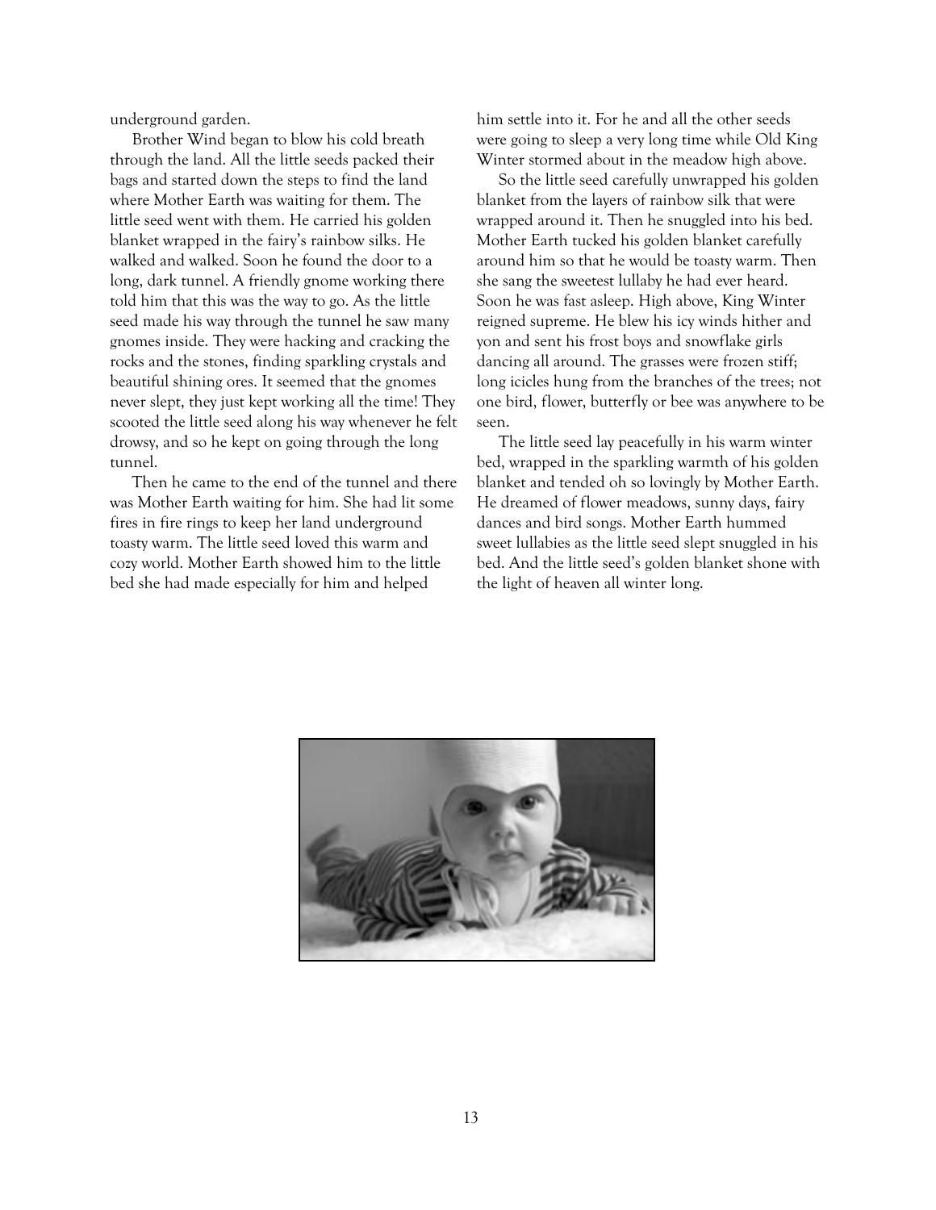underground garden.

Brother Wind began to blow his cold breath through the land. All the little seeds packed their bags and started down the steps to find the land where Mother Earth was waiting for them. The little seed went with them. He carried his golden blanket wrapped in the fairy's rainbow silks. He walked and walked. Soon he found the door to a long, dark tunnel. A friendly gnome working there told him that this was the way to go. As the little seed made his way through the tunnel he saw many gnomes inside. They were hacking and cracking the rocks and the stones, finding sparkling crystals and beautiful shining ores. It seemed that the gnomes never slept, they just kept working all the time! They scooted the little seed along his way whenever he felt drowsy, and so he kept on going through the long tunnel.

Then he came to the end of the tunnel and there was Mother Earth waiting for him. She had lit some fires in fire rings to keep her land underground toasty warm. The little seed loved this warm and cozy world. Mother Earth showed him to the little bed she had made especially for him and helped him settle into it. For he and all the other seeds were going to sleep a very long time while Old King Winter stormed about in the meadow high above.

So the little seed carefully unwrapped his golden blanket from the layers of rainbow silk that were wrapped around it. Then he snuggled into his bed. Mother Earth tucked his golden blanket carefully around him so that he would be toasty warm. Then she sang the sweetest lullaby he had ever heard. Soon he was fast asleep. High above, King Winter reigned supreme. He blew his icy winds hither and yon and sent his frost boys and snowflake girls dancing all around. The grasses were frozen stiff; long icicles hung from the branches of the trees; not one bird, flower, butterfly or bee was anywhere to be seen.

The little seed lay peacefully in his warm winter bed, wrapped in the sparkling warmth of his golden blanket and tended oh so lovingly by Mother Earth. He dreamed of flower meadows, sunny days, fairy dances and bird songs. Mother Earth hummed sweet lullabies as the little seed slept snuggled in his bed. And the little seed's golden blanket shone with the light of heaven all winter long.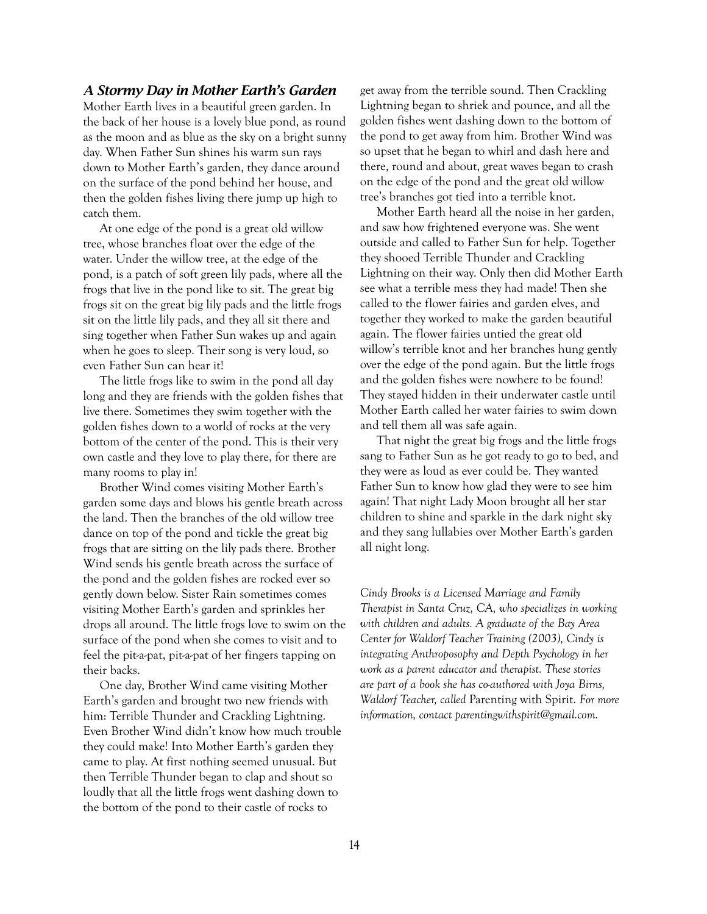## *A Stormy Day in Mother Earth's Garden*

Mother Earth lives in a beautiful green garden. In the back of her house is a lovely blue pond, as round as the moon and as blue as the sky on a bright sunny day. When Father Sun shines his warm sun rays down to Mother Earth's garden, they dance around on the surface of the pond behind her house, and then the golden fishes living there jump up high to catch them.

At one edge of the pond is a great old willow tree, whose branches float over the edge of the water. Under the willow tree, at the edge of the pond, is a patch of soft green lily pads, where all the frogs that live in the pond like to sit. The great big frogs sit on the great big lily pads and the little frogs sit on the little lily pads, and they all sit there and sing together when Father Sun wakes up and again when he goes to sleep. Their song is very loud, so even Father Sun can hear it!

The little frogs like to swim in the pond all day long and they are friends with the golden fishes that live there. Sometimes they swim together with the golden fishes down to a world of rocks at the very bottom of the center of the pond. This is their very own castle and they love to play there, for there are many rooms to play in!

Brother Wind comes visiting Mother Earth's garden some days and blows his gentle breath across the land. Then the branches of the old willow tree dance on top of the pond and tickle the great big frogs that are sitting on the lily pads there. Brother Wind sends his gentle breath across the surface of the pond and the golden fishes are rocked ever so gently down below. Sister Rain sometimes comes visiting Mother Earth's garden and sprinkles her drops all around. The little frogs love to swim on the surface of the pond when she comes to visit and to feel the pit-a-pat, pit-a-pat of her fingers tapping on their backs.

One day, Brother Wind came visiting Mother Earth's garden and brought two new friends with him: Terrible Thunder and Crackling Lightning. Even Brother Wind didn't know how much trouble they could make! Into Mother Earth's garden they came to play. At first nothing seemed unusual. But then Terrible Thunder began to clap and shout so loudly that all the little frogs went dashing down to the bottom of the pond to their castle of rocks to get away from the terrible sound. Then Crackling Lightning began to shriek and pounce, and all the golden fishes went dashing down to the bottom of the pond to get away from him. Brother Wind was so upset that he began to whirl and dash here and there, round and about, great waves began to crash on the edge of the pond and the great old willow tree's branches got tied into a terrible knot.

Mother Earth heard all the noise in her garden, and saw how frightened everyone was. She went outside and called to Father Sun for help. Together they shooed Terrible Thunder and Crackling Lightning on their way. Only then did Mother Earth see what a terrible mess they had made! Then she called to the flower fairies and garden elves, and together they worked to make the garden beautiful again. The flower fairies untied the great old willow's terrible knot and her branches hung gently over the edge of the pond again. But the little frogs and the golden fishes were nowhere to be found! They stayed hidden in their underwater castle until Mother Earth called her water fairies to swim down and tell them all was safe again.

That night the great big frogs and the little frogs sang to Father Sun as he got ready to go to bed, and they were as loud as ever could be. They wanted Father Sun to know how glad they were to see him again! That night Lady Moon brought all her star children to shine and sparkle in the dark night sky and they sang lullabies over Mother Earth's garden all night long.

*Cindy Brooks is a Licensed Marriage and Family Therapist in Santa Cruz, CA, who specializes in working with children and adults. A graduate of the Bay Area Center for Waldorf Teacher Training (2003), Cindy is integrating Anthroposophy and Depth Psychology in her work as a parent educator and therapist. These stories are part of a book she has co-authored with Joya Birns, Waldorf Teacher, called* Parenting with Spirit. *For more information, contact parentingwithspirit@gmail.com.*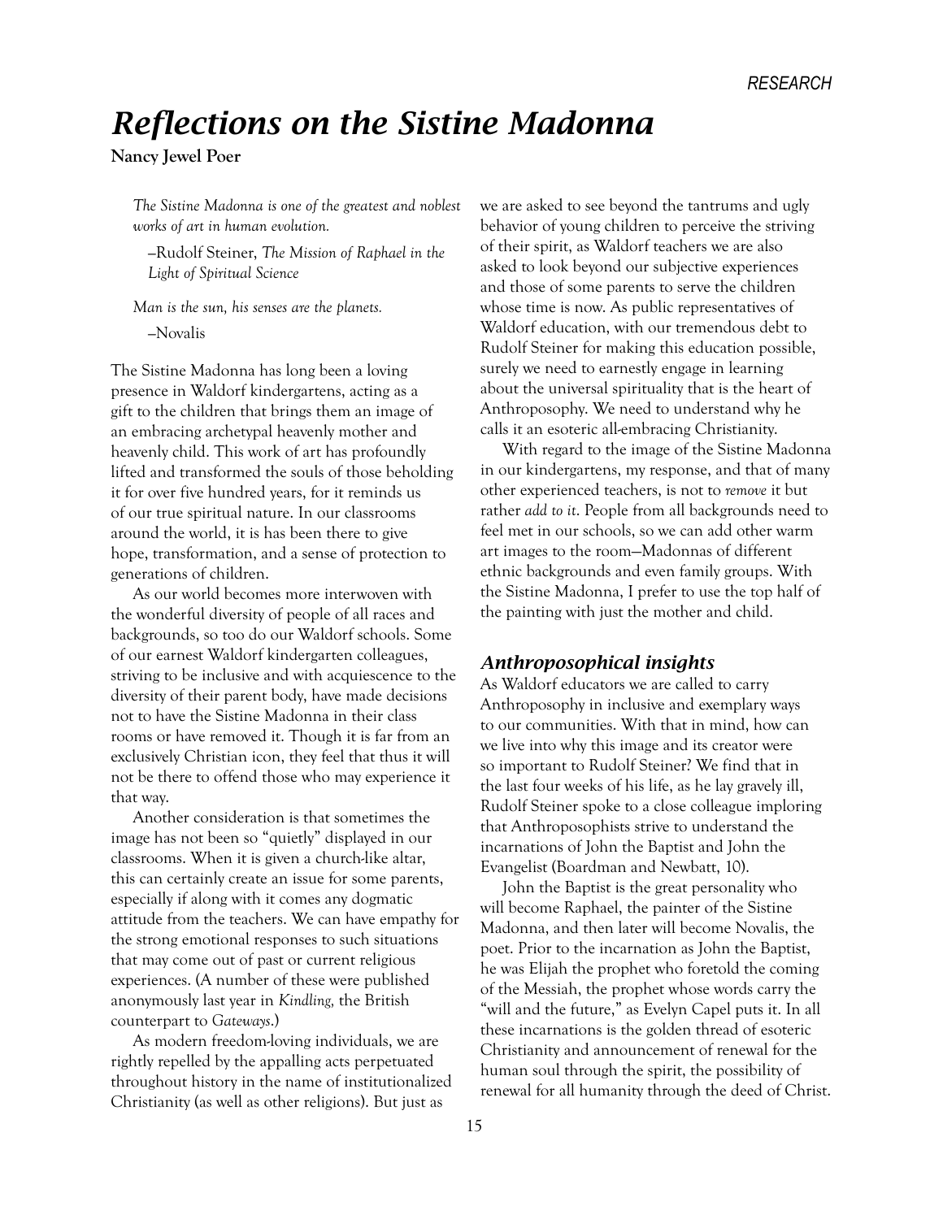# *Reflections on the Sistine Madonna*

**Nancy Jewel Poer**

> *The Sistine Madonna is one of the greatest and noblest works of art in human evolution.*
>
> –Rudolf Steiner, *The Mission of Raphael in the Light of Spiritual Science*
>
> *Man is the sun, his senses are the planets.*
>
> –Novalis

The Sistine Madonna has long been a loving presence in Waldorf kindergartens, acting as a gift to the children that brings them an image of an embracing archetypal heavenly mother and heavenly child. This work of art has profoundly lifted and transformed the souls of those beholding it for over five hundred years, for it reminds us of our true spiritual nature. In our classrooms around the world, it is has been there to give hope, transformation, and a sense of protection to generations of children.

As our world becomes more interwoven with the wonderful diversity of people of all races and backgrounds, so too do our Waldorf schools. Some of our earnest Waldorf kindergarten colleagues, striving to be inclusive and with acquiescence to the diversity of their parent body, have made decisions not to have the Sistine Madonna in their class rooms or have removed it. Though it is far from an exclusively Christian icon, they feel that thus it will not be there to offend those who may experience it that way.

Another consideration is that sometimes the image has not been so "quietly" displayed in our classrooms. When it is given a church-like altar, this can certainly create an issue for some parents, especially if along with it comes any dogmatic attitude from the teachers. We can have empathy for the strong emotional responses to such situations that may come out of past or current religious experiences. (A number of these were published anonymously last year in *Kindling,* the British counterpart to *Gateways*.)

As modern freedom-loving individuals, we are rightly repelled by the appalling acts perpetuated throughout history in the name of institutionalized Christianity (as well as other religions). But just as we are asked to see beyond the tantrums and ugly behavior of young children to perceive the striving of their spirit, as Waldorf teachers we are also asked to look beyond our subjective experiences and those of some parents to serve the children whose time is now. As public representatives of Waldorf education, with our tremendous debt to Rudolf Steiner for making this education possible, surely we need to earnestly engage in learning about the universal spirituality that is the heart of Anthroposophy. We need to understand why he calls it an esoteric all-embracing Christianity.

With regard to the image of the Sistine Madonna in our kindergartens, my response, and that of many other experienced teachers, is not to *remove* it but rather *add to it*. People from all backgrounds need to feel met in our schools, so we can add other warm art images to the room—Madonnas of different ethnic backgrounds and even family groups. With the Sistine Madonna, I prefer to use the top half of the painting with just the mother and child.

## *Anthroposophical insights*

As Waldorf educators we are called to carry Anthroposophy in inclusive and exemplary ways to our communities. With that in mind, how can we live into why this image and its creator were so important to Rudolf Steiner? We find that in the last four weeks of his life, as he lay gravely ill, Rudolf Steiner spoke to a close colleague imploring that Anthroposophists strive to understand the incarnations of John the Baptist and John the Evangelist (Boardman and Newbatt, 10).

John the Baptist is the great personality who will become Raphael, the painter of the Sistine Madonna, and then later will become Novalis, the poet. Prior to the incarnation as John the Baptist, he was Elijah the prophet who foretold the coming of the Messiah, the prophet whose words carry the "will and the future," as Evelyn Capel puts it. In all these incarnations is the golden thread of esoteric Christianity and announcement of renewal for the human soul through the spirit, the possibility of renewal for all humanity through the deed of Christ.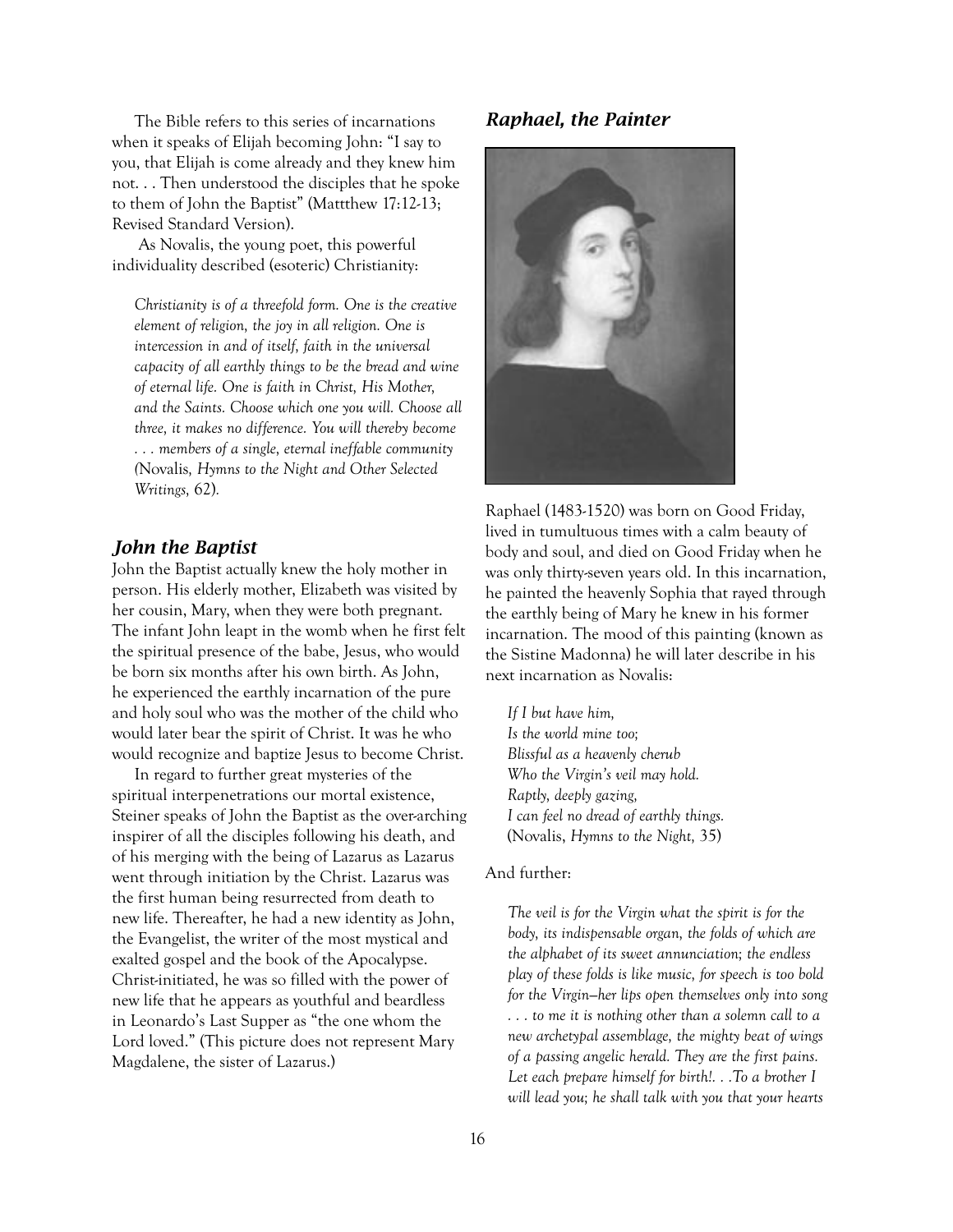The Bible refers to this series of incarnations when it speaks of Elijah becoming John: "I say to you, that Elijah is come already and they knew him not. . . Then understood the disciples that he spoke to them of John the Baptist" (Mattthew 17:12-13; Revised Standard Version).

As Novalis, the young poet, this powerful individuality described (esoteric) Christianity:

> *Christianity is of a threefold form. One is the creative element of religion, the joy in all religion. One is intercession in and of itself, faith in the universal capacity of all earthly things to be the bread and wine of eternal life. One is faith in Christ, His Mother, and the Saints. Choose which one you will. Choose all three, it makes no difference. You will thereby become . . . members of a single, eternal ineffable community (*Novalis*, Hymns to the Night and Other Selected Writings, 62).*

### *John the Baptist*

John the Baptist actually knew the holy mother in person. His elderly mother, Elizabeth was visited by her cousin, Mary, when they were both pregnant. The infant John leapt in the womb when he first felt the spiritual presence of the babe, Jesus, who would be born six months after his own birth. As John, he experienced the earthly incarnation of the pure and holy soul who was the mother of the child who would later bear the spirit of Christ. It was he who would recognize and baptize Jesus to become Christ.

In regard to further great mysteries of the spiritual interpenetrations our mortal existence, Steiner speaks of John the Baptist as the over-arching inspirer of all the disciples following his death, and of his merging with the being of Lazarus as Lazarus went through initiation by the Christ. Lazarus was the first human being resurrected from death to new life. Thereafter, he had a new identity as John, the Evangelist, the writer of the most mystical and exalted gospel and the book of the Apocalypse. Christ-initiated, he was so filled with the power of new life that he appears as youthful and beardless in Leonardo's Last Supper as "the one whom the Lord loved." (This picture does not represent Mary Magdalene, the sister of Lazarus.)

### *Raphael, the Painter*

Raphael (1483-1520) was born on Good Friday, lived in tumultuous times with a calm beauty of body and soul, and died on Good Friday when he was only thirty-seven years old. In this incarnation, he painted the heavenly Sophia that rayed through the earthly being of Mary he knew in his former incarnation. The mood of this painting (known as the Sistine Madonna) he will later describe in his next incarnation as Novalis:

> *If I but have him,*
> *Is the world mine too;*
> *Blissful as a heavenly cherub*
> *Who the Virgin's veil may hold.*
> *Raptly, deeply gazing,*
> *I can feel no dread of earthly things.*
> (Novalis, *Hymns to the Night,* 35)

And further:

> *The veil is for the Virgin what the spirit is for the body, its indispensable organ, the folds of which are the alphabet of its sweet annunciation; the endless play of these folds is like music, for speech is too bold for the Virgin—her lips open themselves only into song . . . to me it is nothing other than a solemn call to a new archetypal assemblage, the mighty beat of wings of a passing angelic herald. They are the first pains. Let each prepare himself for birth!. . .To a brother I will lead you; he shall talk with you that your hearts*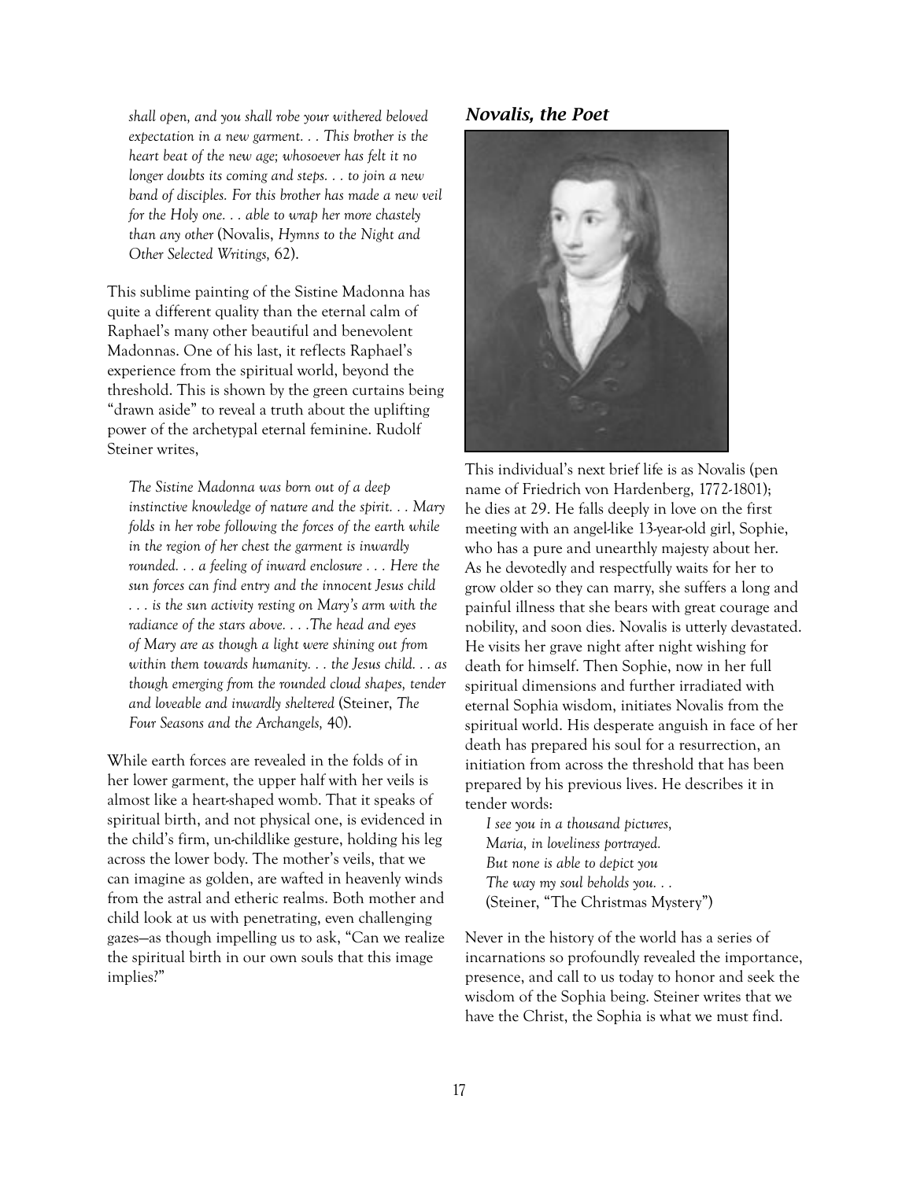*shall open, and you shall robe your withered beloved expectation in a new garment. . . This brother is the heart beat of the new age; whosoever has felt it no longer doubts its coming and steps. . . to join a new band of disciples. For this brother has made a new veil for the Holy one. . . able to wrap her more chastely than any other* (Novalis, *Hymns to the Night and Other Selected Writings,* 62).

This sublime painting of the Sistine Madonna has quite a different quality than the eternal calm of Raphael's many other beautiful and benevolent Madonnas. One of his last, it reflects Raphael's experience from the spiritual world, beyond the threshold. This is shown by the green curtains being "drawn aside" to reveal a truth about the uplifting power of the archetypal eternal feminine. Rudolf Steiner writes,

> *The Sistine Madonna was born out of a deep instinctive knowledge of nature and the spirit. . . Mary folds in her robe following the forces of the earth while in the region of her chest the garment is inwardly rounded. . . a feeling of inward enclosure . . . Here the sun forces can find entry and the innocent Jesus child . . . is the sun activity resting on Mary's arm with the radiance of the stars above. . . .The head and eyes of Mary are as though a light were shining out from within them towards humanity. . . the Jesus child. . . as though emerging from the rounded cloud shapes, tender and loveable and inwardly sheltered* (Steiner, *The Four Seasons and the Archangels,* 40).

While earth forces are revealed in the folds of in her lower garment, the upper half with her veils is almost like a heart-shaped womb. That it speaks of spiritual birth, and not physical one, is evidenced in the child's firm, un-childlike gesture, holding his leg across the lower body. The mother's veils, that we can imagine as golden, are wafted in heavenly winds from the astral and etheric realms. Both mother and child look at us with penetrating, even challenging gazes—as though impelling us to ask, "Can we realize the spiritual birth in our own souls that this image implies?"

## *Novalis, the Poet*

This individual's next brief life is as Novalis (pen name of Friedrich von Hardenberg, 1772-1801); he dies at 29. He falls deeply in love on the first meeting with an angel-like 13-year-old girl, Sophie, who has a pure and unearthly majesty about her. As he devotedly and respectfully waits for her to grow older so they can marry, she suffers a long and painful illness that she bears with great courage and nobility, and soon dies. Novalis is utterly devastated. He visits her grave night after night wishing for death for himself. Then Sophie, now in her full spiritual dimensions and further irradiated with eternal Sophia wisdom, initiates Novalis from the spiritual world. His desperate anguish in face of her death has prepared his soul for a resurrection, an initiation from across the threshold that has been prepared by his previous lives. He describes it in tender words:

> *I see you in a thousand pictures,*
> *Maria, in loveliness portrayed.*
> *But none is able to depict you*
> *The way my soul beholds you. . .*
> (Steiner, "The Christmas Mystery")

Never in the history of the world has a series of incarnations so profoundly revealed the importance, presence, and call to us today to honor and seek the wisdom of the Sophia being. Steiner writes that we have the Christ, the Sophia is what we must find.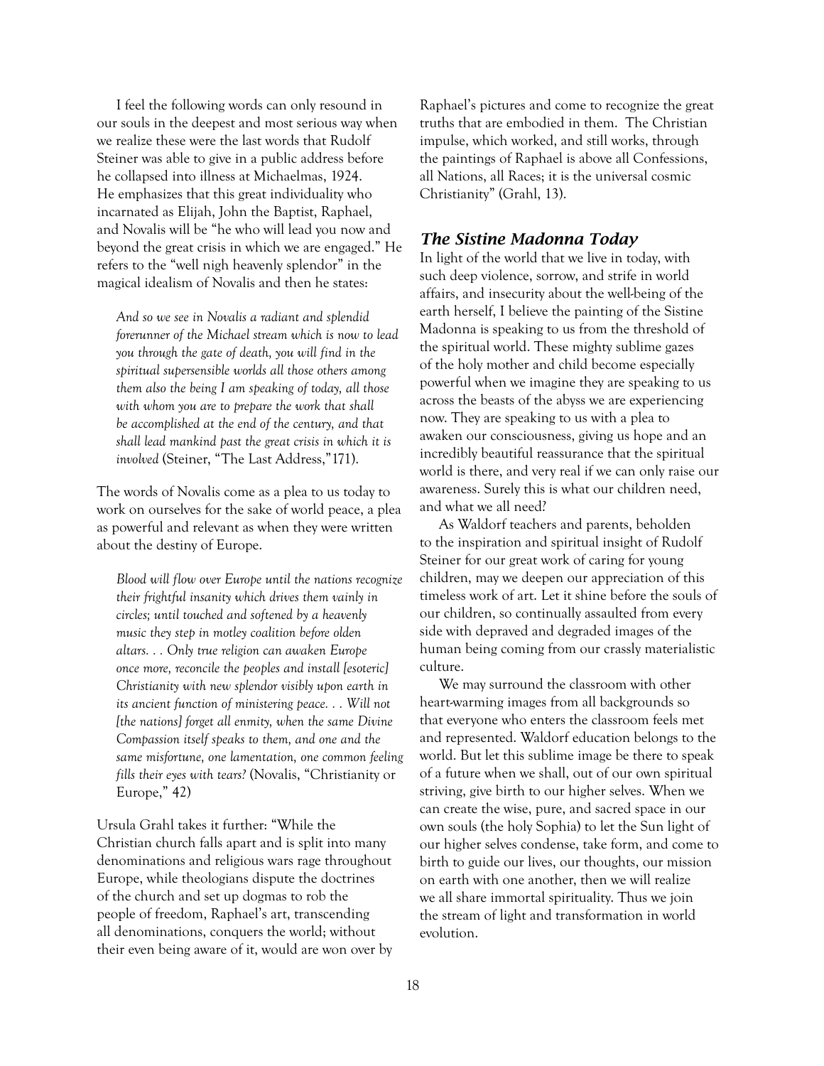I feel the following words can only resound in our souls in the deepest and most serious way when we realize these were the last words that Rudolf Steiner was able to give in a public address before he collapsed into illness at Michaelmas, 1924. He emphasizes that this great individuality who incarnated as Elijah, John the Baptist, Raphael, and Novalis will be "he who will lead you now and beyond the great crisis in which we are engaged." He refers to the "well nigh heavenly splendor" in the magical idealism of Novalis and then he states:

> *And so we see in Novalis a radiant and splendid forerunner of the Michael stream which is now to lead you through the gate of death, you will find in the spiritual supersensible worlds all those others among them also the being I am speaking of today, all those with whom you are to prepare the work that shall be accomplished at the end of the century, and that shall lead mankind past the great crisis in which it is involved* (Steiner, "The Last Address,"171).

The words of Novalis come as a plea to us today to work on ourselves for the sake of world peace, a plea as powerful and relevant as when they were written about the destiny of Europe.

> *Blood will flow over Europe until the nations recognize their frightful insanity which drives them vainly in circles; until touched and softened by a heavenly music they step in motley coalition before olden altars. . . Only true religion can awaken Europe once more, reconcile the peoples and install [esoteric] Christianity with new splendor visibly upon earth in its ancient function of ministering peace. . . Will not [the nations] forget all enmity, when the same Divine Compassion itself speaks to them, and one and the same misfortune, one lamentation, one common feeling fills their eyes with tears?* (Novalis, "Christianity or Europe," 42)

Ursula Grahl takes it further: "While the Christian church falls apart and is split into many denominations and religious wars rage throughout Europe, while theologians dispute the doctrines of the church and set up dogmas to rob the people of freedom, Raphael's art, transcending all denominations, conquers the world; without their even being aware of it, would are won over by Raphael's pictures and come to recognize the great truths that are embodied in them. The Christian impulse, which worked, and still works, through the paintings of Raphael is above all Confessions, all Nations, all Races; it is the universal cosmic Christianity" (Grahl, 13).

## *The Sistine Madonna Today*

In light of the world that we live in today, with such deep violence, sorrow, and strife in world affairs, and insecurity about the well-being of the earth herself, I believe the painting of the Sistine Madonna is speaking to us from the threshold of the spiritual world. These mighty sublime gazes of the holy mother and child become especially powerful when we imagine they are speaking to us across the beasts of the abyss we are experiencing now. They are speaking to us with a plea to awaken our consciousness, giving us hope and an incredibly beautiful reassurance that the spiritual world is there, and very real if we can only raise our awareness. Surely this is what our children need, and what we all need?

As Waldorf teachers and parents, beholden to the inspiration and spiritual insight of Rudolf Steiner for our great work of caring for young children, may we deepen our appreciation of this timeless work of art. Let it shine before the souls of our children, so continually assaulted from every side with depraved and degraded images of the human being coming from our crassly materialistic culture.

We may surround the classroom with other heart-warming images from all backgrounds so that everyone who enters the classroom feels met and represented. Waldorf education belongs to the world. But let this sublime image be there to speak of a future when we shall, out of our own spiritual striving, give birth to our higher selves. When we can create the wise, pure, and sacred space in our own souls (the holy Sophia) to let the Sun light of our higher selves condense, take form, and come to birth to guide our lives, our thoughts, our mission on earth with one another, then we will realize we all share immortal spirituality. Thus we join the stream of light and transformation in world evolution.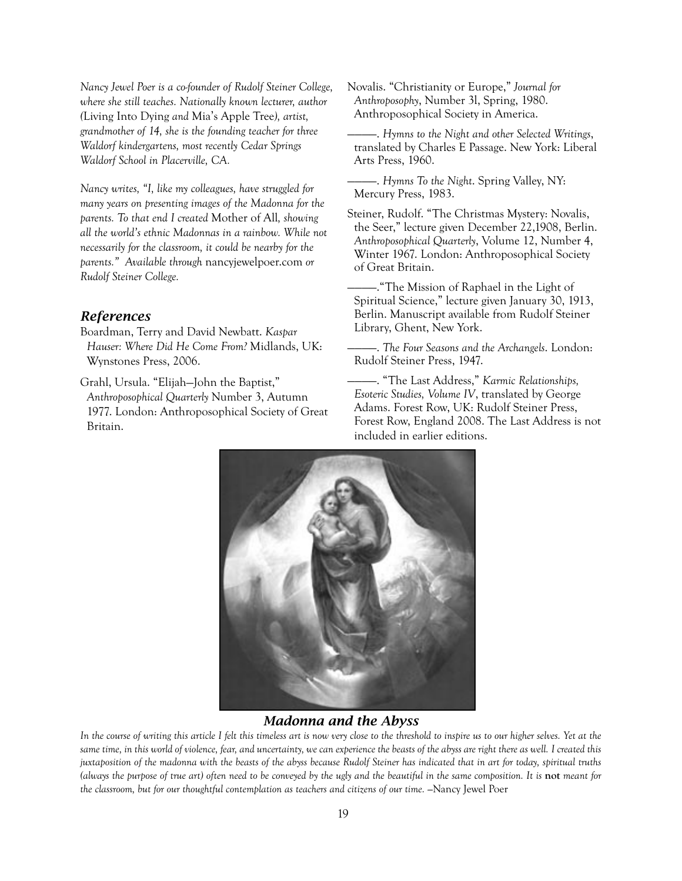*Nancy Jewel Poer is a co-founder of Rudolf Steiner College, where she still teaches. Nationally known lecturer, author (*Living Into Dying *and* Mia's Apple Tree*), artist, grandmother of 14, she is the founding teacher for three Waldorf kindergartens, most recently Cedar Springs Waldorf School in Placerville, CA.*

*Nancy writes, "I, like my colleagues, have struggled for many years on presenting images of the Madonna for the parents. To that end I created* Mother of All*, showing all the world's ethnic Madonnas in a rainbow. While not necessarily for the classroom, it could be nearby for the parents." Available through* nancyjewelpoer.com *or Rudolf Steiner College.*

## *References*

Boardman, Terry and David Newbatt. *Kaspar Hauser: Where Did He Come From?* Midlands, UK: Wynstones Press, 2006.

Grahl, Ursula. "Elijah—John the Baptist," *Anthroposophical Quarterly* Number 3, Autumn 1977. London: Anthroposophical Society of Great Britain.

Novalis. "Christianity or Europe," *Journal for Anthroposophy*, Number 3l, Spring, 1980. Anthroposophical Society in America.

———. *Hymns to the Night and other Selected Writings*, translated by Charles E Passage. New York: Liberal Arts Press, 1960.

———. *Hymns To the Night*. Spring Valley, NY: Mercury Press, 1983.

Steiner, Rudolf. "The Christmas Mystery: Novalis, the Seer," lecture given December 22,1908, Berlin. *Anthroposophical Quarterly*, Volume 12, Number 4, Winter 1967. London: Anthroposophical Society of Great Britain.

———."The Mission of Raphael in the Light of Spiritual Science," lecture given January 30, 1913, Berlin. Manuscript available from Rudolf Steiner Library, Ghent, New York.

———. *The Four Seasons and the Archangels*. London: Rudolf Steiner Press, 1947.

———. "The Last Address," *Karmic Relationships, Esoteric Studies, Volume IV*, translated by George Adams. Forest Row, UK: Rudolf Steiner Press, Forest Row, England 2008. The Last Address is not included in earlier editions.

### *Madonna and the Abyss*

*In the course of writing this article I felt this timeless art is now very close to the threshold to inspire us to our higher selves. Yet at the same time, in this world of violence, fear, and uncertainty, we can experience the beasts of the abyss are right there as well. I created this juxtaposition of the madonna with the beasts of the abyss because Rudolf Steiner has indicated that in art for today, spiritual truths (always the purpose of true art) often need to be conveyed by the ugly and the beautiful in the same composition. It is* **not** *meant for the classroom, but for our thoughtful contemplation as teachers and citizens of our time.* –Nancy Jewel Poer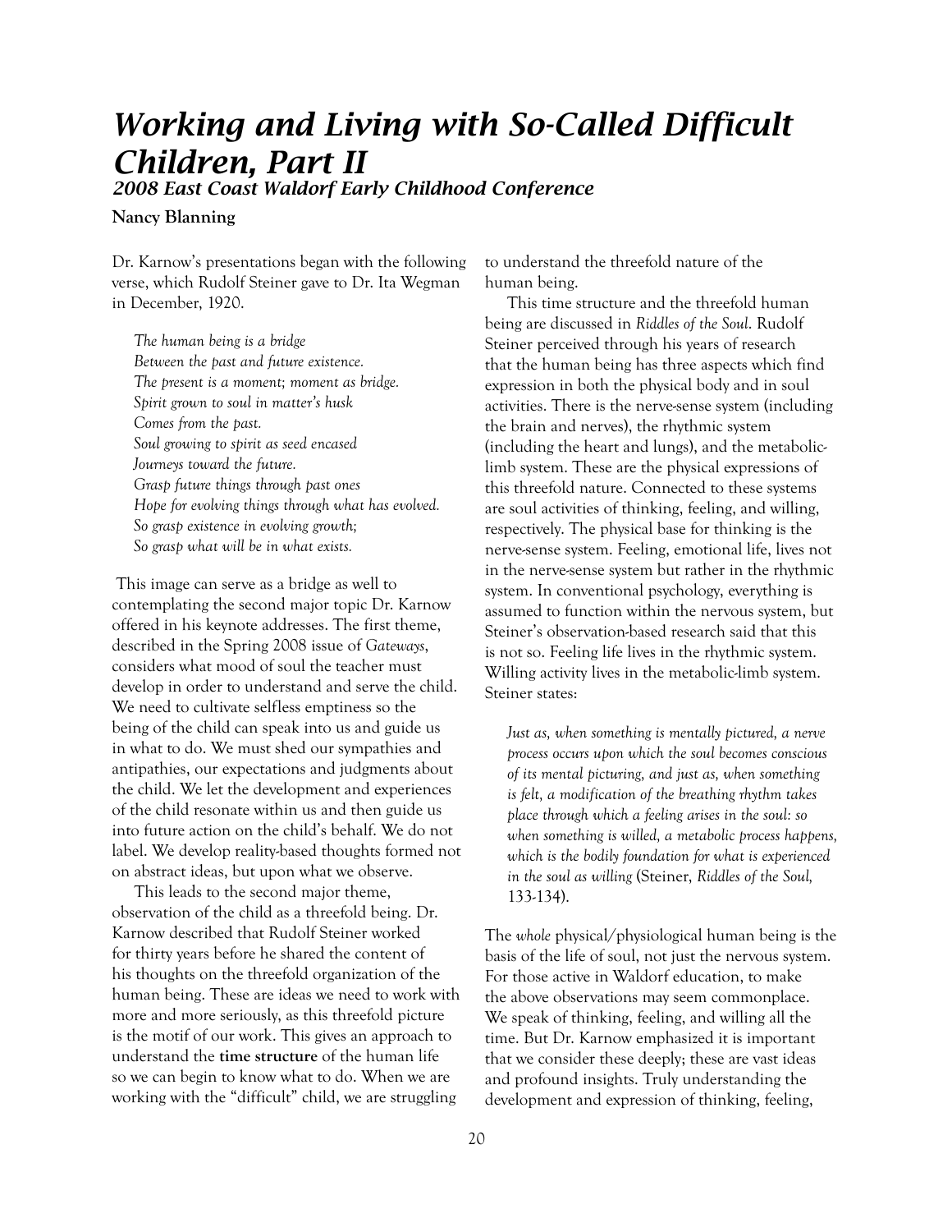# *Working and Living with So-Called Difficult Children, Part II*

### *2008 East Coast Waldorf Early Childhood Conference*

**Nancy Blanning**

Dr. Karnow's presentations began with the following verse, which Rudolf Steiner gave to Dr. Ita Wegman in December, 1920.

> *The human being is a bridge*
> *Between the past and future existence.*
> *The present is a moment; moment as bridge.*
> *Spirit grown to soul in matter's husk*
> *Comes from the past.*
> *Soul growing to spirit as seed encased*
> *Journeys toward the future.*
> *Grasp future things through past ones*
> *Hope for evolving things through what has evolved.*
> *So grasp existence in evolving growth;*
> *So grasp what will be in what exists.*

This image can serve as a bridge as well to contemplating the second major topic Dr. Karnow offered in his keynote addresses. The first theme, described in the Spring 2008 issue of *Gateways*, considers what mood of soul the teacher must develop in order to understand and serve the child. We need to cultivate selfless emptiness so the being of the child can speak into us and guide us in what to do. We must shed our sympathies and antipathies, our expectations and judgments about the child. We let the development and experiences of the child resonate within us and then guide us into future action on the child's behalf. We do not label. We develop reality-based thoughts formed not on abstract ideas, but upon what we observe.

This leads to the second major theme, observation of the child as a threefold being. Dr. Karnow described that Rudolf Steiner worked for thirty years before he shared the content of his thoughts on the threefold organization of the human being. These are ideas we need to work with more and more seriously, as this threefold picture is the motif of our work. This gives an approach to understand the **time structure** of the human life so we can begin to know what to do. When we are working with the "difficult" child, we are struggling to understand the threefold nature of the human being.

This time structure and the threefold human being are discussed in *Riddles of the Soul*. Rudolf Steiner perceived through his years of research that the human being has three aspects which find expression in both the physical body and in soul activities. There is the nerve-sense system (including the brain and nerves), the rhythmic system (including the heart and lungs), and the metabolic-limb system. These are the physical expressions of this threefold nature. Connected to these systems are soul activities of thinking, feeling, and willing, respectively. The physical base for thinking is the nerve-sense system. Feeling, emotional life, lives not in the nerve-sense system but rather in the rhythmic system. In conventional psychology, everything is assumed to function within the nervous system, but Steiner's observation-based research said that this is not so. Feeling life lives in the rhythmic system. Willing activity lives in the metabolic-limb system. Steiner states:

> *Just as, when something is mentally pictured, a nerve process occurs upon which the soul becomes conscious of its mental picturing, and just as, when something is felt, a modification of the breathing rhythm takes place through which a feeling arises in the soul: so when something is willed, a metabolic process happens, which is the bodily foundation for what is experienced in the soul as willing* (Steiner, *Riddles of the Soul*, 133-134).

The *whole* physical/physiological human being is the basis of the life of soul, not just the nervous system. For those active in Waldorf education, to make the above observations may seem commonplace. We speak of thinking, feeling, and willing all the time. But Dr. Karnow emphasized it is important that we consider these deeply; these are vast ideas and profound insights. Truly understanding the development and expression of thinking, feeling,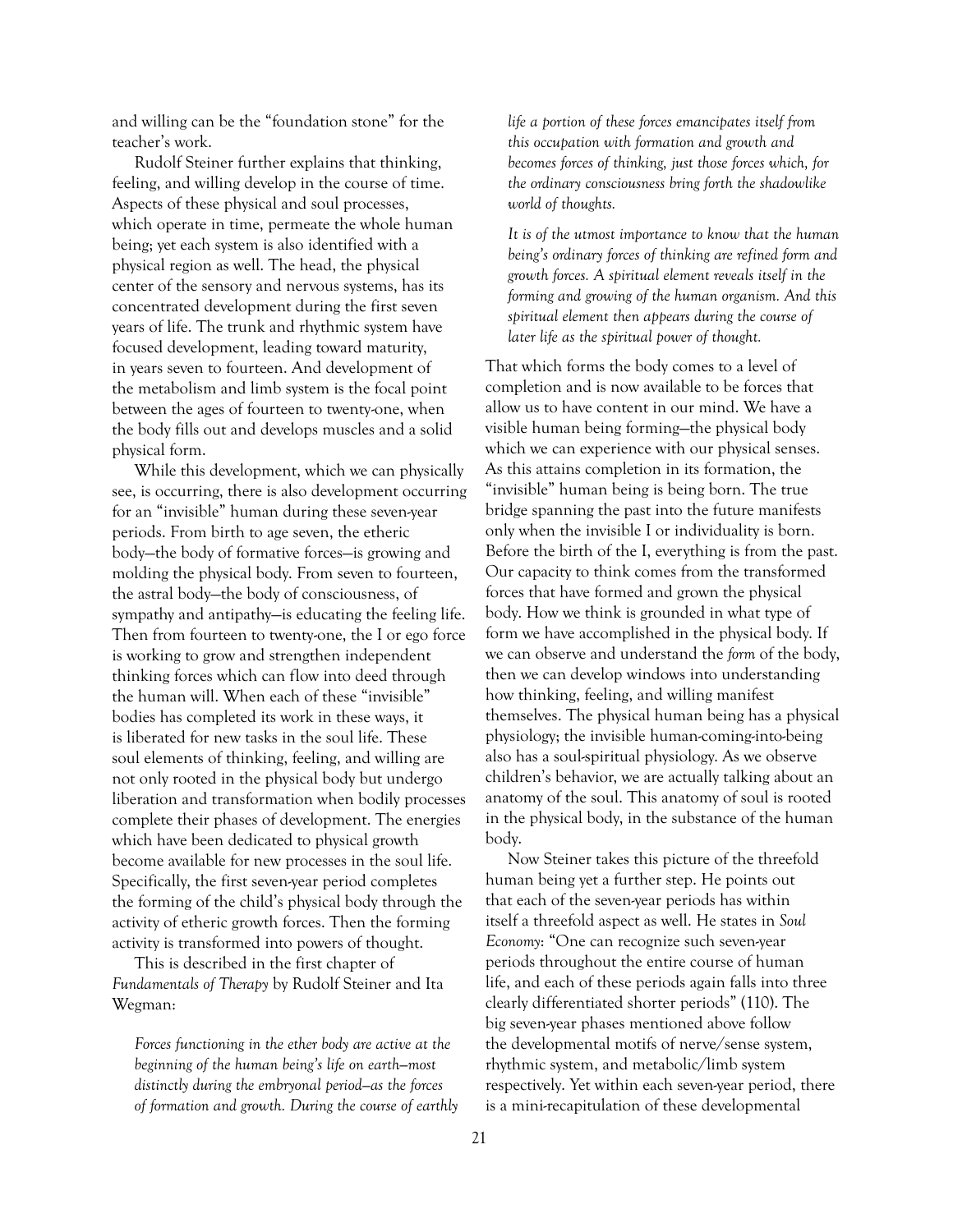and willing can be the "foundation stone" for the teacher's work.

Rudolf Steiner further explains that thinking, feeling, and willing develop in the course of time. Aspects of these physical and soul processes, which operate in time, permeate the whole human being; yet each system is also identified with a physical region as well. The head, the physical center of the sensory and nervous systems, has its concentrated development during the first seven years of life. The trunk and rhythmic system have focused development, leading toward maturity, in years seven to fourteen. And development of the metabolism and limb system is the focal point between the ages of fourteen to twenty-one, when the body fills out and develops muscles and a solid physical form.

While this development, which we can physically see, is occurring, there is also development occurring for an "invisible" human during these seven-year periods. From birth to age seven, the etheric body—the body of formative forces—is growing and molding the physical body. From seven to fourteen, the astral body—the body of consciousness, of sympathy and antipathy—is educating the feeling life. Then from fourteen to twenty-one, the I or ego force is working to grow and strengthen independent thinking forces which can flow into deed through the human will. When each of these "invisible" bodies has completed its work in these ways, it is liberated for new tasks in the soul life. These soul elements of thinking, feeling, and willing are not only rooted in the physical body but undergo liberation and transformation when bodily processes complete their phases of development. The energies which have been dedicated to physical growth become available for new processes in the soul life. Specifically, the first seven-year period completes the forming of the child's physical body through the activity of etheric growth forces. Then the forming activity is transformed into powers of thought.

This is described in the first chapter of *Fundamentals of Therapy* by Rudolf Steiner and Ita Wegman:

> *Forces functioning in the ether body are active at the beginning of the human being's life on earth—most distinctly during the embryonal period—as the forces of formation and growth. During the course of earthly life a portion of these forces emancipates itself from this occupation with formation and growth and becomes forces of thinking, just those forces which, for the ordinary consciousness bring forth the shadowlike world of thoughts.*
>
> *It is of the utmost importance to know that the human being's ordinary forces of thinking are refined form and growth forces. A spiritual element reveals itself in the forming and growing of the human organism. And this spiritual element then appears during the course of later life as the spiritual power of thought.*

That which forms the body comes to a level of completion and is now available to be forces that allow us to have content in our mind. We have a visible human being forming—the physical body which we can experience with our physical senses. As this attains completion in its formation, the "invisible" human being is being born. The true bridge spanning the past into the future manifests only when the invisible I or individuality is born. Before the birth of the I, everything is from the past. Our capacity to think comes from the transformed forces that have formed and grown the physical body. How we think is grounded in what type of form we have accomplished in the physical body. If we can observe and understand the *form* of the body, then we can develop windows into understanding how thinking, feeling, and willing manifest themselves. The physical human being has a physical physiology; the invisible human-coming-into-being also has a soul-spiritual physiology. As we observe children's behavior, we are actually talking about an anatomy of the soul. This anatomy of soul is rooted in the physical body, in the substance of the human body.

Now Steiner takes this picture of the threefold human being yet a further step. He points out that each of the seven-year periods has within itself a threefold aspect as well. He states in *Soul Economy*: "One can recognize such seven-year periods throughout the entire course of human life, and each of these periods again falls into three clearly differentiated shorter periods" (110). The big seven-year phases mentioned above follow the developmental motifs of nerve/sense system, rhythmic system, and metabolic/limb system respectively. Yet within each seven-year period, there is a mini-recapitulation of these developmental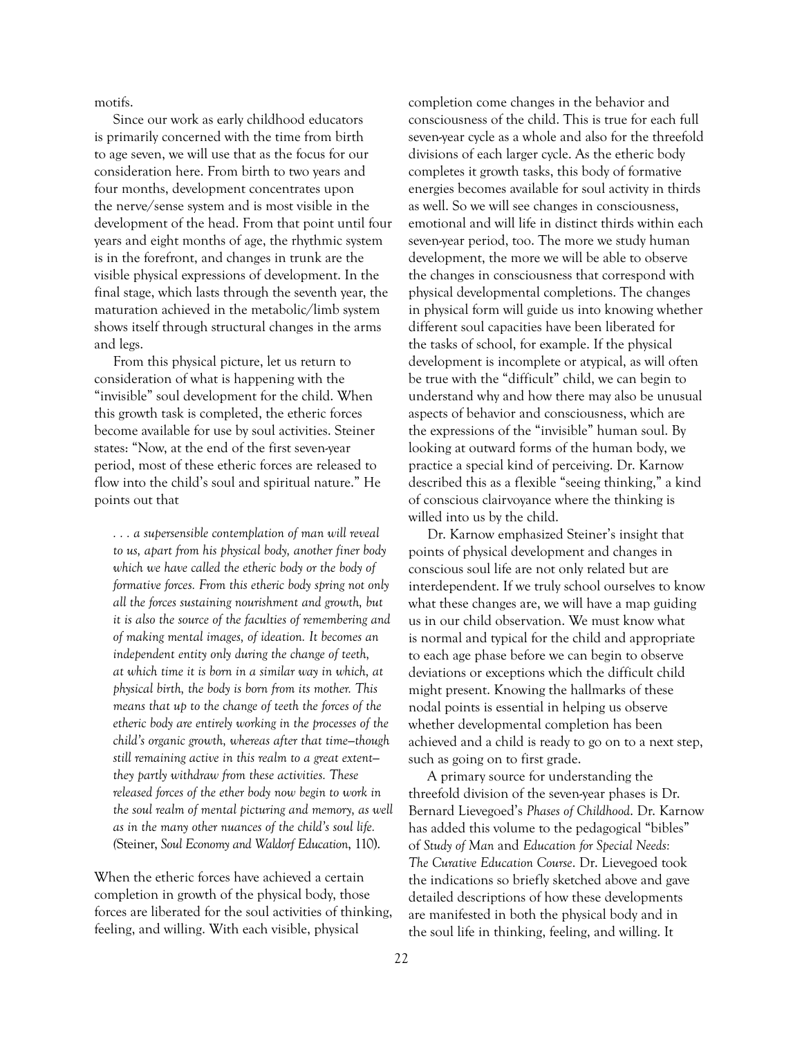motifs.

Since our work as early childhood educators is primarily concerned with the time from birth to age seven, we will use that as the focus for our consideration here. From birth to two years and four months, development concentrates upon the nerve/sense system and is most visible in the development of the head. From that point until four years and eight months of age, the rhythmic system is in the forefront, and changes in trunk are the visible physical expressions of development. In the final stage, which lasts through the seventh year, the maturation achieved in the metabolic/limb system shows itself through structural changes in the arms and legs.

From this physical picture, let us return to consideration of what is happening with the "invisible" soul development for the child. When this growth task is completed, the etheric forces become available for use by soul activities. Steiner states: "Now, at the end of the first seven-year period, most of these etheric forces are released to flow into the child's soul and spiritual nature." He points out that

> *. . . a supersensible contemplation of man will reveal to us, apart from his physical body, another finer body which we have called the etheric body or the body of formative forces. From this etheric body spring not only all the forces sustaining nourishment and growth, but it is also the source of the faculties of remembering and of making mental images, of ideation. It becomes an independent entity only during the change of teeth, at which time it is born in a similar way in which, at physical birth, the body is born from its mother. This means that up to the change of teeth the forces of the etheric body are entirely working in the processes of the child's organic growth, whereas after that time—though still remaining active in this realm to a great extent—they partly withdraw from these activities. These released forces of the ether body now begin to work in the soul realm of mental picturing and memory, as well as in the many other nuances of the child's soul life.* (Steiner, *Soul Economy and Waldorf Education*, 110).

When the etheric forces have achieved a certain completion in growth of the physical body, those forces are liberated for the soul activities of thinking, feeling, and willing. With each visible, physical completion come changes in the behavior and consciousness of the child. This is true for each full seven-year cycle as a whole and also for the threefold divisions of each larger cycle. As the etheric body completes it growth tasks, this body of formative energies becomes available for soul activity in thirds as well. So we will see changes in consciousness, emotional and will life in distinct thirds within each seven-year period, too. The more we study human development, the more we will be able to observe the changes in consciousness that correspond with physical developmental completions. The changes in physical form will guide us into knowing whether different soul capacities have been liberated for the tasks of school, for example. If the physical development is incomplete or atypical, as will often be true with the "difficult" child, we can begin to understand why and how there may also be unusual aspects of behavior and consciousness, which are the expressions of the "invisible" human soul. By looking at outward forms of the human body, we practice a special kind of perceiving. Dr. Karnow described this as a flexible "seeing thinking," a kind of conscious clairvoyance where the thinking is willed into us by the child.

Dr. Karnow emphasized Steiner's insight that points of physical development and changes in conscious soul life are not only related but are interdependent. If we truly school ourselves to know what these changes are, we will have a map guiding us in our child observation. We must know what is normal and typical for the child and appropriate to each age phase before we can begin to observe deviations or exceptions which the difficult child might present. Knowing the hallmarks of these nodal points is essential in helping us observe whether developmental completion has been achieved and a child is ready to go on to a next step, such as going on to first grade.

A primary source for understanding the threefold division of the seven-year phases is Dr. Bernard Lievegoed's *Phases of Childhood*. Dr. Karnow has added this volume to the pedagogical "bibles" of *Study of Man* and *Education for Special Needs: The Curative Education Course*. Dr. Lievegoed took the indications so briefly sketched above and gave detailed descriptions of how these developments are manifested in both the physical body and in the soul life in thinking, feeling, and willing. It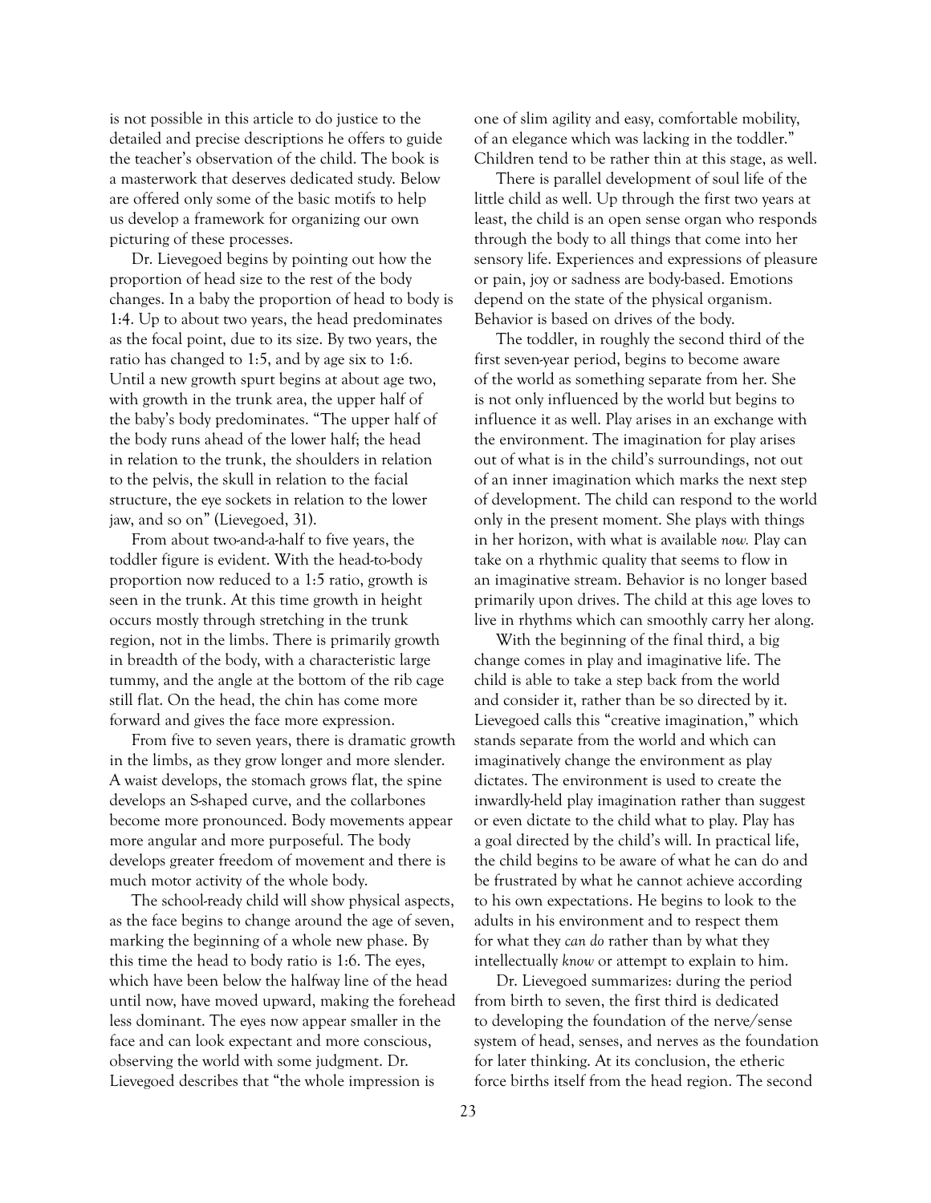is not possible in this article to do justice to the detailed and precise descriptions he offers to guide the teacher's observation of the child. The book is a masterwork that deserves dedicated study. Below are offered only some of the basic motifs to help us develop a framework for organizing our own picturing of these processes.

Dr. Lievegoed begins by pointing out how the proportion of head size to the rest of the body changes. In a baby the proportion of head to body is 1:4. Up to about two years, the head predominates as the focal point, due to its size. By two years, the ratio has changed to 1:5, and by age six to 1:6. Until a new growth spurt begins at about age two, with growth in the trunk area, the upper half of the baby's body predominates. "The upper half of the body runs ahead of the lower half; the head in relation to the trunk, the shoulders in relation to the pelvis, the skull in relation to the facial structure, the eye sockets in relation to the lower jaw, and so on" (Lievegoed, 31).

From about two-and-a-half to five years, the toddler figure is evident. With the head-to-body proportion now reduced to a 1:5 ratio, growth is seen in the trunk. At this time growth in height occurs mostly through stretching in the trunk region, not in the limbs. There is primarily growth in breadth of the body, with a characteristic large tummy, and the angle at the bottom of the rib cage still flat. On the head, the chin has come more forward and gives the face more expression.

From five to seven years, there is dramatic growth in the limbs, as they grow longer and more slender. A waist develops, the stomach grows flat, the spine develops an S-shaped curve, and the collarbones become more pronounced. Body movements appear more angular and more purposeful. The body develops greater freedom of movement and there is much motor activity of the whole body.

The school-ready child will show physical aspects, as the face begins to change around the age of seven, marking the beginning of a whole new phase. By this time the head to body ratio is 1:6. The eyes, which have been below the halfway line of the head until now, have moved upward, making the forehead less dominant. The eyes now appear smaller in the face and can look expectant and more conscious, observing the world with some judgment. Dr. Lievegoed describes that "the whole impression is one of slim agility and easy, comfortable mobility, of an elegance which was lacking in the toddler." Children tend to be rather thin at this stage, as well.

There is parallel development of soul life of the little child as well. Up through the first two years at least, the child is an open sense organ who responds through the body to all things that come into her sensory life. Experiences and expressions of pleasure or pain, joy or sadness are body-based. Emotions depend on the state of the physical organism. Behavior is based on drives of the body.

The toddler, in roughly the second third of the first seven-year period, begins to become aware of the world as something separate from her. She is not only influenced by the world but begins to influence it as well. Play arises in an exchange with the environment. The imagination for play arises out of what is in the child's surroundings, not out of an inner imagination which marks the next step of development. The child can respond to the world only in the present moment. She plays with things in her horizon, with what is available *now.* Play can take on a rhythmic quality that seems to flow in an imaginative stream. Behavior is no longer based primarily upon drives. The child at this age loves to live in rhythms which can smoothly carry her along.

With the beginning of the final third, a big change comes in play and imaginative life. The child is able to take a step back from the world and consider it, rather than be so directed by it. Lievegoed calls this "creative imagination," which stands separate from the world and which can imaginatively change the environment as play dictates. The environment is used to create the inwardly-held play imagination rather than suggest or even dictate to the child what to play. Play has a goal directed by the child's will. In practical life, the child begins to be aware of what he can do and be frustrated by what he cannot achieve according to his own expectations. He begins to look to the adults in his environment and to respect them for what they *can do* rather than by what they intellectually *know* or attempt to explain to him.

Dr. Lievegoed summarizes: during the period from birth to seven, the first third is dedicated to developing the foundation of the nerve/sense system of head, senses, and nerves as the foundation for later thinking. At its conclusion, the etheric force births itself from the head region. The second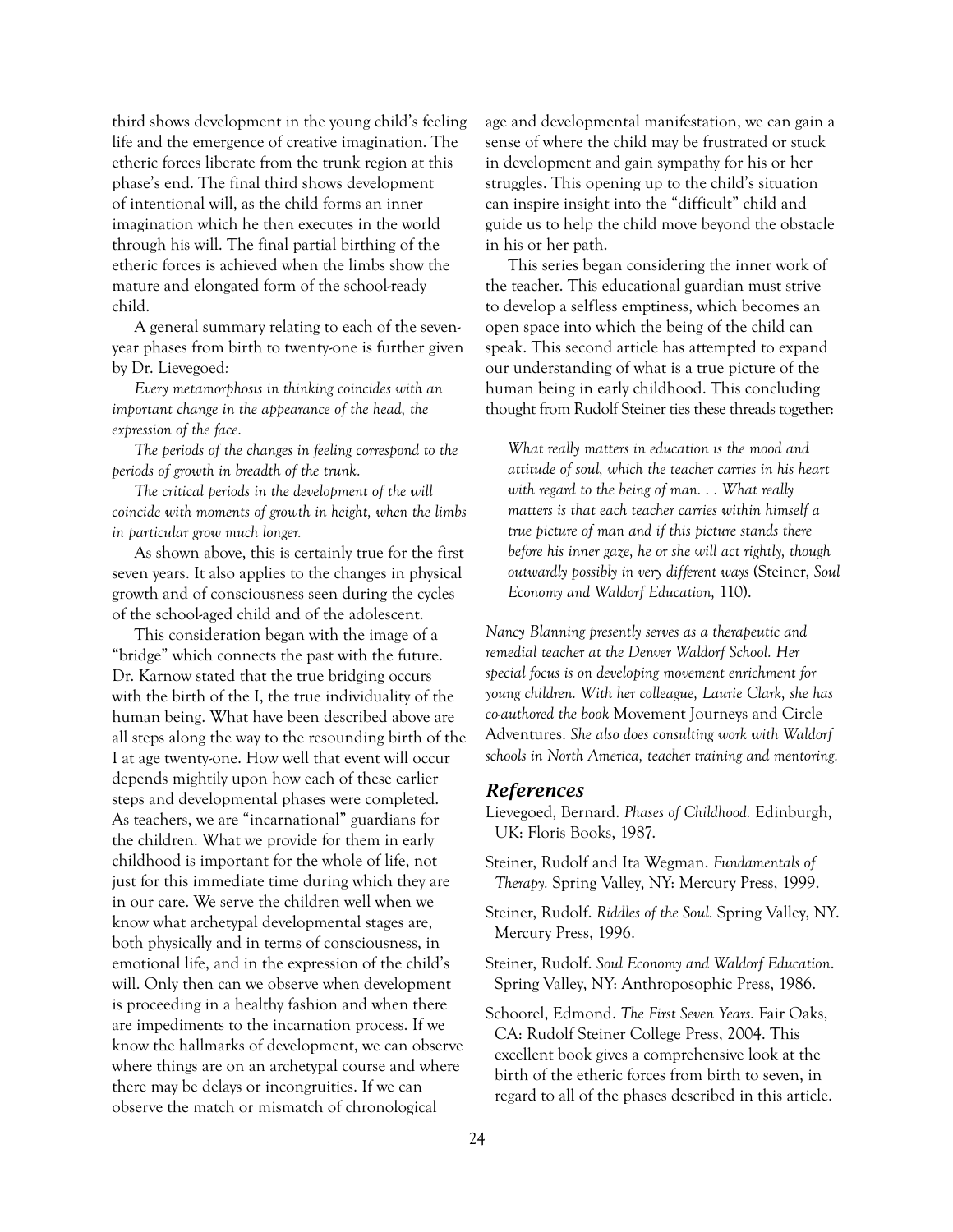third shows development in the young child's feeling life and the emergence of creative imagination. The etheric forces liberate from the trunk region at this phase's end. The final third shows development of intentional will, as the child forms an inner imagination which he then executes in the world through his will. The final partial birthing of the etheric forces is achieved when the limbs show the mature and elongated form of the school-ready child.

A general summary relating to each of the seven-year phases from birth to twenty-one is further given by Dr. Lievegoed:

*Every metamorphosis in thinking coincides with an important change in the appearance of the head, the expression of the face.*

*The periods of the changes in feeling correspond to the periods of growth in breadth of the trunk.*

*The critical periods in the development of the will coincide with moments of growth in height, when the limbs in particular grow much longer.*

As shown above, this is certainly true for the first seven years. It also applies to the changes in physical growth and of consciousness seen during the cycles of the school-aged child and of the adolescent.

This consideration began with the image of a "bridge" which connects the past with the future. Dr. Karnow stated that the true bridging occurs with the birth of the I, the true individuality of the human being. What have been described above are all steps along the way to the resounding birth of the I at age twenty-one. How well that event will occur depends mightily upon how each of these earlier steps and developmental phases were completed. As teachers, we are "incarnational" guardians for the children. What we provide for them in early childhood is important for the whole of life, not just for this immediate time during which they are in our care. We serve the children well when we know what archetypal developmental stages are, both physically and in terms of consciousness, in emotional life, and in the expression of the child's will. Only then can we observe when development is proceeding in a healthy fashion and when there are impediments to the incarnation process. If we know the hallmarks of development, we can observe where things are on an archetypal course and where there may be delays or incongruities. If we can observe the match or mismatch of chronological age and developmental manifestation, we can gain a sense of where the child may be frustrated or stuck in development and gain sympathy for his or her struggles. This opening up to the child's situation can inspire insight into the "difficult" child and guide us to help the child move beyond the obstacle in his or her path.

This series began considering the inner work of the teacher. This educational guardian must strive to develop a selfless emptiness, which becomes an open space into which the being of the child can speak. This second article has attempted to expand our understanding of what is a true picture of the human being in early childhood. This concluding thought from Rudolf Steiner ties these threads together:

> *What really matters in education is the mood and attitude of soul, which the teacher carries in his heart with regard to the being of man. . . What really matters is that each teacher carries within himself a true picture of man and if this picture stands there before his inner gaze, he or she will act rightly, though outwardly possibly in very different ways* (Steiner, *Soul Economy and Waldorf Education,* 110).

*Nancy Blanning presently serves as a therapeutic and remedial teacher at the Denver Waldorf School. Her special focus is on developing movement enrichment for young children. With her colleague, Laurie Clark, she has co-authored the book* Movement Journeys and Circle Adventures. *She also does consulting work with Waldorf schools in North America, teacher training and mentoring.*

## *References*

Lievegoed, Bernard. *Phases of Childhood.* Edinburgh, UK: Floris Books, 1987.

Steiner, Rudolf and Ita Wegman. *Fundamentals of Therapy.* Spring Valley, NY: Mercury Press, 1999.

Steiner, Rudolf. *Riddles of the Soul.* Spring Valley, NY. Mercury Press, 1996.

Steiner, Rudolf. *Soul Economy and Waldorf Education.* Spring Valley, NY: Anthroposophic Press, 1986.

Schoorel, Edmond. *The First Seven Years.* Fair Oaks, CA: Rudolf Steiner College Press, 2004. This excellent book gives a comprehensive look at the birth of the etheric forces from birth to seven, in regard to all of the phases described in this article.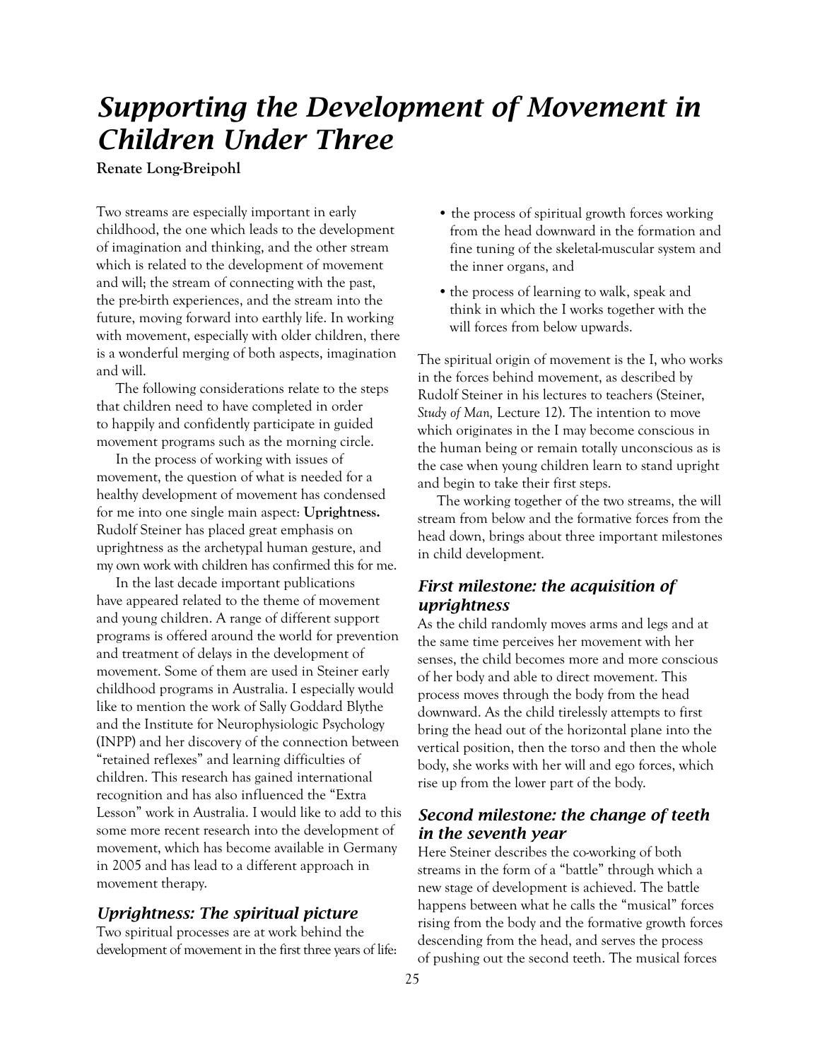# *Supporting the Development of Movement in Children Under Three*

**Renate Long-Breipohl**

Two streams are especially important in early childhood, the one which leads to the development of imagination and thinking, and the other stream which is related to the development of movement and will; the stream of connecting with the past, the pre-birth experiences, and the stream into the future, moving forward into earthly life. In working with movement, especially with older children, there is a wonderful merging of both aspects, imagination and will.

The following considerations relate to the steps that children need to have completed in order to happily and confidently participate in guided movement programs such as the morning circle.

In the process of working with issues of movement, the question of what is needed for a healthy development of movement has condensed for me into one single main aspect: **Uprightness.** Rudolf Steiner has placed great emphasis on uprightness as the archetypal human gesture, and my own work with children has confirmed this for me.

In the last decade important publications have appeared related to the theme of movement and young children. A range of different support programs is offered around the world for prevention and treatment of delays in the development of movement. Some of them are used in Steiner early childhood programs in Australia. I especially would like to mention the work of Sally Goddard Blythe and the Institute for Neurophysiologic Psychology (INPP) and her discovery of the connection between "retained reflexes" and learning difficulties of children. This research has gained international recognition and has also influenced the "Extra Lesson" work in Australia. I would like to add to this some more recent research into the development of movement, which has become available in Germany in 2005 and has lead to a different approach in movement therapy.

## *Uprightness: The spiritual picture*

Two spiritual processes are at work behind the development of movement in the first three years of life:

- the process of spiritual growth forces working from the head downward in the formation and fine tuning of the skeletal-muscular system and the inner organs, and
- the process of learning to walk, speak and think in which the I works together with the will forces from below upwards.

The spiritual origin of movement is the I, who works in the forces behind movement, as described by Rudolf Steiner in his lectures to teachers (Steiner, *Study of Man,* Lecture 12). The intention to move which originates in the I may become conscious in the human being or remain totally unconscious as is the case when young children learn to stand upright and begin to take their first steps.

The working together of the two streams, the will stream from below and the formative forces from the head down, brings about three important milestones in child development.

## *First milestone: the acquisition of uprightness*

As the child randomly moves arms and legs and at the same time perceives her movement with her senses, the child becomes more and more conscious of her body and able to direct movement. This process moves through the body from the head downward. As the child tirelessly attempts to first bring the head out of the horizontal plane into the vertical position, then the torso and then the whole body, she works with her will and ego forces, which rise up from the lower part of the body.

## *Second milestone: the change of teeth in the seventh year*

Here Steiner describes the co-working of both streams in the form of a "battle" through which a new stage of development is achieved. The battle happens between what he calls the "musical" forces rising from the body and the formative growth forces descending from the head, and serves the process of pushing out the second teeth. The musical forces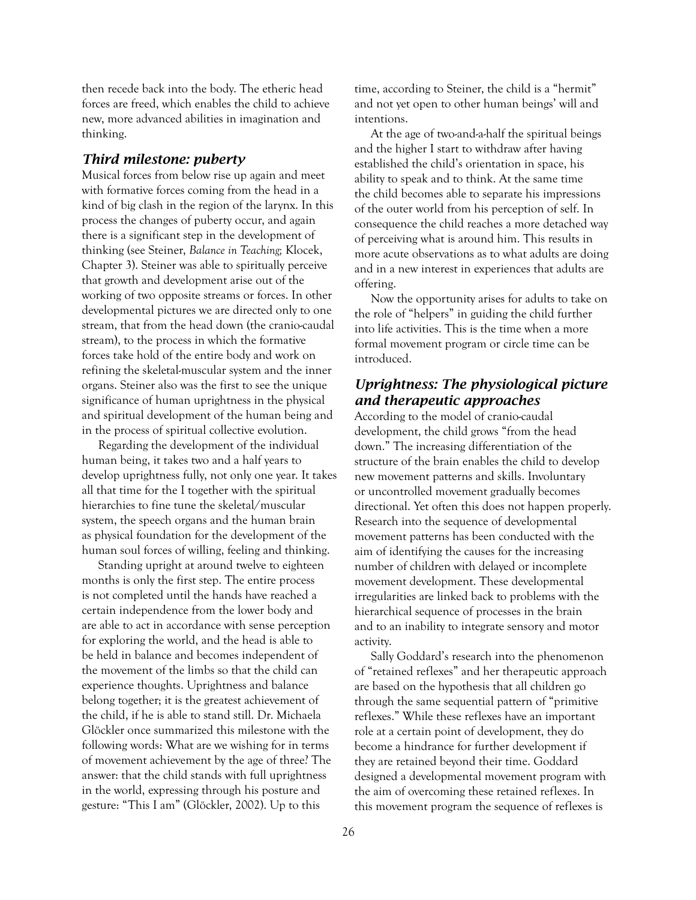then recede back into the body. The etheric head forces are freed, which enables the child to achieve new, more advanced abilities in imagination and thinking.

### *Third milestone: puberty*

Musical forces from below rise up again and meet with formative forces coming from the head in a kind of big clash in the region of the larynx. In this process the changes of puberty occur, and again there is a significant step in the development of thinking (see Steiner, *Balance in Teaching;* Klocek, Chapter 3). Steiner was able to spiritually perceive that growth and development arise out of the working of two opposite streams or forces. In other developmental pictures we are directed only to one stream, that from the head down (the cranio-caudal stream), to the process in which the formative forces take hold of the entire body and work on refining the skeletal-muscular system and the inner organs. Steiner also was the first to see the unique significance of human uprightness in the physical and spiritual development of the human being and in the process of spiritual collective evolution.

Regarding the development of the individual human being, it takes two and a half years to develop uprightness fully, not only one year. It takes all that time for the I together with the spiritual hierarchies to fine tune the skeletal/muscular system, the speech organs and the human brain as physical foundation for the development of the human soul forces of willing, feeling and thinking.

Standing upright at around twelve to eighteen months is only the first step. The entire process is not completed until the hands have reached a certain independence from the lower body and are able to act in accordance with sense perception for exploring the world, and the head is able to be held in balance and becomes independent of the movement of the limbs so that the child can experience thoughts. Uprightness and balance belong together; it is the greatest achievement of the child, if he is able to stand still. Dr. Michaela Glöckler once summarized this milestone with the following words: What are we wishing for in terms of movement achievement by the age of three? The answer: that the child stands with full uprightness in the world, expressing through his posture and gesture: "This I am" (Glöckler, 2002). Up to this time, according to Steiner, the child is a "hermit" and not yet open to other human beings' will and intentions.

At the age of two-and-a-half the spiritual beings and the higher I start to withdraw after having established the child's orientation in space, his ability to speak and to think. At the same time the child becomes able to separate his impressions of the outer world from his perception of self. In consequence the child reaches a more detached way of perceiving what is around him. This results in more acute observations as to what adults are doing and in a new interest in experiences that adults are offering.

Now the opportunity arises for adults to take on the role of "helpers" in guiding the child further into life activities. This is the time when a more formal movement program or circle time can be introduced.

### *Uprightness: The physiological picture and therapeutic approaches*

According to the model of cranio-caudal development, the child grows "from the head down." The increasing differentiation of the structure of the brain enables the child to develop new movement patterns and skills. Involuntary or uncontrolled movement gradually becomes directional. Yet often this does not happen properly. Research into the sequence of developmental movement patterns has been conducted with the aim of identifying the causes for the increasing number of children with delayed or incomplete movement development. These developmental irregularities are linked back to problems with the hierarchical sequence of processes in the brain and to an inability to integrate sensory and motor activity.

Sally Goddard's research into the phenomenon of "retained reflexes" and her therapeutic approach are based on the hypothesis that all children go through the same sequential pattern of "primitive reflexes." While these reflexes have an important role at a certain point of development, they do become a hindrance for further development if they are retained beyond their time. Goddard designed a developmental movement program with the aim of overcoming these retained reflexes. In this movement program the sequence of reflexes is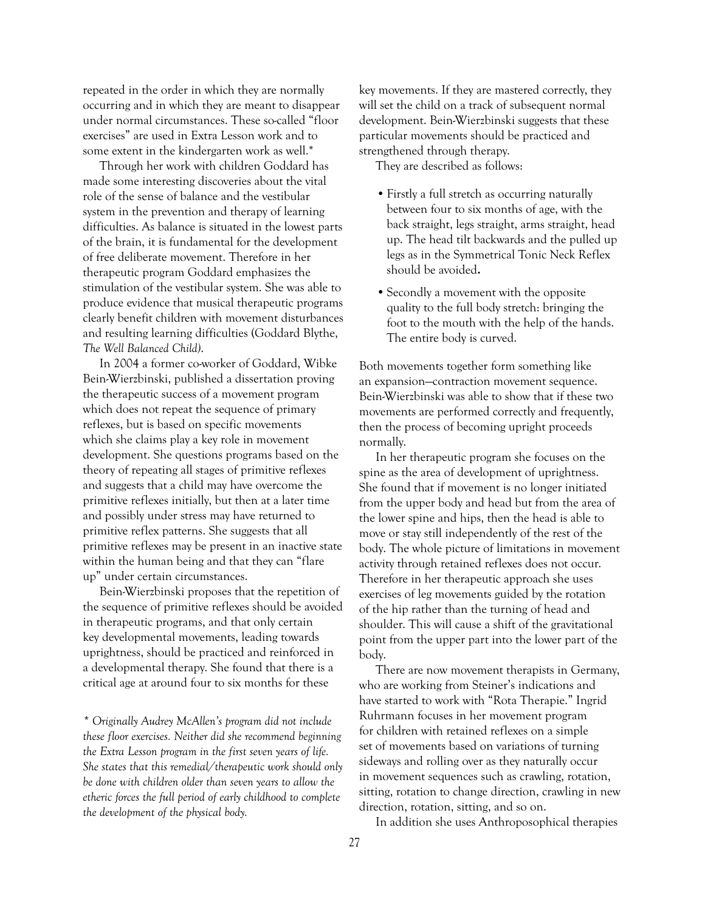repeated in the order in which they are normally occurring and in which they are meant to disappear under normal circumstances. These so-called "floor exercises" are used in Extra Lesson work and to some extent in the kindergarten work as well.*

Through her work with children Goddard has made some interesting discoveries about the vital role of the sense of balance and the vestibular system in the prevention and therapy of learning difficulties. As balance is situated in the lowest parts of the brain, it is fundamental for the development of free deliberate movement. Therefore in her therapeutic program Goddard emphasizes the stimulation of the vestibular system. She was able to produce evidence that musical therapeutic programs clearly benefit children with movement disturbances and resulting learning difficulties (Goddard Blythe, *The Well Balanced Child).*

In 2004 a former co-worker of Goddard, Wibke Bein-Wierzbinski, published a dissertation proving the therapeutic success of a movement program which does not repeat the sequence of primary reflexes, but is based on specific movements which she claims play a key role in movement development. She questions programs based on the theory of repeating all stages of primitive reflexes and suggests that a child may have overcome the primitive reflexes initially, but then at a later time and possibly under stress may have returned to primitive reflex patterns. She suggests that all primitive reflexes may be present in an inactive state within the human being and that they can "flare up" under certain circumstances.

Bein-Wierzbinski proposes that the repetition of the sequence of primitive reflexes should be avoided in therapeutic programs, and that only certain key developmental movements, leading towards uprightness, should be practiced and reinforced in a developmental therapy. She found that there is a critical age at around four to six months for these key movements. If they are mastered correctly, they will set the child on a track of subsequent normal development. Bein-Wierzbinski suggests that these particular movements should be practiced and strengthened through therapy.

They are described as follows:

- Firstly a full stretch as occurring naturally between four to six months of age, with the back straight, legs straight, arms straight, head up. The head tilt backwards and the pulled up legs as in the Symmetrical Tonic Neck Reflex should be avoided.
- Secondly a movement with the opposite quality to the full body stretch: bringing the foot to the mouth with the help of the hands. The entire body is curved.

Both movements together form something like an expansion—contraction movement sequence. Bein-Wierzbinski was able to show that if these two movements are performed correctly and frequently, then the process of becoming upright proceeds normally.

In her therapeutic program she focuses on the spine as the area of development of uprightness. She found that if movement is no longer initiated from the upper body and head but from the area of the lower spine and hips, then the head is able to move or stay still independently of the rest of the body. The whole picture of limitations in movement activity through retained reflexes does not occur. Therefore in her therapeutic approach she uses exercises of leg movements guided by the rotation of the hip rather than the turning of head and shoulder. This will cause a shift of the gravitational point from the upper part into the lower part of the body.

There are now movement therapists in Germany, who are working from Steiner's indications and have started to work with "Rota Therapie." Ingrid Ruhrmann focuses in her movement program for children with retained reflexes on a simple set of movements based on variations of turning sideways and rolling over as they naturally occur in movement sequences such as crawling, rotation, sitting, rotation to change direction, crawling in new direction, rotation, sitting, and so on.

In addition she uses Anthroposophical therapies

*\* Originally Audrey McAllen's program did not include these floor exercises. Neither did she recommend beginning the Extra Lesson program in the first seven years of life. She states that this remedial/therapeutic work should only be done with children older than seven years to allow the etheric forces the full period of early childhood to complete the development of the physical body.*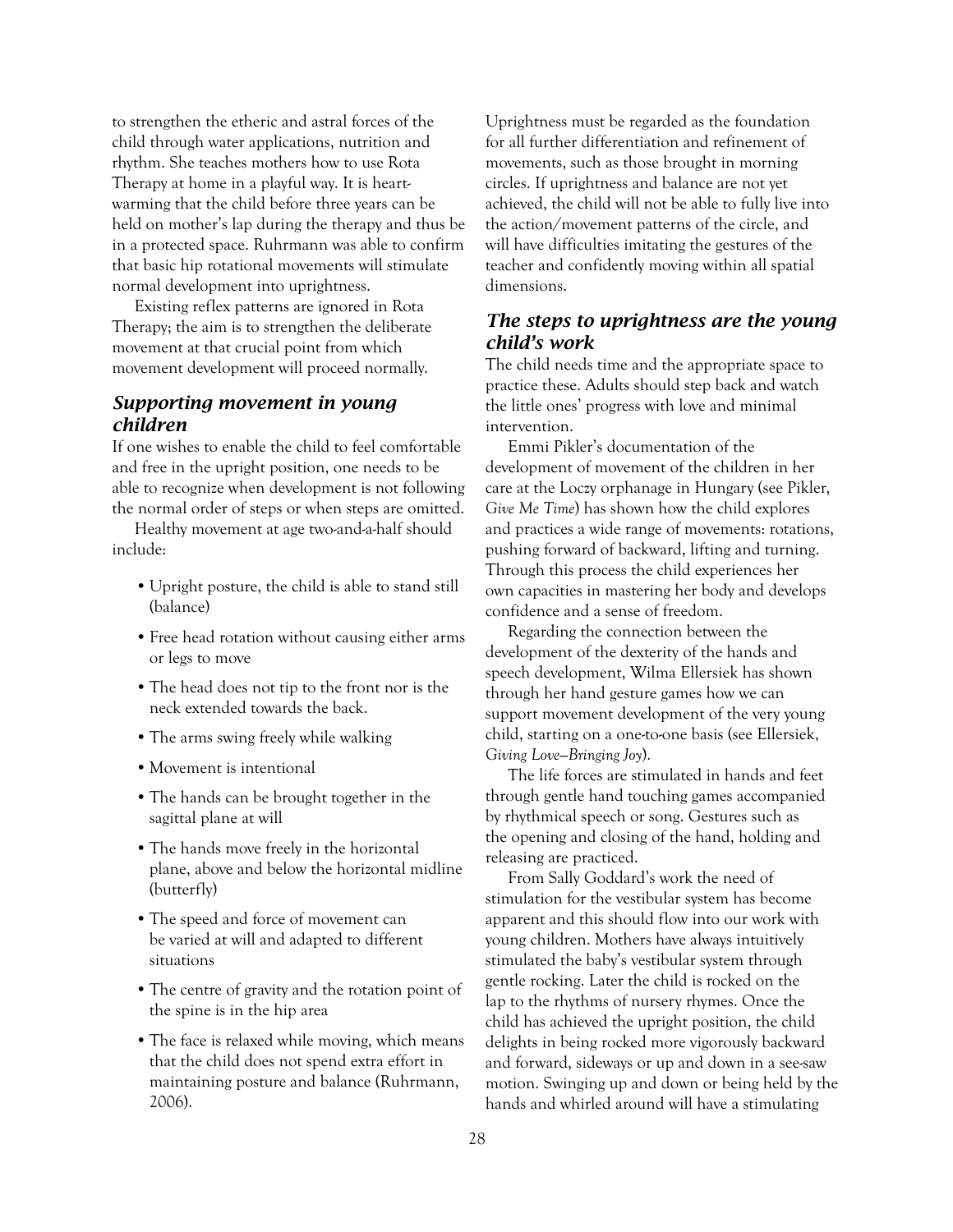to strengthen the etheric and astral forces of the child through water applications, nutrition and rhythm. She teaches mothers how to use Rota Therapy at home in a playful way. It is heart-warming that the child before three years can be held on mother's lap during the therapy and thus be in a protected space. Ruhrmann was able to confirm that basic hip rotational movements will stimulate normal development into uprightness.

Existing reflex patterns are ignored in Rota Therapy; the aim is to strengthen the deliberate movement at that crucial point from which movement development will proceed normally.

### *Supporting movement in young children*

If one wishes to enable the child to feel comfortable and free in the upright position, one needs to be able to recognize when development is not following the normal order of steps or when steps are omitted.

Healthy movement at age two-and-a-half should include:

- Upright posture, the child is able to stand still (balance)
- Free head rotation without causing either arms or legs to move
- The head does not tip to the front nor is the neck extended towards the back.
- The arms swing freely while walking
- Movement is intentional
- The hands can be brought together in the sagittal plane at will
- The hands move freely in the horizontal plane, above and below the horizontal midline (butterfly)
- The speed and force of movement can be varied at will and adapted to different situations
- The centre of gravity and the rotation point of the spine is in the hip area
- The face is relaxed while moving, which means that the child does not spend extra effort in maintaining posture and balance (Ruhrmann, 2006).

Uprightness must be regarded as the foundation for all further differentiation and refinement of movements, such as those brought in morning circles. If uprightness and balance are not yet achieved, the child will not be able to fully live into the action/movement patterns of the circle, and will have difficulties imitating the gestures of the teacher and confidently moving within all spatial dimensions.

### *The steps to uprightness are the young child's work*

The child needs time and the appropriate space to practice these. Adults should step back and watch the little ones' progress with love and minimal intervention.

Emmi Pikler's documentation of the development of movement of the children in her care at the Loczy orphanage in Hungary (see Pikler, *Give Me Time*) has shown how the child explores and practices a wide range of movements: rotations, pushing forward of backward, lifting and turning. Through this process the child experiences her own capacities in mastering her body and develops confidence and a sense of freedom.

Regarding the connection between the development of the dexterity of the hands and speech development, Wilma Ellersiek has shown through her hand gesture games how we can support movement development of the very young child, starting on a one-to-one basis (see Ellersiek, *Giving Love—Bringing Joy*).

The life forces are stimulated in hands and feet through gentle hand touching games accompanied by rhythmical speech or song. Gestures such as the opening and closing of the hand, holding and releasing are practiced.

From Sally Goddard's work the need of stimulation for the vestibular system has become apparent and this should flow into our work with young children. Mothers have always intuitively stimulated the baby's vestibular system through gentle rocking. Later the child is rocked on the lap to the rhythms of nursery rhymes. Once the child has achieved the upright position, the child delights in being rocked more vigorously backward and forward, sideways or up and down in a see-saw motion. Swinging up and down or being held by the hands and whirled around will have a stimulating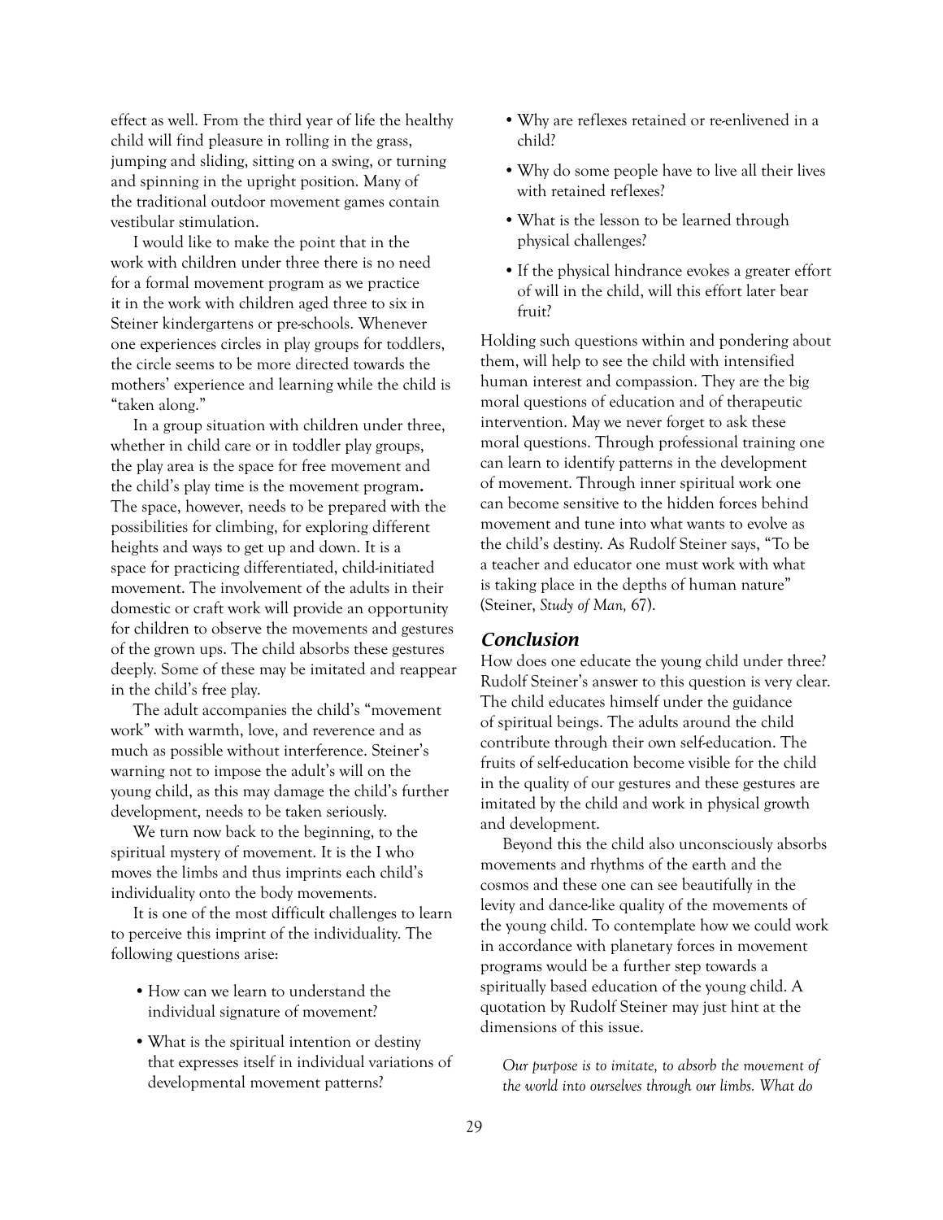effect as well. From the third year of life the healthy child will find pleasure in rolling in the grass, jumping and sliding, sitting on a swing, or turning and spinning in the upright position. Many of the traditional outdoor movement games contain vestibular stimulation.

I would like to make the point that in the work with children under three there is no need for a formal movement program as we practice it in the work with children aged three to six in Steiner kindergartens or pre-schools. Whenever one experiences circles in play groups for toddlers, the circle seems to be more directed towards the mothers' experience and learning while the child is "taken along."

In a group situation with children under three, whether in child care or in toddler play groups, the play area is the space for free movement and the child's play time is the movement program**.** The space, however, needs to be prepared with the possibilities for climbing, for exploring different heights and ways to get up and down. It is a space for practicing differentiated, child-initiated movement. The involvement of the adults in their domestic or craft work will provide an opportunity for children to observe the movements and gestures of the grown ups. The child absorbs these gestures deeply. Some of these may be imitated and reappear in the child's free play.

The adult accompanies the child's "movement work" with warmth, love, and reverence and as much as possible without interference. Steiner's warning not to impose the adult's will on the young child, as this may damage the child's further development, needs to be taken seriously.

We turn now back to the beginning, to the spiritual mystery of movement. It is the I who moves the limbs and thus imprints each child's individuality onto the body movements.

It is one of the most difficult challenges to learn to perceive this imprint of the individuality. The following questions arise:

- How can we learn to understand the individual signature of movement?
- What is the spiritual intention or destiny that expresses itself in individual variations of developmental movement patterns?
- Why are reflexes retained or re-enlivened in a child?
- Why do some people have to live all their lives with retained reflexes?
- What is the lesson to be learned through physical challenges?
- If the physical hindrance evokes a greater effort of will in the child, will this effort later bear fruit?

Holding such questions within and pondering about them, will help to see the child with intensified human interest and compassion. They are the big moral questions of education and of therapeutic intervention. May we never forget to ask these moral questions. Through professional training one can learn to identify patterns in the development of movement. Through inner spiritual work one can become sensitive to the hidden forces behind movement and tune into what wants to evolve as the child's destiny. As Rudolf Steiner says, "To be a teacher and educator one must work with what is taking place in the depths of human nature" (Steiner, *Study of Man,* 67).

## Conclusion

How does one educate the young child under three? Rudolf Steiner's answer to this question is very clear. The child educates himself under the guidance of spiritual beings. The adults around the child contribute through their own self-education. The fruits of self-education become visible for the child in the quality of our gestures and these gestures are imitated by the child and work in physical growth and development.

Beyond this the child also unconsciously absorbs movements and rhythms of the earth and the cosmos and these one can see beautifully in the levity and dance-like quality of the movements of the young child. To contemplate how we could work in accordance with planetary forces in movement programs would be a further step towards a spiritually based education of the young child. A quotation by Rudolf Steiner may just hint at the dimensions of this issue.

> *Our purpose is to imitate, to absorb the movement of the world into ourselves through our limbs. What do*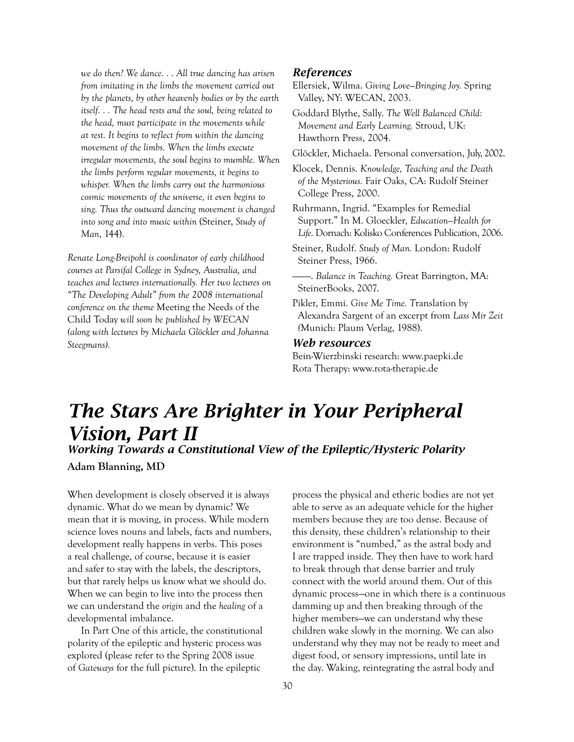*we do then? We dance. . . All true dancing has arisen from imitating in the limbs the movement carried out by the planets, by other heavenly bodies or by the earth itself. . . The head rests and the soul, being related to the head, must participate in the movements while at rest. It begins to reflect from within the dancing movement of the limbs. When the limbs execute irregular movements, the soul begins to mumble. When the limbs perform regular movements, it begins to whisper. When the limbs carry out the harmonious cosmic movements of the universe, it even begins to sing. Thus the outward dancing movement is changed into song and into music within* (Steiner, *Study of Man*, 144).

*Renate Long-Breipohl is coordinator of early childhood courses at Parsifal College in Sydney, Australia, and teaches and lectures internationally. Her two lectures on "The Developing Adult" from the 2008 international conference on the theme* Meeting the Needs of the Child Today *will soon be published by WECAN (along with lectures by Michaela Glöckler and Johanna Steegmans).*

### References

Ellersiek, Wilma. *Giving Love—Bringing Joy.* Spring Valley, NY: WECAN, 2003.

Goddard Blythe, Sally. *The Well Balanced Child: Movement and Early Learning.* Stroud, UK: Hawthorn Press, 2004.

Glöckler, Michaela. Personal conversation, July, 2002.

Klocek, Dennis. *Knowledge, Teaching and the Death of the Mysterious.* Fair Oaks, CA: Rudolf Steiner College Press, 2000.

Ruhrmann, Ingrid. "Examples for Remedial Support." In M. Gloeckler, *Education—Health for Life.* Dornach: Kolisko Conferences Publication, 2006.

Steiner, Rudolf. *Study of Man.* London: Rudolf Steiner Press, 1966.

———. *Balance in Teaching.* Great Barrington, MA: SteinerBooks, 2007.

Pikler, Emmi. *Give Me Time.* Translation by Alexandra Sargent of an excerpt from *Lass Mir Zeit* (Munich: Plaum Verlag, 1988).

### Web resources

Bein-Wierzbinski research: www.paepki.de
Rota Therapy: www.rota-therapie.de

# *The Stars Are Brighter in Your Peripheral Vision, Part II*

## *Working Towards a Constitutional View of the Epileptic/Hysteric Polarity*

**Adam Blanning, MD**

When development is closely observed it is always dynamic. What do we mean by dynamic? We mean that it is moving, in process. While modern science loves nouns and labels, facts and numbers, development really happens in verbs. This poses a real challenge, of course, because it is easier and safer to stay with the labels, the descriptors, but that rarely helps us know what we should do. When we can begin to live into the process then we can understand the *origin* and the *healing* of a developmental imbalance.

In Part One of this article, the constitutional polarity of the epileptic and hysteric process was explored (please refer to the Spring 2008 issue of *Gateways* for the full picture). In the epileptic process the physical and etheric bodies are not yet able to serve as an adequate vehicle for the higher members because they are too dense. Because of this density, these children's relationship to their environment is "numbed," as the astral body and I are trapped inside. They then have to work hard to break through that dense barrier and truly connect with the world around them. Out of this dynamic process—one in which there is a continuous damming up and then breaking through of the higher members—we can understand why these children wake slowly in the morning. We can also understand why they may not be ready to meet and digest food, or sensory impressions, until late in the day. Waking, reintegrating the astral body and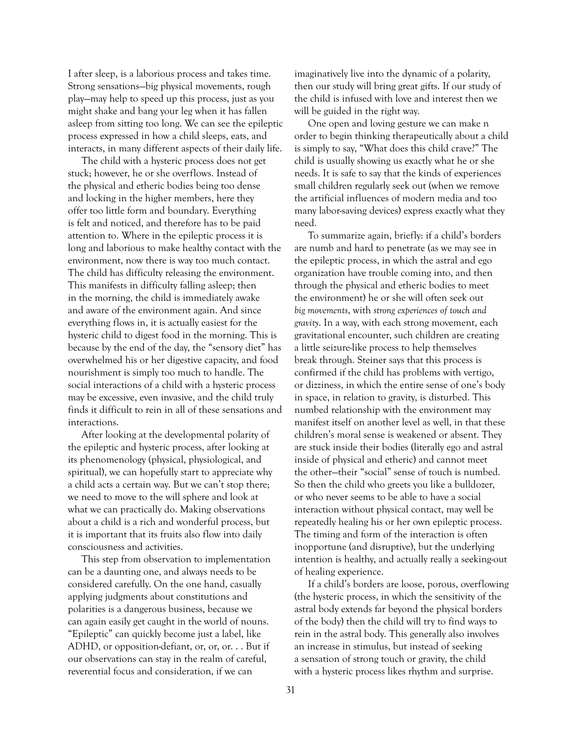I after sleep, is a laborious process and takes time. Strong sensations—big physical movements, rough play—may help to speed up this process, just as you might shake and bang your leg when it has fallen asleep from sitting too long. We can see the epileptic process expressed in how a child sleeps, eats, and interacts, in many different aspects of their daily life.

The child with a hysteric process does not get stuck; however, he or she overflows. Instead of the physical and etheric bodies being too dense and locking in the higher members, here they offer too little form and boundary. Everything is felt and noticed, and therefore has to be paid attention to. Where in the epileptic process it is long and laborious to make healthy contact with the environment, now there is way too much contact. The child has difficulty releasing the environment. This manifests in difficulty falling asleep; then in the morning, the child is immediately awake and aware of the environment again. And since everything flows in, it is actually easiest for the hysteric child to digest food in the morning. This is because by the end of the day, the "sensory diet" has overwhelmed his or her digestive capacity, and food nourishment is simply too much to handle. The social interactions of a child with a hysteric process may be excessive, even invasive, and the child truly finds it difficult to rein in all of these sensations and interactions.

After looking at the developmental polarity of the epileptic and hysteric process, after looking at its phenomenology (physical, physiological, and spiritual), we can hopefully start to appreciate why a child acts a certain way. But we can't stop there; we need to move to the will sphere and look at what we can practically do. Making observations about a child is a rich and wonderful process, but it is important that its fruits also flow into daily consciousness and activities.

This step from observation to implementation can be a daunting one, and always needs to be considered carefully. On the one hand, casually applying judgments about constitutions and polarities is a dangerous business, because we can again easily get caught in the world of nouns. "Epileptic" can quickly become just a label, like ADHD, or opposition-defiant, or, or, or. . . But if our observations can stay in the realm of careful, reverential focus and consideration, if we can imaginatively live into the dynamic of a polarity, then our study will bring great gifts. If our study of the child is infused with love and interest then we will be guided in the right way.

One open and loving gesture we can make n order to begin thinking therapeutically about a child is simply to say, "What does this child crave?" The child is usually showing us exactly what he or she needs. It is safe to say that the kinds of experiences small children regularly seek out (when we remove the artificial influences of modern media and too many labor-saving devices) express exactly what they need.

To summarize again, briefly: if a child's borders are numb and hard to penetrate (as we may see in the epileptic process, in which the astral and ego organization have trouble coming into, and then through the physical and etheric bodies to meet the environment) he or she will often seek out *big movements*, with *strong experiences of touch and gravity*. In a way, with each strong movement, each gravitational encounter, such children are creating a little seizure-like process to help themselves break through. Steiner says that this process is confirmed if the child has problems with vertigo, or dizziness, in which the entire sense of one's body in space, in relation to gravity, is disturbed. This numbed relationship with the environment may manifest itself on another level as well, in that these children's moral sense is weakened or absent. They are stuck inside their bodies (literally ego and astral inside of physical and etheric) and cannot meet the other—their "social" sense of touch is numbed. So then the child who greets you like a bulldozer, or who never seems to be able to have a social interaction without physical contact, may well be repeatedly healing his or her own epileptic process. The timing and form of the interaction is often inopportune (and disruptive), but the underlying intention is healthy, and actually really a seeking-out of healing experience.

If a child's borders are loose, porous, overflowing (the hysteric process, in which the sensitivity of the astral body extends far beyond the physical borders of the body) then the child will try to find ways to rein in the astral body. This generally also involves an increase in stimulus, but instead of seeking a sensation of strong touch or gravity, the child with a hysteric process likes rhythm and surprise.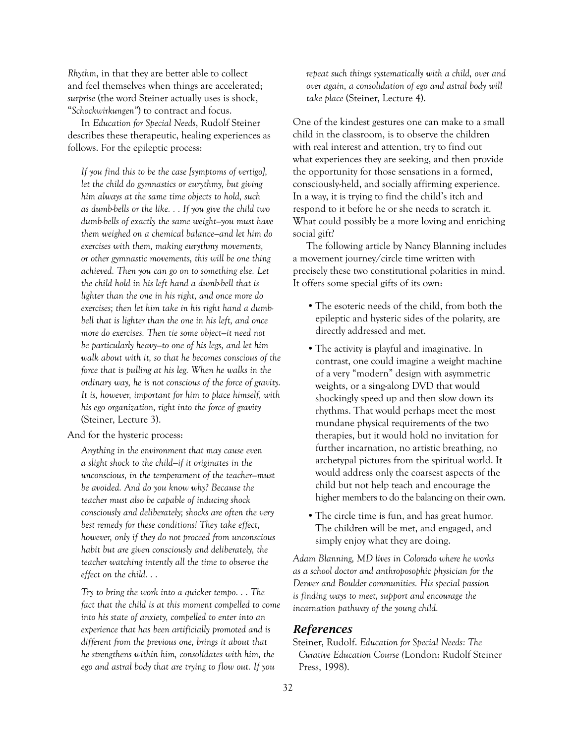*Rhythm*, in that they are better able to collect and feel themselves when things are accelerated; *surprise* (the word Steiner actually uses is shock, "*Schockwirkungen*") to contract and focus.

In *Education for Special Needs*, Rudolf Steiner describes these therapeutic, healing experiences as follows. For the epileptic process:

> *If you find this to be the case [symptoms of vertigo], let the child do gymnastics or eurythmy, but giving him always at the same time objects to hold, such as dumb-bells or the like. . . If you give the child two dumb-bells of exactly the same weight—you must have them weighed on a chemical balance—and let him do exercises with them, making eurythmy movements, or other gymnastic movements, this will be one thing achieved. Then you can go on to something else. Let the child hold in his left hand a dumb-bell that is lighter than the one in his right, and once more do exercises; then let him take in his right hand a dumb-bell that is lighter than the one in his left, and once more do exercises. Then tie some object—it need not be particularly heavy—to one of his legs, and let him walk about with it, so that he becomes conscious of the force that is pulling at his leg. When he walks in the ordinary way, he is not conscious of the force of gravity. It is, however, important for him to place himself, with his ego organization, right into the force of gravity* (Steiner, Lecture 3).

And for the hysteric process:

> *Anything in the environment that may cause even a slight shock to the child—if it originates in the unconscious, in the temperament of the teacher—must be avoided. And do you know why? Because the teacher must also be capable of inducing shock consciously and deliberately; shocks are often the very best remedy for these conditions! They take effect, however, only if they do not proceed from unconscious habit but are given consciously and deliberately, the teacher watching intently all the time to observe the effect on the child. . .*
>
> *Try to bring the work into a quicker tempo. . . The fact that the child is at this moment compelled to come into his state of anxiety, compelled to enter into an experience that has been artificially promoted and is different from the previous one, brings it about that he strengthens within him, consolidates with him, the ego and astral body that are trying to flow out. If you repeat such things systematically with a child, over and over again, a consolidation of ego and astral body will take place* (Steiner, Lecture 4).

One of the kindest gestures one can make to a small child in the classroom, is to observe the children with real interest and attention, try to find out what experiences they are seeking, and then provide the opportunity for those sensations in a formed, consciously-held, and socially affirming experience. In a way, it is trying to find the child's itch and respond to it before he or she needs to scratch it. What could possibly be a more loving and enriching social gift?

The following article by Nancy Blanning includes a movement journey/circle time written with precisely these two constitutional polarities in mind. It offers some special gifts of its own:

- The esoteric needs of the child, from both the epileptic and hysteric sides of the polarity, are directly addressed and met.
- The activity is playful and imaginative. In contrast, one could imagine a weight machine of a very "modern" design with asymmetric weights, or a sing-along DVD that would shockingly speed up and then slow down its rhythms. That would perhaps meet the most mundane physical requirements of the two therapies, but it would hold no invitation for further incarnation, no artistic breathing, no archetypal pictures from the spiritual world. It would address only the coarsest aspects of the child but not help teach and encourage the higher members to do the balancing on their own.
- The circle time is fun, and has great humor. The children will be met, and engaged, and simply enjoy what they are doing.

*Adam Blanning, MD lives in Colorado where he works as a school doctor and anthroposophic physician for the Denver and Boulder communities. His special passion is finding ways to meet, support and encourage the incarnation pathway of the young child.*

## References

Steiner, Rudolf. *Education for Special Needs: The Curative Education Course* (London: Rudolf Steiner Press, 1998).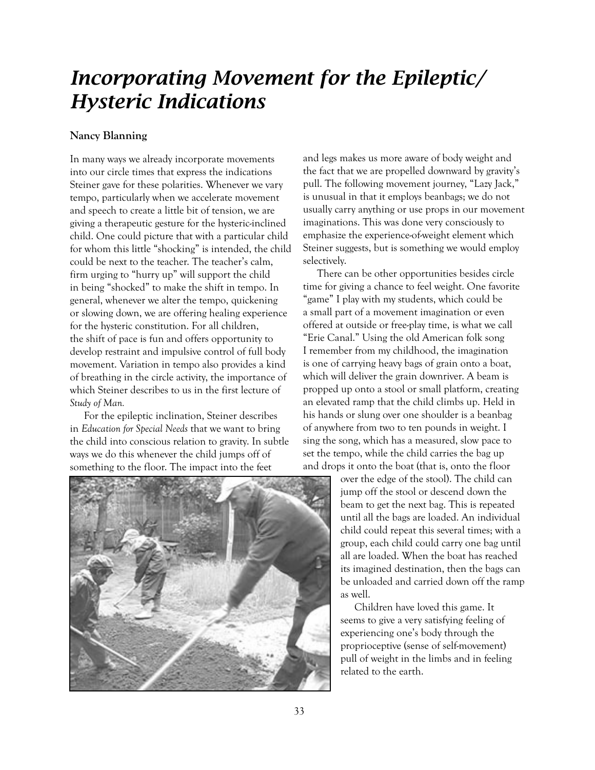# *Incorporating Movement for the Epileptic/ Hysteric Indications*

**Nancy Blanning**

In many ways we already incorporate movements into our circle times that express the indications Steiner gave for these polarities. Whenever we vary tempo, particularly when we accelerate movement and speech to create a little bit of tension, we are giving a therapeutic gesture for the hysteric-inclined child. One could picture that with a particular child for whom this little "shocking" is intended, the child could be next to the teacher. The teacher's calm, firm urging to "hurry up" will support the child in being "shocked" to make the shift in tempo. In general, whenever we alter the tempo, quickening or slowing down, we are offering healing experience for the hysteric constitution. For all children, the shift of pace is fun and offers opportunity to develop restraint and impulsive control of full body movement. Variation in tempo also provides a kind of breathing in the circle activity, the importance of which Steiner describes to us in the first lecture of *Study of Man.*

For the epileptic inclination, Steiner describes in *Education for Special Needs* that we want to bring the child into conscious relation to gravity. In subtle ways we do this whenever the child jumps off of something to the floor. The impact into the feet and legs makes us more aware of body weight and the fact that we are propelled downward by gravity's pull. The following movement journey, "Lazy Jack," is unusual in that it employs beanbags; we do not usually carry anything or use props in our movement imaginations. This was done very consciously to emphasize the experience-of-weight element which Steiner suggests, but is something we would employ selectively.

There can be other opportunities besides circle time for giving a chance to feel weight. One favorite "game" I play with my students, which could be a small part of a movement imagination or even offered at outside or free-play time, is what we call "Erie Canal." Using the old American folk song I remember from my childhood, the imagination is one of carrying heavy bags of grain onto a boat, which will deliver the grain downriver. A beam is propped up onto a stool or small platform, creating an elevated ramp that the child climbs up. Held in his hands or slung over one shoulder is a beanbag of anywhere from two to ten pounds in weight. I sing the song, which has a measured, slow pace to set the tempo, while the child carries the bag up and drops it onto the boat (that is, onto the floor over the edge of the stool). The child can jump off the stool or descend down the beam to get the next bag. This is repeated until all the bags are loaded. An individual child could repeat this several times; with a group, each child could carry one bag until all are loaded. When the boat has reached its imagined destination, then the bags can be unloaded and carried down off the ramp as well.

Children have loved this game. It seems to give a very satisfying feeling of experiencing one's body through the proprioceptive (sense of self-movement) pull of weight in the limbs and in feeling related to the earth.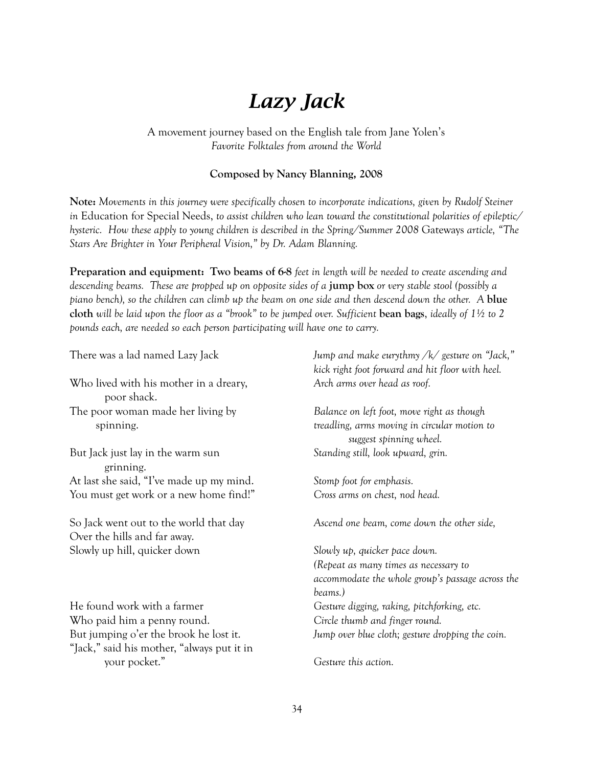# *Lazy Jack*

A movement journey based on the English tale from Jane Yolen's *Favorite Folktales from around the World*

**Composed by Nancy Blanning, 2008**

**Note:** *Movements in this journey were specifically chosen to incorporate indications, given by Rudolf Steiner in* Education for Special Needs, *to assist children who lean toward the constitutional polarities of epileptic/hysteric. How these apply to young children is described in the Spring/Summer 2008* Gateways *article, "The Stars Are Brighter in Your Peripheral Vision," by Dr. Adam Blanning.*

**Preparation and equipment: Two beams of 6-8** *feet in length will be needed to create ascending and descending beams. These are propped up on opposite sides of a* **jump box** *or very stable stool (possibly a piano bench), so the children can climb up the beam on one side and then descend down the other. A* **blue cloth** *will be laid upon the floor as a "brook" to be jumped over. Sufficient* **bean bags**, *ideally of 1½ to 2 pounds each, are needed so each person participating will have one to carry.*

| | |
|---|---|
| There was a lad named Lazy Jack | *Jump and make eurythmy /k/ gesture on "Jack," kick right foot forward and hit floor with heel.* |
| Who lived with his mother in a dreary, poor shack. | *Arch arms over head as roof.* |
| The poor woman made her living by spinning. | *Balance on left foot, move right as though treadling, arms moving in circular motion to suggest spinning wheel.* |
| But Jack just lay in the warm sun grinning. | *Standing still, look upward, grin.* |
| At last she said, "I've made up my mind. | *Stomp foot for emphasis.* |
| You must get work or a new home find!" | *Cross arms on chest, nod head.* |
| So Jack went out to the world that day<br>Over the hills and far away. | *Ascend one beam, come down the other side,* |
| Slowly up hill, quicker down | *Slowly up, quicker pace down.*<br>*(Repeat as many times as necessary to accommodate the whole group's passage across the beams.)* |
| He found work with a farmer | *Gesture digging, raking, pitchforking, etc.* |
| Who paid him a penny round. | *Circle thumb and finger round.* |
| But jumping o'er the brook he lost it. | *Jump over blue cloth; gesture dropping the coin.* |
| "Jack," said his mother, "always put it in your pocket." | *Gesture this action.* |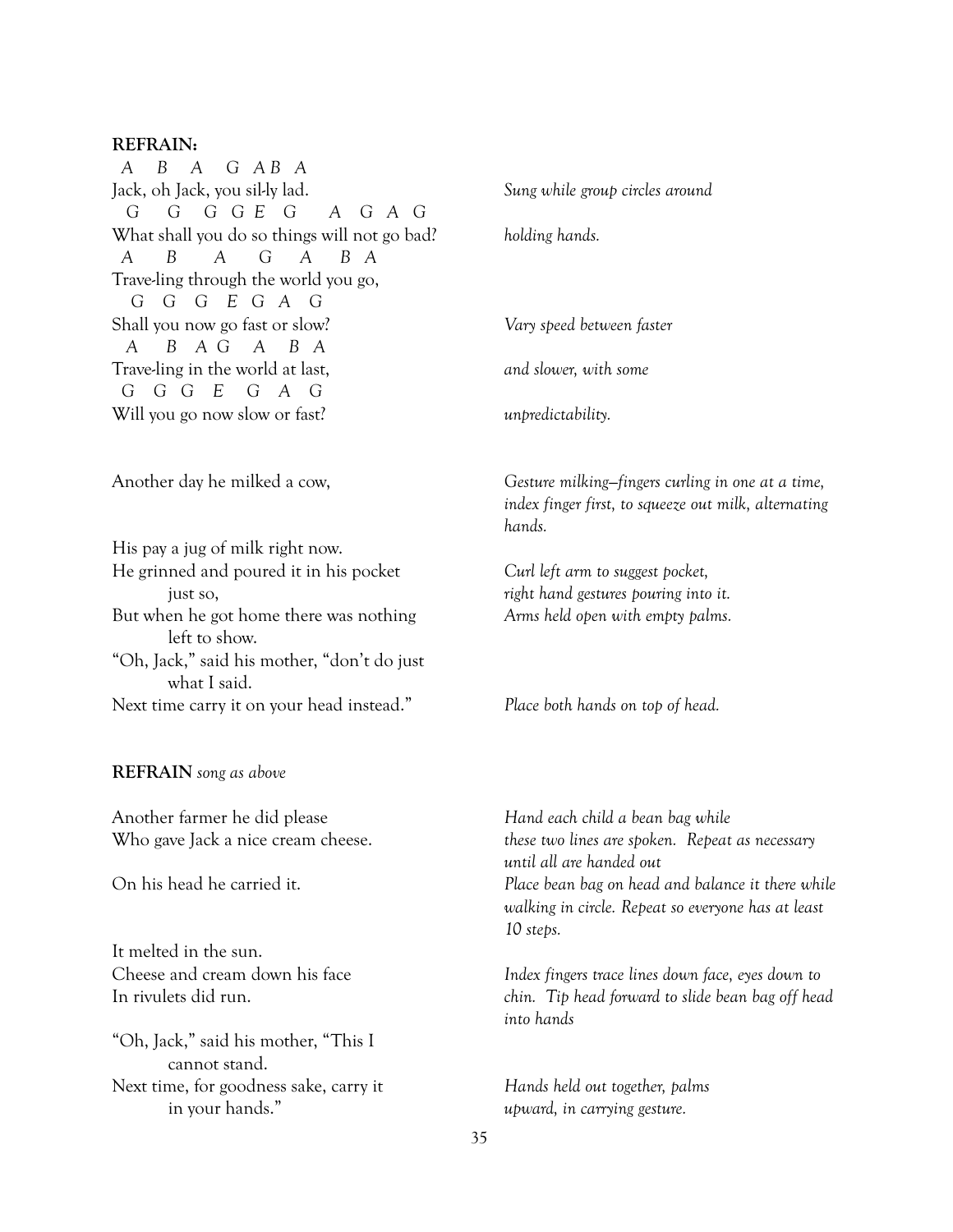**REFRAIN:**

| | |
|---|---|
| *A B A G A B A*<br>Jack, oh Jack, you sil-ly lad. | *Sung while group circles around* |
| *G G G G E G A G A G*<br>What shall you do so things will not go bad? | *holding hands.* |
| *A B A G A B A*<br>Trave-ling through the world you go, | |
| *G G G E G A G*<br>Shall you now go fast or slow? | *Vary speed between faster* |
| *A B A G A B A*<br>Trave-ling in the world at last, | *and slower, with some* |
| *G G G E G A G*<br>Will you go now slow or fast? | *unpredictability.* |

| | |
|---|---|
| Another day he milked a cow, | *Gesture milking–fingers curling in one at a time, index finger first, to squeeze out milk, alternating hands.* |
| His pay a jug of milk right now. | |
| He grinned and poured it in his pocket just so, | *Curl left arm to suggest pocket, right hand gestures pouring into it.* |
| But when he got home there was nothing left to show. | *Arms held open with empty palms.* |
| "Oh, Jack," said his mother, "don't do just what I said. | |
| Next time carry it on your head instead." | *Place both hands on top of head.* |

**REFRAIN** *song as above*

| | |
|---|---|
| Another farmer he did please<br>Who gave Jack a nice cream cheese. | *Hand each child a bean bag while these two lines are spoken. Repeat as necessary until all are handed out* |
| On his head he carried it. | *Place bean bag on head and balance it there while walking in circle. Repeat so everyone has at least 10 steps.* |
| It melted in the sun. | |
| Cheese and cream down his face<br>In rivulets did run. | *Index fingers trace lines down face, eyes down to chin. Tip head forward to slide bean bag off head into hands* |
| "Oh, Jack," said his mother, "This I cannot stand. | |
| Next time, for goodness sake, carry it in your hands." | *Hands held out together, palms upward, in carrying gesture.* |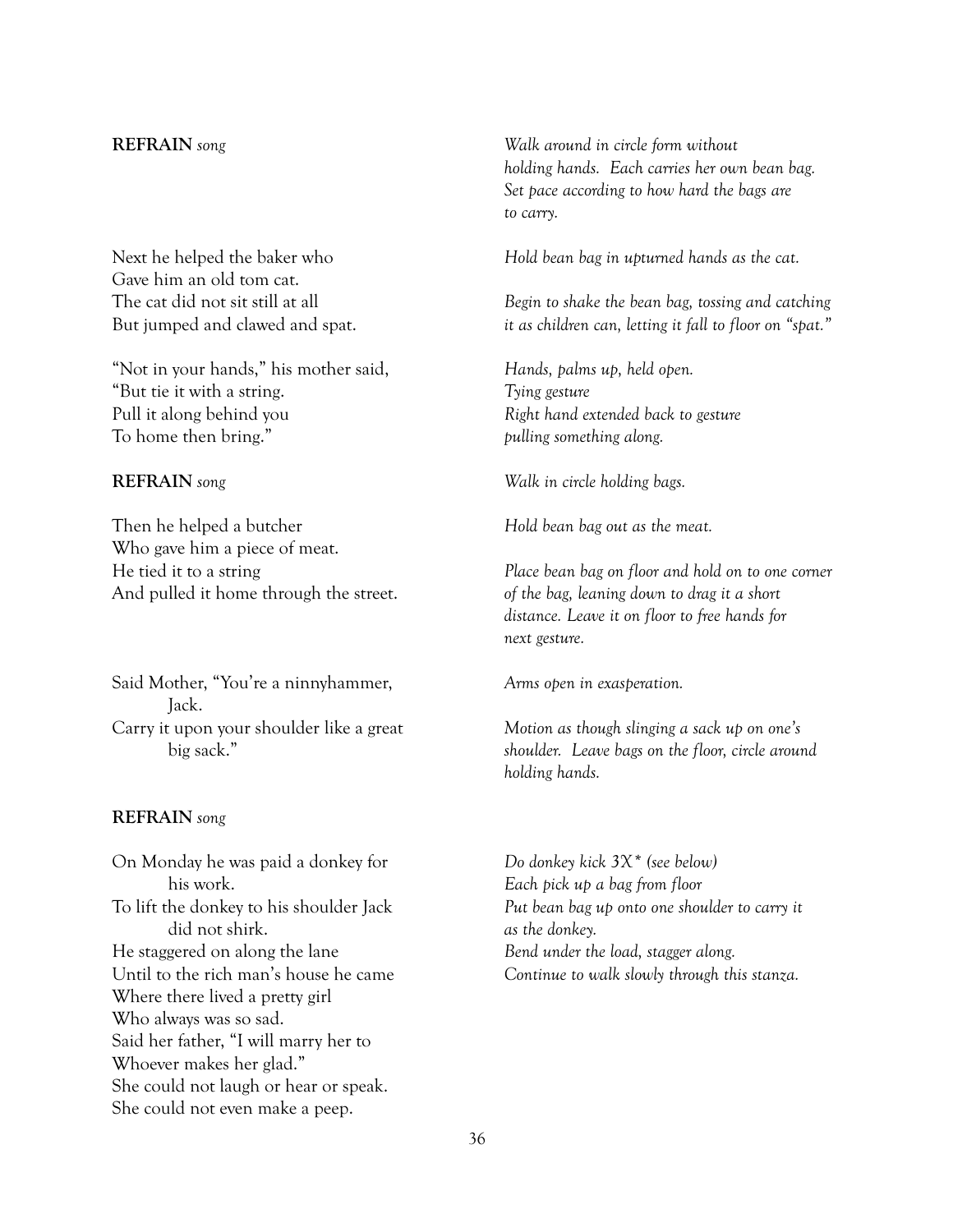| | |
|---|---|
| **REFRAIN** *song* | *Walk around in circle form without holding hands. Each carries her own bean bag. Set pace according to how hard the bags are to carry.* |
| Next he helped the baker who<br>Gave him an old tom cat. | *Hold bean bag in upturned hands as the cat.* |
| The cat did not sit still at all<br>But jumped and clawed and spat. | *Begin to shake the bean bag, tossing and catching it as children can, letting it fall to floor on "spat."* |
| "Not in your hands," his mother said, | *Hands, palms up, held open.* |
| "But tie it with a string. | *Tying gesture* |
| Pull it along behind you<br>To home then bring." | *Right hand extended back to gesture pulling something along.* |
| **REFRAIN** *song* | *Walk in circle holding bags.* |
| Then he helped a butcher<br>Who gave him a piece of meat. | *Hold bean bag out as the meat.* |
| He tied it to a string<br>And pulled it home through the street. | *Place bean bag on floor and hold on to one corner of the bag, leaning down to drag it a short distance. Leave it on floor to free hands for next gesture.* |
| Said Mother, "You're a ninnyhammer, Jack. | *Arms open in exasperation.* |
| Carry it upon your shoulder like a great big sack." | *Motion as though slinging a sack up on one's shoulder. Leave bags on the floor, circle around holding hands.* |
| **REFRAIN** *song* | |
| On Monday he was paid a donkey for his work. | *Do donkey kick 3X\* (see below)*<br>*Each pick up a bag from floor* |
| To lift the donkey to his shoulder Jack did not shirk. | *Put bean bag up onto one shoulder to carry it as the donkey.* |
| He staggered on along the lane | *Bend under the load, stagger along.* |
| Until to the rich man's house he came<br>Where there lived a pretty girl<br>Who always was so sad.<br>Said her father, "I will marry her to<br>Whoever makes her glad."<br>She could not laugh or hear or speak.<br>She could not even make a peep. | *Continue to walk slowly through this stanza.* |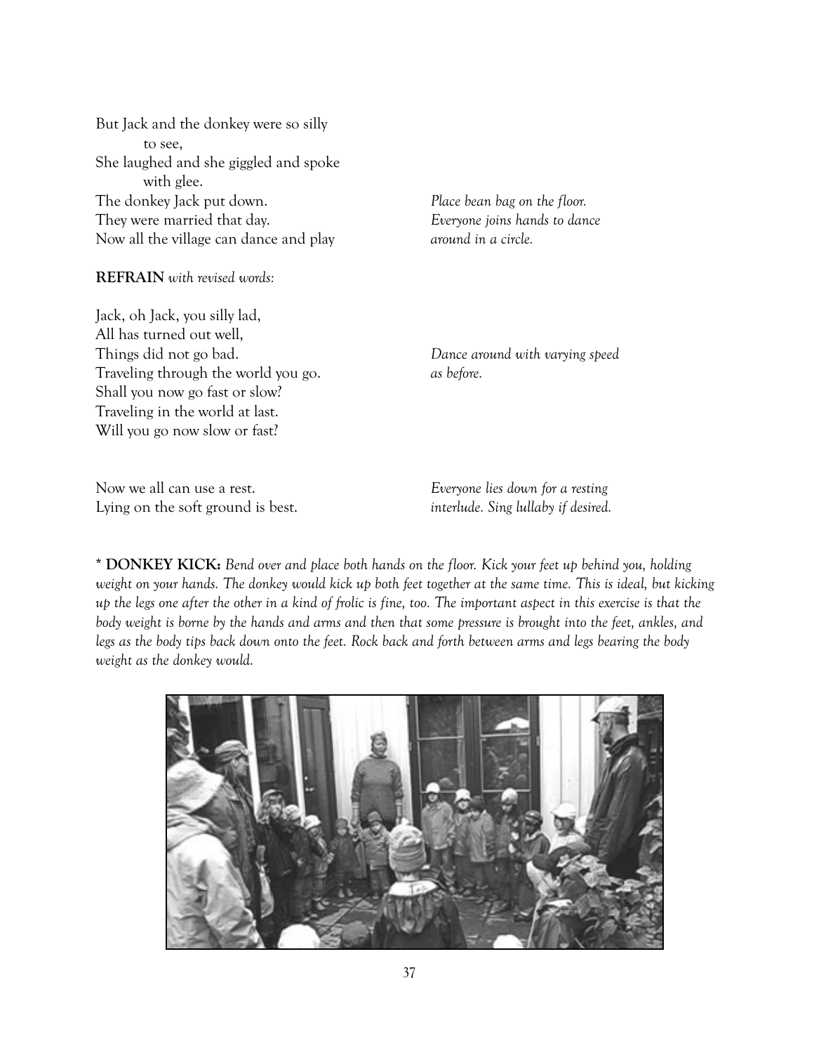But Jack and the donkey were so silly
to see,
She laughed and she giggled and spoke
with glee.
The donkey Jack put down.
They were married that day.
Now all the village can dance and play

*Place bean bag on the floor. Everyone joins hands to dance around in a circle.*

**REFRAIN** *with revised words:*

Jack, oh Jack, you silly lad,
All has turned out well,
Things did not go bad.
Traveling through the world you go.
Shall you now go fast or slow?
Traveling in the world at last.
Will you go now slow or fast?

*Dance around with varying speed as before.*

Now we all can use a rest.
Lying on the soft ground is best.

*Everyone lies down for a resting interlude. Sing lullaby if desired.*

\* **DONKEY KICK:** *Bend over and place both hands on the floor. Kick your feet up behind you, holding weight on your hands. The donkey would kick up both feet together at the same time. This is ideal, but kicking up the legs one after the other in a kind of frolic is fine, too. The important aspect in this exercise is that the body weight is borne by the hands and arms and then that some pressure is brought into the feet, ankles, and legs as the body tips back down onto the feet. Rock back and forth between arms and legs bearing the body weight as the donkey would.*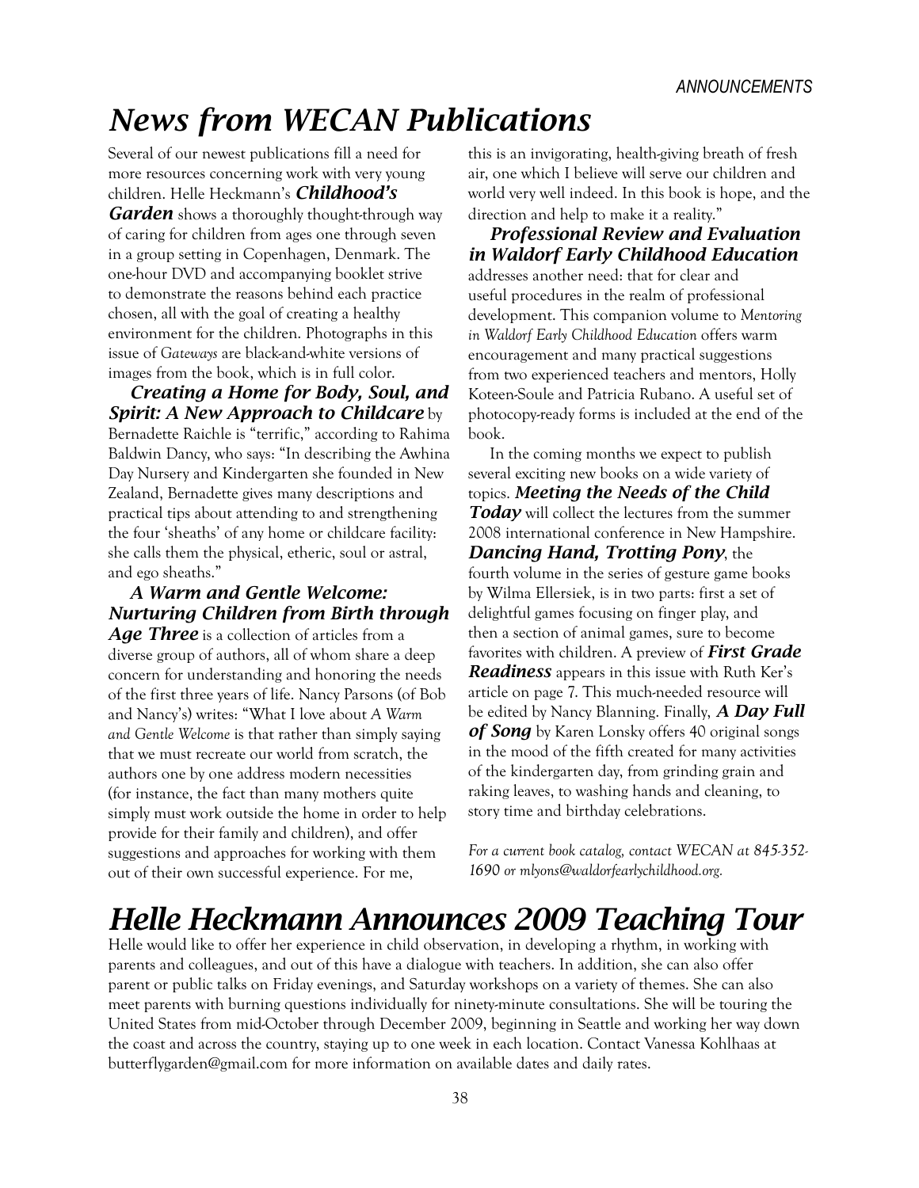# News from WECAN Publications

Several of our newest publications fill a need for more resources concerning work with very young children. Helle Heckmann's ***Childhood's Garden*** shows a thoroughly thought-through way of caring for children from ages one through seven in a group setting in Copenhagen, Denmark. The one-hour DVD and accompanying booklet strive to demonstrate the reasons behind each practice chosen, all with the goal of creating a healthy environment for the children. Photographs in this issue of *Gateways* are black-and-white versions of images from the book, which is in full color.

***Creating a Home for Body, Soul, and Spirit: A New Approach to Childcare*** by Bernadette Raichle is "terrific," according to Rahima Baldwin Dancy, who says: "In describing the Awhina Day Nursery and Kindergarten she founded in New Zealand, Bernadette gives many descriptions and practical tips about attending to and strengthening the four 'sheaths' of any home or childcare facility: she calls them the physical, etheric, soul or astral, and ego sheaths."

***A Warm and Gentle Welcome: Nurturing Children from Birth through Age Three*** is a collection of articles from a diverse group of authors, all of whom share a deep concern for understanding and honoring the needs of the first three years of life. Nancy Parsons (of Bob and Nancy's) writes: "What I love about *A Warm and Gentle Welcome* is that rather than simply saying that we must recreate our world from scratch, the authors one by one address modern necessities (for instance, the fact than many mothers quite simply must work outside the home in order to help provide for their family and children), and offer suggestions and approaches for working with them out of their own successful experience. For me, this is an invigorating, health-giving breath of fresh air, one which I believe will serve our children and world very well indeed. In this book is hope, and the direction and help to make it a reality."

***Professional Review and Evaluation in Waldorf Early Childhood Education*** addresses another need: that for clear and useful procedures in the realm of professional development. This companion volume to *Mentoring in Waldorf Early Childhood Education* offers warm encouragement and many practical suggestions from two experienced teachers and mentors, Holly Koteen-Soule and Patricia Rubano. A useful set of photocopy-ready forms is included at the end of the book.

In the coming months we expect to publish several exciting new books on a wide variety of topics. ***Meeting the Needs of the Child Today*** will collect the lectures from the summer 2008 international conference in New Hampshire. ***Dancing Hand, Trotting Pony***, the fourth volume in the series of gesture game books by Wilma Ellersiek, is in two parts: first a set of delightful games focusing on finger play, and then a section of animal games, sure to become favorites with children. A preview of ***First Grade Readiness*** appears in this issue with Ruth Ker's article on page 7. This much-needed resource will be edited by Nancy Blanning. Finally, ***A Day Full of Song*** by Karen Lonsky offers 40 original songs in the mood of the fifth created for many activities of the kindergarten day, from grinding grain and raking leaves, to washing hands and cleaning, to story time and birthday celebrations.

*For a current book catalog, contact WECAN at 845-352-1690 or mlyons@waldorfearlychildhood.org.*

# Helle Heckmann Announces 2009 Teaching Tour

Helle would like to offer her experience in child observation, in developing a rhythm, in working with parents and colleagues, and out of this have a dialogue with teachers. In addition, she can also offer parent or public talks on Friday evenings, and Saturday workshops on a variety of themes. She can also meet parents with burning questions individually for ninety-minute consultations. She will be touring the United States from mid-October through December 2009, beginning in Seattle and working her way down the coast and across the country, staying up to one week in each location. Contact Vanessa Kohlhaas at butterflygarden@gmail.com for more information on available dates and daily rates.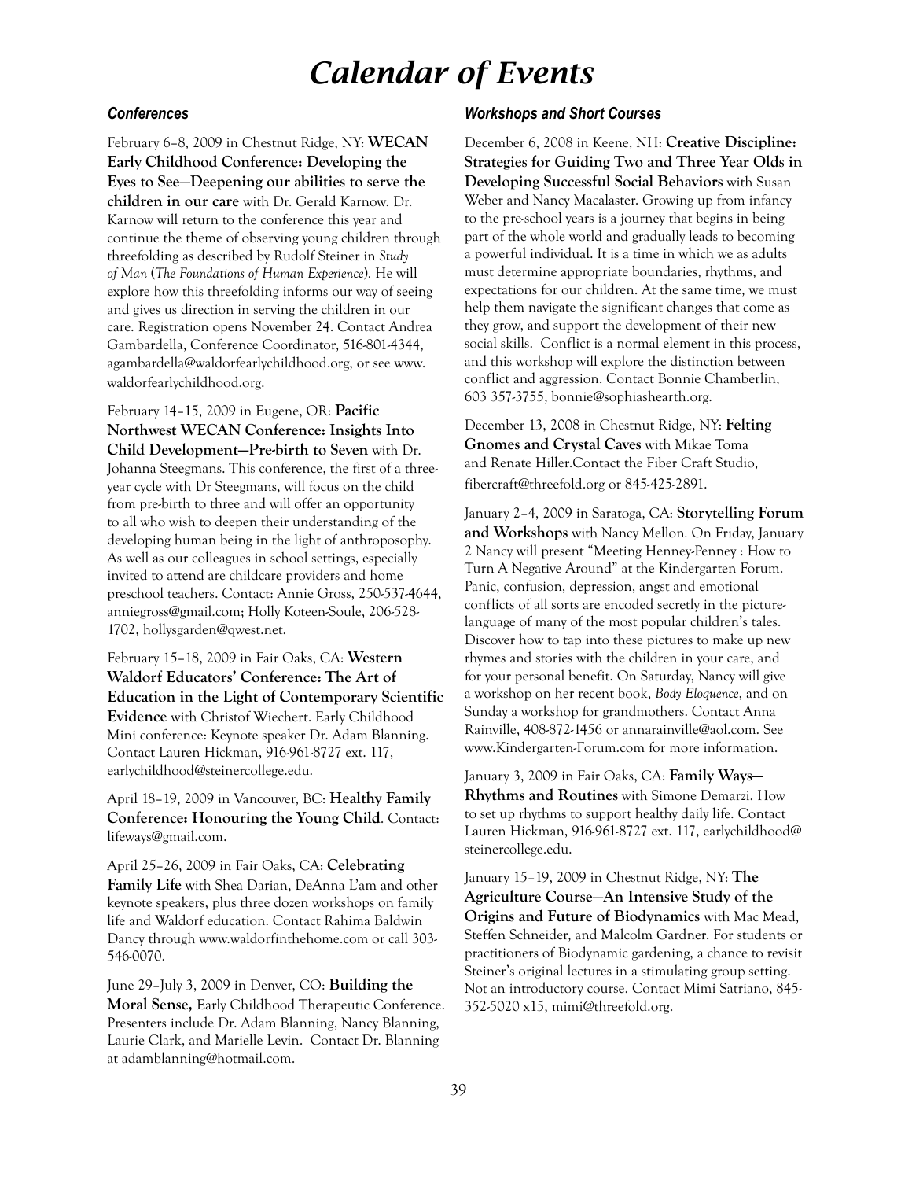# *Calendar of Events*

### *Conferences*

February 6–8, 2009 in Chestnut Ridge, NY: **WECAN Early Childhood Conference: Developing the Eyes to See—Deepening our abilities to serve the children in our care** with Dr. Gerald Karnow. Dr. Karnow will return to the conference this year and continue the theme of observing young children through threefolding as described by Rudolf Steiner in *Study of Man* (*The Foundations of Human Experience*). He will explore how this threefolding informs our way of seeing and gives us direction in serving the children in our care. Registration opens November 24. Contact Andrea Gambardella, Conference Coordinator, 516-801-4344, agambardella@waldorfearlychildhood.org, or see www.waldorfearlychildhood.org.

February 14–15, 2009 in Eugene, OR: **Pacific Northwest WECAN Conference: Insights Into Child Development—Pre-birth to Seven** with Dr. Johanna Steegmans. This conference, the first of a three-year cycle with Dr Steegmans, will focus on the child from pre-birth to three and will offer an opportunity to all who wish to deepen their understanding of the developing human being in the light of anthroposophy. As well as our colleagues in school settings, especially invited to attend are childcare providers and home preschool teachers. Contact: Annie Gross, 250-537-4644, anniegross@gmail.com; Holly Koteen-Soule, 206-528-1702, hollysgarden@qwest.net.

February 15–18, 2009 in Fair Oaks, CA: **Western Waldorf Educators' Conference: The Art of Education in the Light of Contemporary Scientific Evidence** with Christof Wiechert. Early Childhood Mini conference: Keynote speaker Dr. Adam Blanning. Contact Lauren Hickman, 916-961-8727 ext. 117, earlychildhood@steinercollege.edu.

April 18–19, 2009 in Vancouver, BC: **Healthy Family Conference: Honouring the Young Child**. Contact: lifeways@gmail.com.

April 25–26, 2009 in Fair Oaks, CA: **Celebrating Family Life** with Shea Darian, DeAnna L'am and other keynote speakers, plus three dozen workshops on family life and Waldorf education. Contact Rahima Baldwin Dancy through www.waldorfinthehome.com or call 303-546-0070.

June 29–July 3, 2009 in Denver, CO: **Building the Moral Sense,** Early Childhood Therapeutic Conference. Presenters include Dr. Adam Blanning, Nancy Blanning, Laurie Clark, and Marielle Levin. Contact Dr. Blanning at adamblanning@hotmail.com.

### *Workshops and Short Courses*

December 6, 2008 in Keene, NH: **Creative Discipline: Strategies for Guiding Two and Three Year Olds in Developing Successful Social Behaviors** with Susan Weber and Nancy Macalaster. Growing up from infancy to the pre-school years is a journey that begins in being part of the whole world and gradually leads to becoming a powerful individual. It is a time in which we as adults must determine appropriate boundaries, rhythms, and expectations for our children. At the same time, we must help them navigate the significant changes that come as they grow, and support the development of their new social skills. Conflict is a normal element in this process, and this workshop will explore the distinction between conflict and aggression. Contact Bonnie Chamberlin, 603 357-3755, bonnie@sophiashearth.org.

December 13, 2008 in Chestnut Ridge, NY: **Felting Gnomes and Crystal Caves** with Mikae Toma and Renate Hiller.Contact the Fiber Craft Studio, fibercraft@threefold.org or 845-425-2891.

January 2–4, 2009 in Saratoga, CA: **Storytelling Forum and Workshops** with Nancy Mellon. On Friday, January 2 Nancy will present "Meeting Henney-Penney : How to Turn A Negative Around" at the Kindergarten Forum. Panic, confusion, depression, angst and emotional conflicts of all sorts are encoded secretly in the picture-language of many of the most popular children's tales. Discover how to tap into these pictures to make up new rhymes and stories with the children in your care, and for your personal benefit. On Saturday, Nancy will give a workshop on her recent book, *Body Eloquence*, and on Sunday a workshop for grandmothers. Contact Anna Rainville, 408-872-1456 or annarainville@aol.com. See www.Kindergarten-Forum.com for more information.

January 3, 2009 in Fair Oaks, CA: **Family Ways—Rhythms and Routines** with Simone Demarzi. How to set up rhythms to support healthy daily life. Contact Lauren Hickman, 916-961-8727 ext. 117, earlychildhood@steinercollege.edu.

January 15–19, 2009 in Chestnut Ridge, NY: **The Agriculture Course—An Intensive Study of the Origins and Future of Biodynamics** with Mac Mead, Steffen Schneider, and Malcolm Gardner. For students or practitioners of Biodynamic gardening, a chance to revisit Steiner's original lectures in a stimulating group setting. Not an introductory course. Contact Mimi Satriano, 845-352-5020 x15, mimi@threefold.org.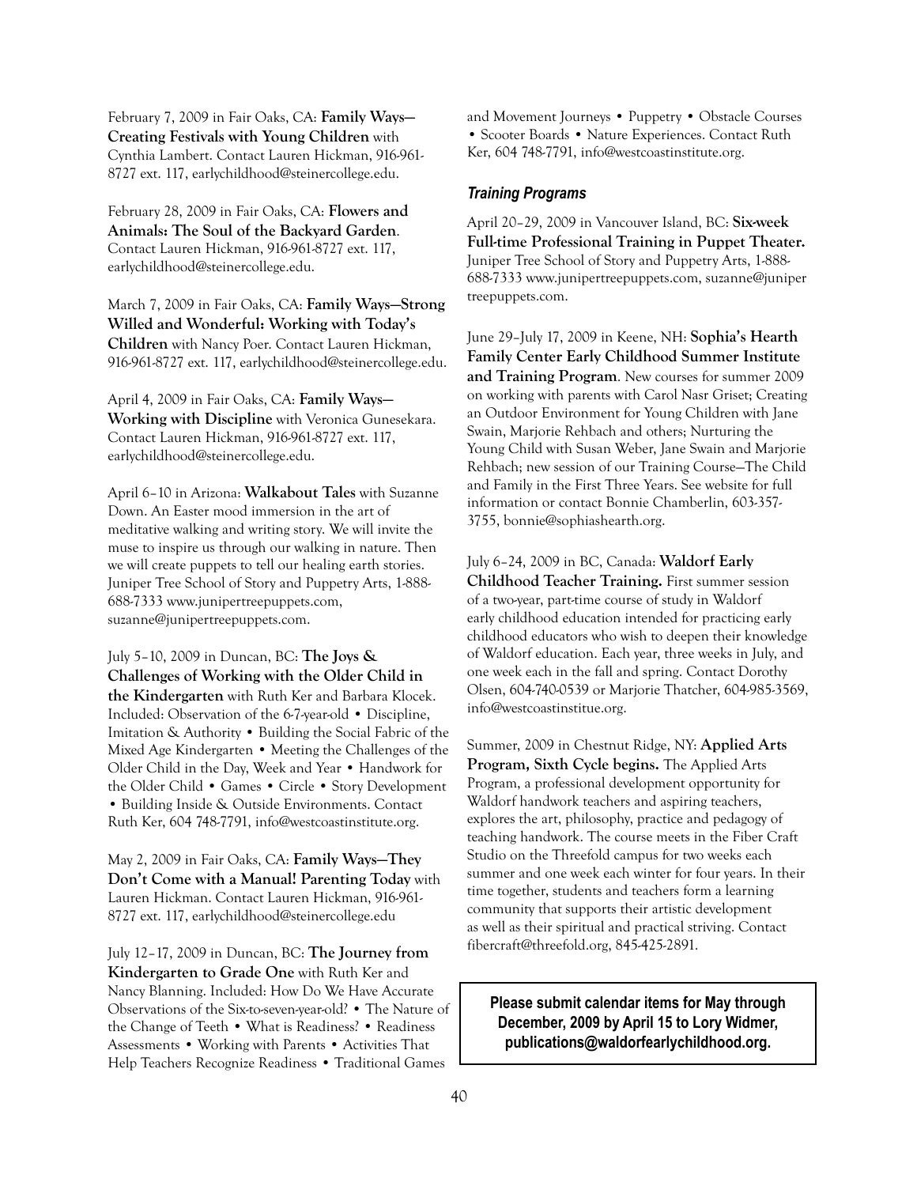February 7, 2009 in Fair Oaks, CA: **Family Ways—Creating Festivals with Young Children** with Cynthia Lambert. Contact Lauren Hickman, 916-961-8727 ext. 117, earlychildhood@steinercollege.edu.

February 28, 2009 in Fair Oaks, CA: **Flowers and Animals: The Soul of the Backyard Garden**. Contact Lauren Hickman, 916-961-8727 ext. 117, earlychildhood@steinercollege.edu.

March 7, 2009 in Fair Oaks, CA: **Family Ways—Strong Willed and Wonderful: Working with Today's Children** with Nancy Poer. Contact Lauren Hickman, 916-961-8727 ext. 117, earlychildhood@steinercollege.edu.

April 4, 2009 in Fair Oaks, CA: **Family Ways—Working with Discipline** with Veronica Gunesekara. Contact Lauren Hickman, 916-961-8727 ext. 117, earlychildhood@steinercollege.edu.

April 6–10 in Arizona: **Walkabout Tales** with Suzanne Down. An Easter mood immersion in the art of meditative walking and writing story. We will invite the muse to inspire us through our walking in nature. Then we will create puppets to tell our healing earth stories. Juniper Tree School of Story and Puppetry Arts, 1-888-688-7333 www.junipertreepuppets.com, suzanne@junipertreepuppets.com.

July 5–10, 2009 in Duncan, BC: **The Joys & Challenges of Working with the Older Child in the Kindergarten** with Ruth Ker and Barbara Klocek. Included: Observation of the 6-7-year-old • Discipline, Imitation & Authority • Building the Social Fabric of the Mixed Age Kindergarten • Meeting the Challenges of the Older Child in the Day, Week and Year • Handwork for the Older Child • Games • Circle • Story Development • Building Inside & Outside Environments. Contact Ruth Ker, 604 748-7791, info@westcoastinstitute.org.

May 2, 2009 in Fair Oaks, CA: **Family Ways—They Don't Come with a Manual! Parenting Today** with Lauren Hickman. Contact Lauren Hickman, 916-961-8727 ext. 117, earlychildhood@steinercollege.edu

July 12–17, 2009 in Duncan, BC: **The Journey from Kindergarten to Grade One** with Ruth Ker and Nancy Blanning. Included: How Do We Have Accurate Observations of the Six-to-seven-year-old? • The Nature of the Change of Teeth • What is Readiness? • Readiness Assessments • Working with Parents • Activities That Help Teachers Recognize Readiness • Traditional Games and Movement Journeys • Puppetry • Obstacle Courses • Scooter Boards • Nature Experiences. Contact Ruth Ker, 604 748-7791, info@westcoastinstitute.org.

### *Training Programs*

April 20–29, 2009 in Vancouver Island, BC: **Six-week Full-time Professional Training in Puppet Theater.** Juniper Tree School of Story and Puppetry Arts, 1-888-688-7333 www.junipertreepuppets.com, suzanne@junipertreepuppets.com.

June 29–July 17, 2009 in Keene, NH: **Sophia's Hearth Family Center Early Childhood Summer Institute and Training Program**. New courses for summer 2009 on working with parents with Carol Nasr Griset; Creating an Outdoor Environment for Young Children with Jane Swain, Marjorie Rehbach and others; Nurturing the Young Child with Susan Weber, Jane Swain and Marjorie Rehbach; new session of our Training Course—The Child and Family in the First Three Years. See website for full information or contact Bonnie Chamberlin, 603-357-3755, bonnie@sophiashearth.org.

July 6–24, 2009 in BC, Canada: **Waldorf Early Childhood Teacher Training.** First summer session of a two-year, part-time course of study in Waldorf early childhood education intended for practicing early childhood educators who wish to deepen their knowledge of Waldorf education. Each year, three weeks in July, and one week each in the fall and spring. Contact Dorothy Olsen, 604-740-0539 or Marjorie Thatcher, 604-985-3569, info@westcoastinstitue.org.

Summer, 2009 in Chestnut Ridge, NY: **Applied Arts Program, Sixth Cycle begins.** The Applied Arts Program, a professional development opportunity for Waldorf handwork teachers and aspiring teachers, explores the art, philosophy, practice and pedagogy of teaching handwork. The course meets in the Fiber Craft Studio on the Threefold campus for two weeks each summer and one week each winter for four years. In their time together, students and teachers form a learning community that supports their artistic development as well as their spiritual and practical striving. Contact fibercraft@threefold.org, 845-425-2891.

**Please submit calendar items for May through December, 2009 by April 15 to Lory Widmer, publications@waldorfearlychildhood.org.**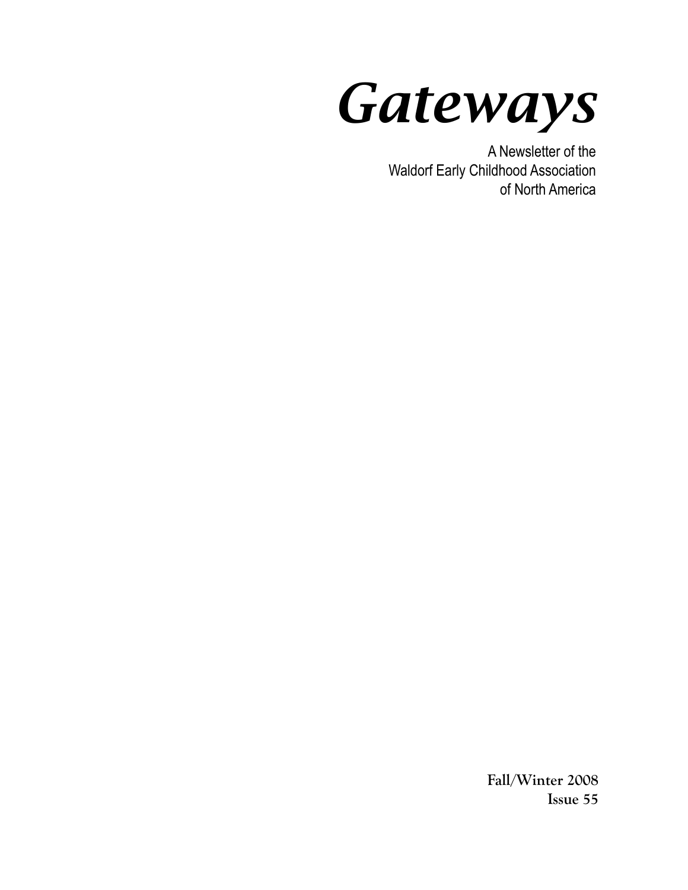# *Gateways*

A Newsletter of the
Waldorf Early Childhood Association
of North America

**Fall/Winter 2008**
**Issue 55**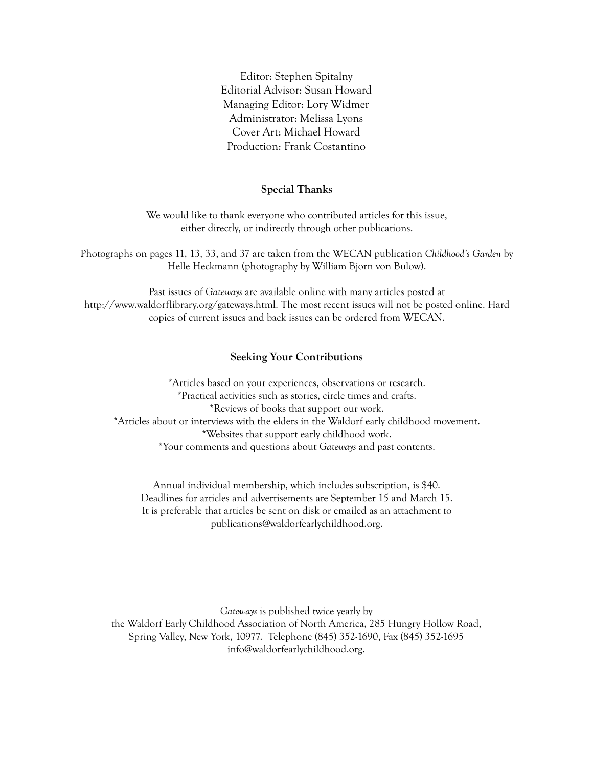Editor: Stephen Spitalny
Editorial Advisor: Susan Howard
Managing Editor: Lory Widmer
Administrator: Melissa Lyons
Cover Art: Michael Howard
Production: Frank Costantino

**Special Thanks**

We would like to thank everyone who contributed articles for this issue, either directly, or indirectly through other publications.

Photographs on pages 11, 13, 33, and 37 are taken from the WECAN publication *Childhood's Garden* by Helle Heckmann (photography by William Bjorn von Bulow).

Past issues of *Gateways* are available online with many articles posted at http://www.waldorflibrary.org/gateways.html. The most recent issues will not be posted online. Hard copies of current issues and back issues can be ordered from WECAN.

**Seeking Your Contributions**

*Articles based on your experiences, observations or research.
*Practical activities such as stories, circle times and crafts.
*Reviews of books that support our work.
*Articles about or interviews with the elders in the Waldorf early childhood movement.
*Websites that support early childhood work.
*Your comments and questions about *Gateways* and past contents.

Annual individual membership, which includes subscription, is $40.
Deadlines for articles and advertisements are September 15 and March 15.
It is preferable that articles be sent on disk or emailed as an attachment to publications@waldorfearlychildhood.org.

*Gateways* is published twice yearly by the Waldorf Early Childhood Association of North America, 285 Hungry Hollow Road, Spring Valley, New York, 10977. Telephone (845) 352-1690, Fax (845) 352-1695 info@waldorfearlychildhood.org.